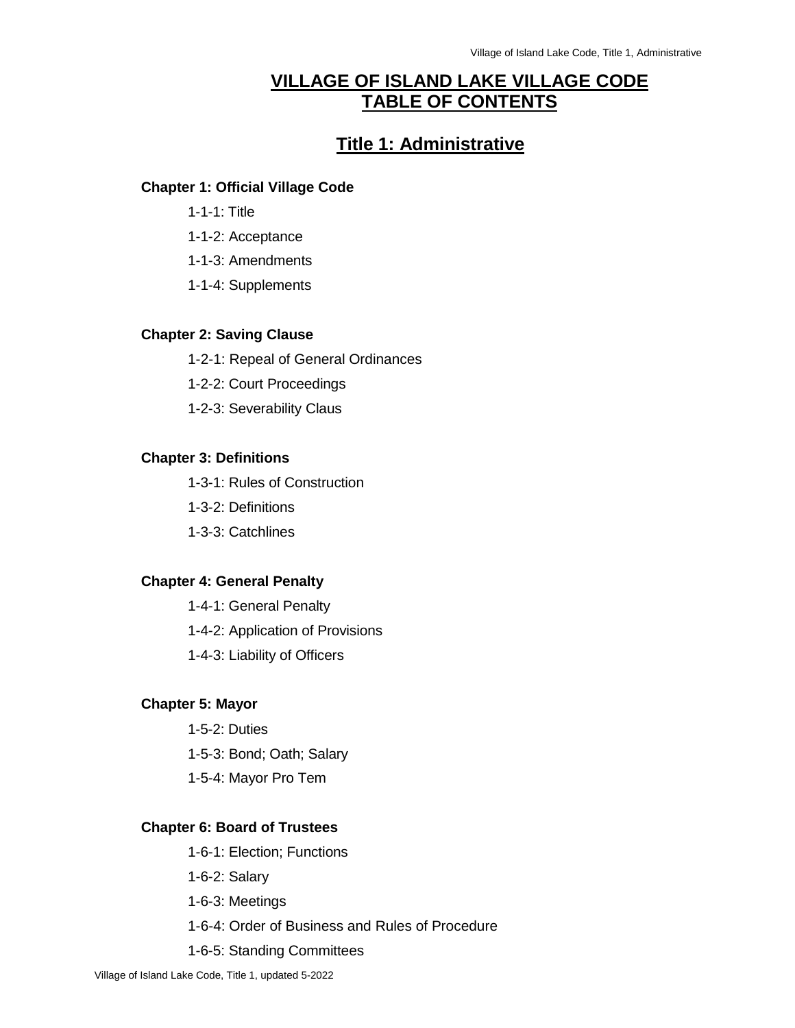# VILLAGE OF ISLAND LAKE VILLAGE CODE TABLE OF CONTENTS

## Title 1: Administrative

**Chapter 1: Official Village Code**

1-1-1: Title

1-1-2: Acceptance

1-1-3: Amendments

1-1-4: Supplements

**Chapter 2: Saving Clause**

1-2-1: Repeal of General Ordinances

1-2-2: Court Proceedings

1-2-3: Severability Claus

**Chapter 3: Definitions**

1-3-1: Rules of Construction

1-3-2: Definitions

1-3-3: Catchlines

**Chapter 4: General Penalty**

1-4-1: General Penalty

1-4-2: Application of Provisions

1-4-3: Liability of Officers

**Chapter 5: Mayor**

1-5-2: Duties

1-5-3: Bond; Oath; Salary

1-5-4: Mayor Pro Tem

**Chapter 6: Board of Trustees**

1-6-1: Election; Functions

1-6-2: Salary

1-6-3: Meetings

1-6-4: Order of Business and Rules of Procedure

1-6-5: Standing Committees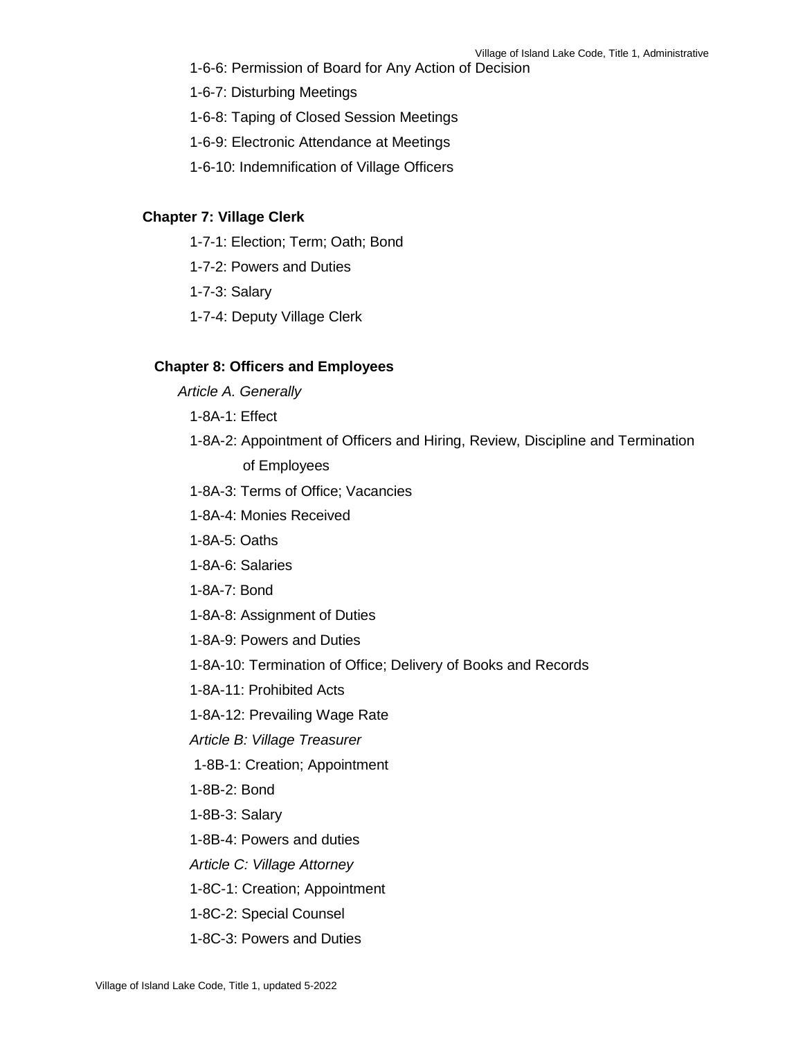1-6-6: Permission of Board for Any Action of Decision

1-6-7: Disturbing Meetings

1-6-8: Taping of Closed Session Meetings

1-6-9: Electronic Attendance at Meetings

1-6-10: Indemnification of Village Officers

**Chapter 7: Village Clerk**

1-7-1: Election; Term; Oath; Bond

1-7-2: Powers and Duties

1-7-3: Salary

1-7-4: Deputy Village Clerk

**Chapter 8: Officers and Employees**

*Article A. Generally*

1-8A-1: Effect

1-8A-2: Appointment of Officers and Hiring, Review, Discipline and Termination of Employees

1-8A-3: Terms of Office; Vacancies

1-8A-4: Monies Received

1-8A-5: Oaths

1-8A-6: Salaries

1-8A-7: Bond

1-8A-8: Assignment of Duties

1-8A-9: Powers and Duties

1-8A-10: Termination of Office; Delivery of Books and Records

1-8A-11: Prohibited Acts

1-8A-12: Prevailing Wage Rate

*Article B: Village Treasurer*

1-8B-1: Creation; Appointment

1-8B-2: Bond

1-8B-3: Salary

1-8B-4: Powers and duties

*Article C: Village Attorney*

1-8C-1: Creation; Appointment

1-8C-2: Special Counsel

1-8C-3: Powers and Duties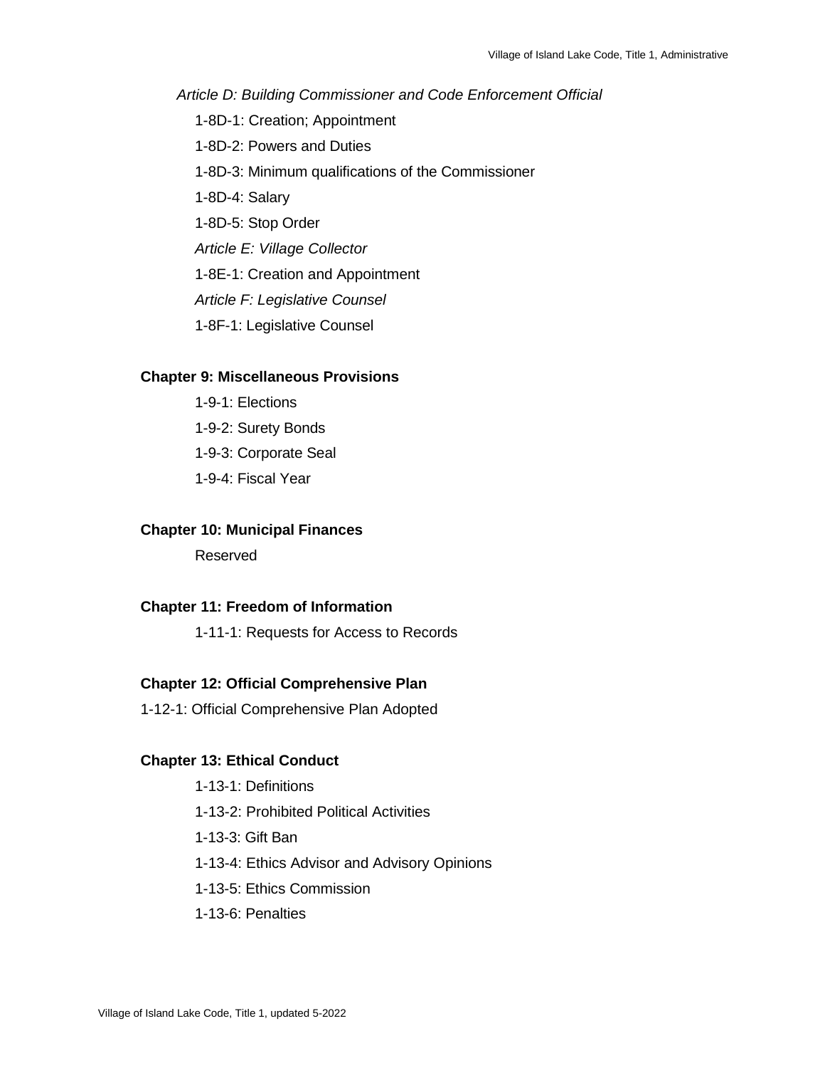*Article D: Building Commissioner and Code Enforcement Official*

1-8D-1: Creation; Appointment

1-8D-2: Powers and Duties

1-8D-3: Minimum qualifications of the Commissioner

1-8D-4: Salary

1-8D-5: Stop Order

*Article E: Village Collector*

1-8E-1: Creation and Appointment

*Article F: Legislative Counsel*

1-8F-1: Legislative Counsel

**Chapter 9: Miscellaneous Provisions**

1-9-1: Elections

1-9-2: Surety Bonds

1-9-3: Corporate Seal

1-9-4: Fiscal Year

**Chapter 10: Municipal Finances**

Reserved

**Chapter 11: Freedom of Information**

1-11-1: Requests for Access to Records

**Chapter 12: Official Comprehensive Plan**

1-12-1: Official Comprehensive Plan Adopted

**Chapter 13: Ethical Conduct**

1-13-1: Definitions

1-13-2: Prohibited Political Activities

1-13-3: Gift Ban

1-13-4: Ethics Advisor and Advisory Opinions

1-13-5: Ethics Commission

1-13-6: Penalties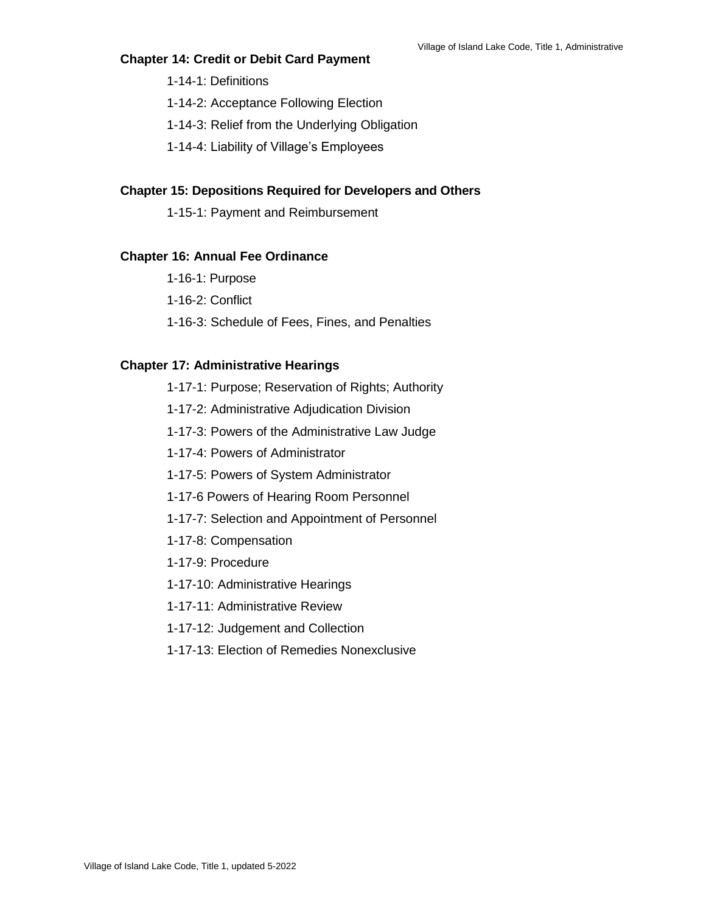**Chapter 14: Credit or Debit Card Payment**

1-14-1: Definitions

1-14-2: Acceptance Following Election

1-14-3: Relief from the Underlying Obligation

1-14-4: Liability of Village's Employees

**Chapter 15: Depositions Required for Developers and Others**

1-15-1: Payment and Reimbursement

**Chapter 16: Annual Fee Ordinance**

1-16-1: Purpose

1-16-2: Conflict

1-16-3: Schedule of Fees, Fines, and Penalties

**Chapter 17: Administrative Hearings**

1-17-1: Purpose; Reservation of Rights; Authority

1-17-2: Administrative Adjudication Division

1-17-3: Powers of the Administrative Law Judge

1-17-4: Powers of Administrator

1-17-5: Powers of System Administrator

1-17-6 Powers of Hearing Room Personnel

1-17-7: Selection and Appointment of Personnel

1-17-8: Compensation

1-17-9: Procedure

1-17-10: Administrative Hearings

1-17-11: Administrative Review

1-17-12: Judgement and Collection

1-17-13: Election of Remedies Nonexclusive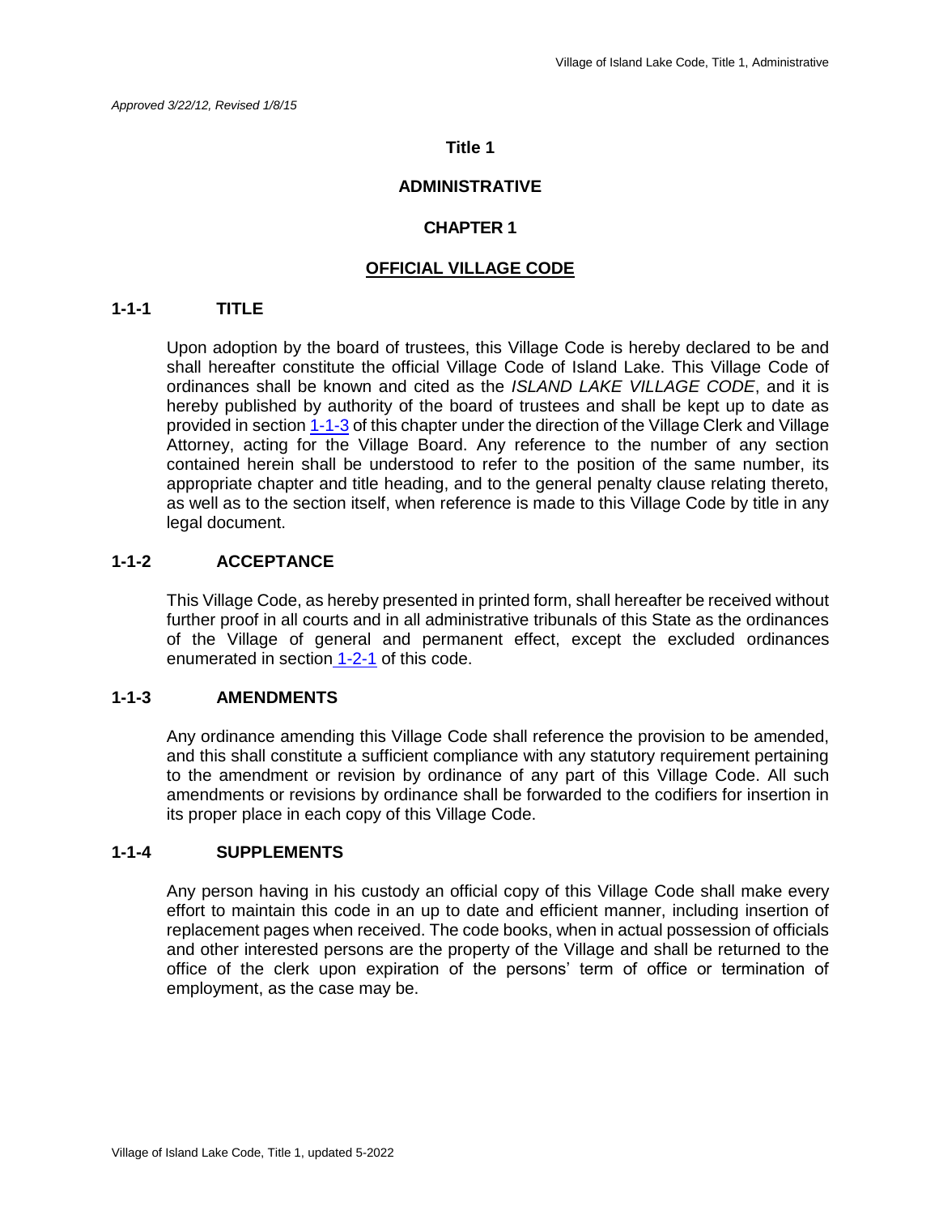*Approved 3/22/12, Revised 1/8/15*

# Title 1

# ADMINISTRATIVE

## CHAPTER 1

## OFFICIAL VILLAGE CODE

### 1-1-1 TITLE

Upon adoption by the board of trustees, this Village Code is hereby declared to be and shall hereafter constitute the official Village Code of Island Lake. This Village Code of ordinances shall be known and cited as the *ISLAND LAKE VILLAGE CODE*, and it is hereby published by authority of the board of trustees and shall be kept up to date as provided in section 1-1-3 of this chapter under the direction of the Village Clerk and Village Attorney, acting for the Village Board. Any reference to the number of any section contained herein shall be understood to refer to the position of the same number, its appropriate chapter and title heading, and to the general penalty clause relating thereto, as well as to the section itself, when reference is made to this Village Code by title in any legal document.

### 1-1-2 ACCEPTANCE

This Village Code, as hereby presented in printed form, shall hereafter be received without further proof in all courts and in all administrative tribunals of this State as the ordinances of the Village of general and permanent effect, except the excluded ordinances enumerated in section 1-2-1 of this code.

### 1-1-3 AMENDMENTS

Any ordinance amending this Village Code shall reference the provision to be amended, and this shall constitute a sufficient compliance with any statutory requirement pertaining to the amendment or revision by ordinance of any part of this Village Code. All such amendments or revisions by ordinance shall be forwarded to the codifiers for insertion in its proper place in each copy of this Village Code.

### 1-1-4 SUPPLEMENTS

Any person having in his custody an official copy of this Village Code shall make every effort to maintain this code in an up to date and efficient manner, including insertion of replacement pages when received. The code books, when in actual possession of officials and other interested persons are the property of the Village and shall be returned to the office of the clerk upon expiration of the persons' term of office or termination of employment, as the case may be.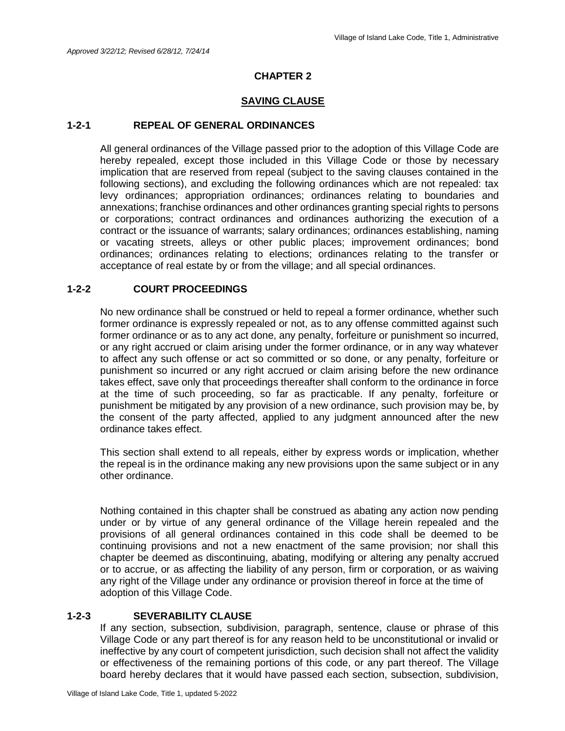*Approved 3/22/12; Revised 6/28/12, 7/24/14*

## CHAPTER 2

## SAVING CLAUSE

### 1-2-1 REPEAL OF GENERAL ORDINANCES

All general ordinances of the Village passed prior to the adoption of this Village Code are hereby repealed, except those included in this Village Code or those by necessary implication that are reserved from repeal (subject to the saving clauses contained in the following sections), and excluding the following ordinances which are not repealed: tax levy ordinances; appropriation ordinances; ordinances relating to boundaries and annexations; franchise ordinances and other ordinances granting special rights to persons or corporations; contract ordinances and ordinances authorizing the execution of a contract or the issuance of warrants; salary ordinances; ordinances establishing, naming or vacating streets, alleys or other public places; improvement ordinances; bond ordinances; ordinances relating to elections; ordinances relating to the transfer or acceptance of real estate by or from the village; and all special ordinances.

### 1-2-2 COURT PROCEEDINGS

No new ordinance shall be construed or held to repeal a former ordinance, whether such former ordinance is expressly repealed or not, as to any offense committed against such former ordinance or as to any act done, any penalty, forfeiture or punishment so incurred, or any right accrued or claim arising under the former ordinance, or in any way whatever to affect any such offense or act so committed or so done, or any penalty, forfeiture or punishment so incurred or any right accrued or claim arising before the new ordinance takes effect, save only that proceedings thereafter shall conform to the ordinance in force at the time of such proceeding, so far as practicable. If any penalty, forfeiture or punishment be mitigated by any provision of a new ordinance, such provision may be, by the consent of the party affected, applied to any judgment announced after the new ordinance takes effect.

This section shall extend to all repeals, either by express words or implication, whether the repeal is in the ordinance making any new provisions upon the same subject or in any other ordinance.

Nothing contained in this chapter shall be construed as abating any action now pending under or by virtue of any general ordinance of the Village herein repealed and the provisions of all general ordinances contained in this code shall be deemed to be continuing provisions and not a new enactment of the same provision; nor shall this chapter be deemed as discontinuing, abating, modifying or altering any penalty accrued or to accrue, or as affecting the liability of any person, firm or corporation, or as waiving any right of the Village under any ordinance or provision thereof in force at the time of adoption of this Village Code.

### 1-2-3 SEVERABILITY CLAUSE

If any section, subsection, subdivision, paragraph, sentence, clause or phrase of this Village Code or any part thereof is for any reason held to be unconstitutional or invalid or ineffective by any court of competent jurisdiction, such decision shall not affect the validity or effectiveness of the remaining portions of this code, or any part thereof. The Village board hereby declares that it would have passed each section, subsection, subdivision,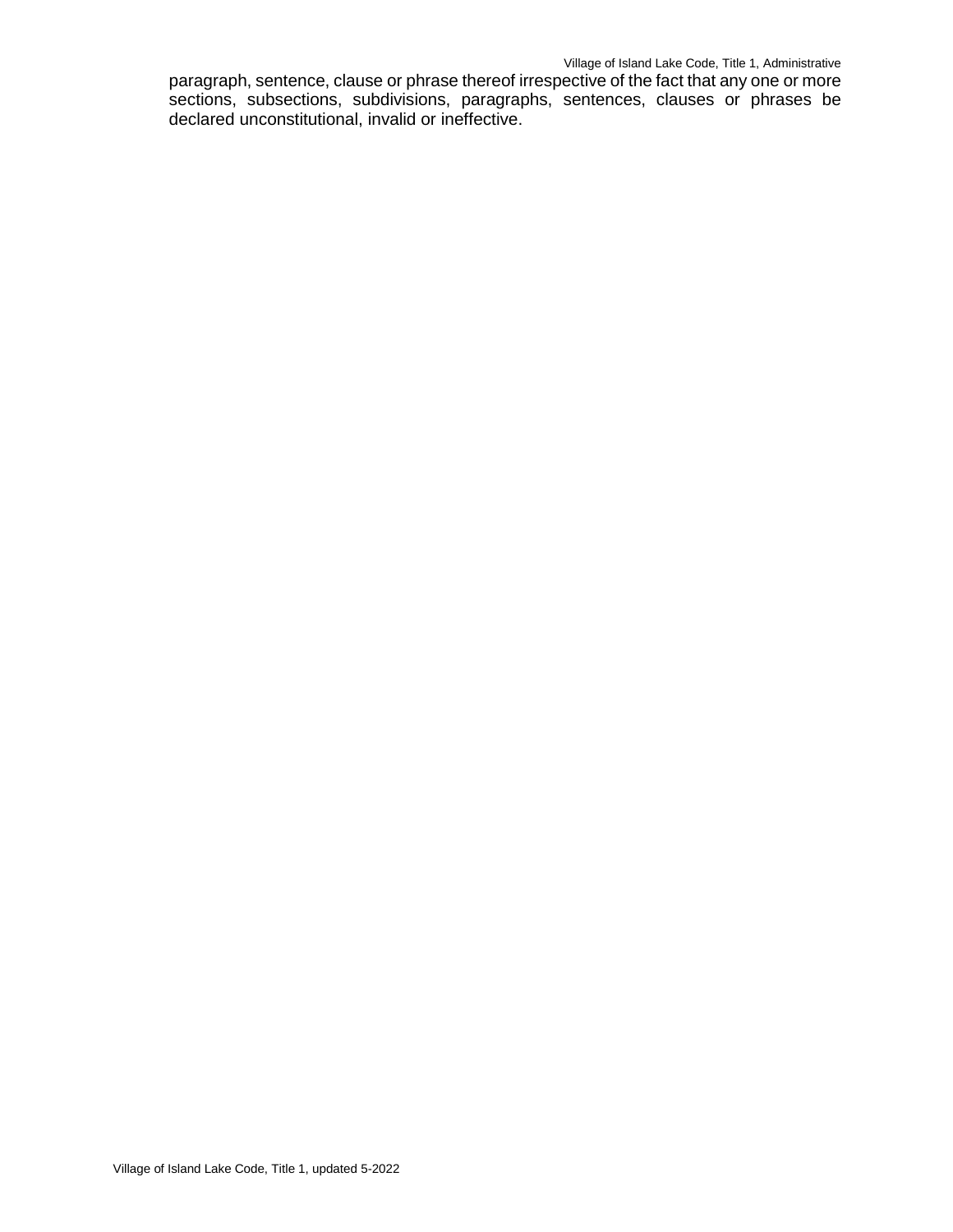paragraph, sentence, clause or phrase thereof irrespective of the fact that any one or more sections, subsections, subdivisions, paragraphs, sentences, clauses or phrases be declared unconstitutional, invalid or ineffective.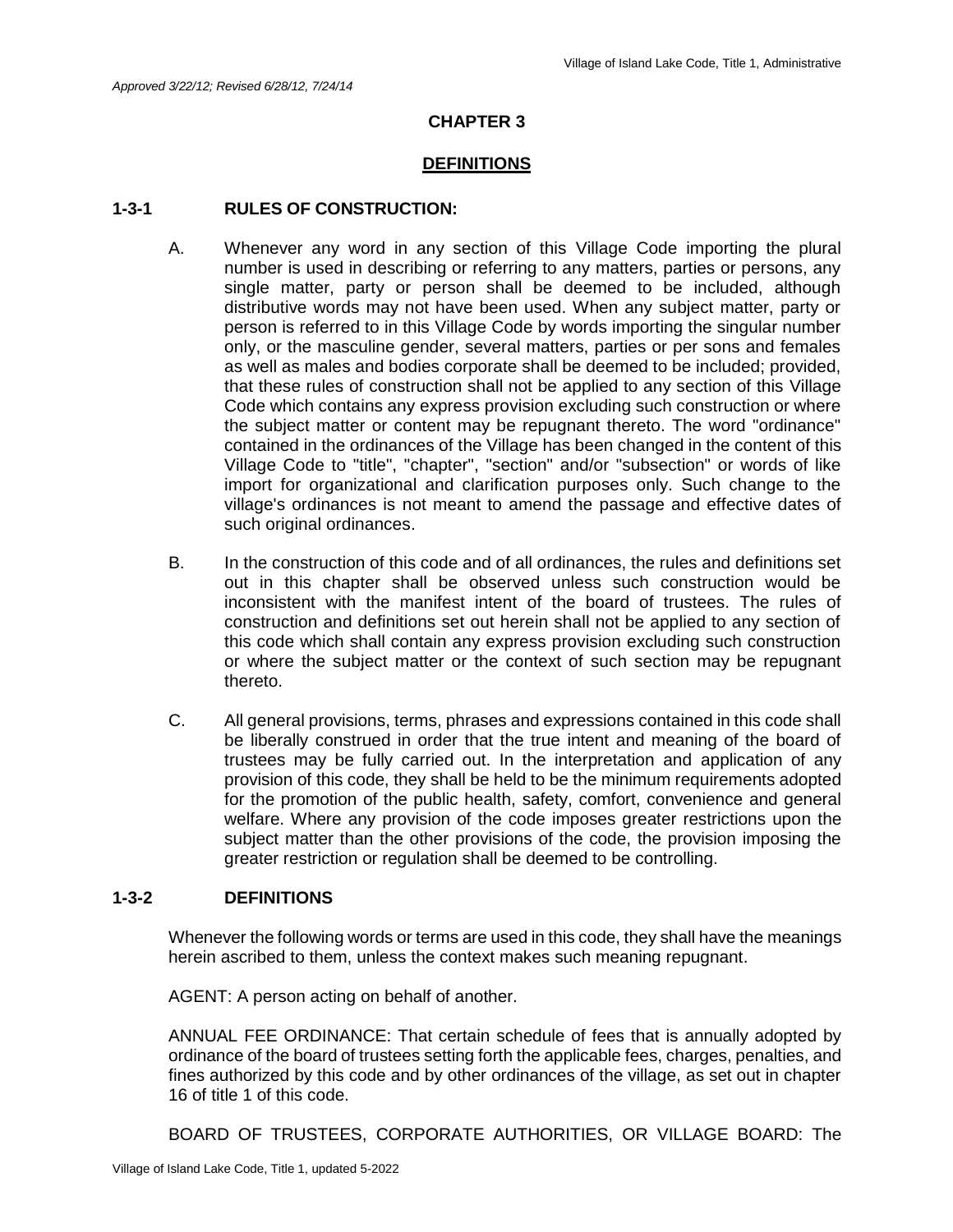*Approved 3/22/12; Revised 6/28/12, 7/24/14*

# CHAPTER 3

## DEFINITIONS

### 1-3-1 RULES OF CONSTRUCTION:

A. Whenever any word in any section of this Village Code importing the plural number is used in describing or referring to any matters, parties or persons, any single matter, party or person shall be deemed to be included, although distributive words may not have been used. When any subject matter, party or person is referred to in this Village Code by words importing the singular number only, or the masculine gender, several matters, parties or per sons and females as well as males and bodies corporate shall be deemed to be included; provided, that these rules of construction shall not be applied to any section of this Village Code which contains any express provision excluding such construction or where the subject matter or content may be repugnant thereto. The word "ordinance" contained in the ordinances of the Village has been changed in the content of this Village Code to "title", "chapter", "section" and/or "subsection" or words of like import for organizational and clarification purposes only. Such change to the village's ordinances is not meant to amend the passage and effective dates of such original ordinances.

B. In the construction of this code and of all ordinances, the rules and definitions set out in this chapter shall be observed unless such construction would be inconsistent with the manifest intent of the board of trustees. The rules of construction and definitions set out herein shall not be applied to any section of this code which shall contain any express provision excluding such construction or where the subject matter or the context of such section may be repugnant thereto.

C. All general provisions, terms, phrases and expressions contained in this code shall be liberally construed in order that the true intent and meaning of the board of trustees may be fully carried out. In the interpretation and application of any provision of this code, they shall be held to be the minimum requirements adopted for the promotion of the public health, safety, comfort, convenience and general welfare. Where any provision of the code imposes greater restrictions upon the subject matter than the other provisions of the code, the provision imposing the greater restriction or regulation shall be deemed to be controlling.

### 1-3-2 DEFINITIONS

Whenever the following words or terms are used in this code, they shall have the meanings herein ascribed to them, unless the context makes such meaning repugnant.

AGENT: A person acting on behalf of another.

ANNUAL FEE ORDINANCE: That certain schedule of fees that is annually adopted by ordinance of the board of trustees setting forth the applicable fees, charges, penalties, and fines authorized by this code and by other ordinances of the village, as set out in chapter 16 of title 1 of this code.

BOARD OF TRUSTEES, CORPORATE AUTHORITIES, OR VILLAGE BOARD: The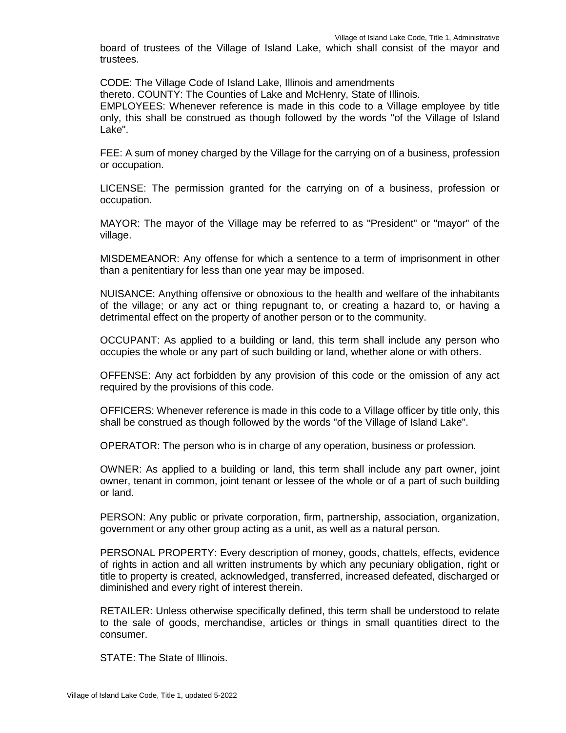board of trustees of the Village of Island Lake, which shall consist of the mayor and trustees.

CODE: The Village Code of Island Lake, Illinois and amendments thereto. COUNTY: The Counties of Lake and McHenry, State of Illinois.

EMPLOYEES: Whenever reference is made in this code to a Village employee by title only, this shall be construed as though followed by the words "of the Village of Island Lake".

FEE: A sum of money charged by the Village for the carrying on of a business, profession or occupation.

LICENSE: The permission granted for the carrying on of a business, profession or occupation.

MAYOR: The mayor of the Village may be referred to as "President" or "mayor" of the village.

MISDEMEANOR: Any offense for which a sentence to a term of imprisonment in other than a penitentiary for less than one year may be imposed.

NUISANCE: Anything offensive or obnoxious to the health and welfare of the inhabitants of the village; or any act or thing repugnant to, or creating a hazard to, or having a detrimental effect on the property of another person or to the community.

OCCUPANT: As applied to a building or land, this term shall include any person who occupies the whole or any part of such building or land, whether alone or with others.

OFFENSE: Any act forbidden by any provision of this code or the omission of any act required by the provisions of this code.

OFFICERS: Whenever reference is made in this code to a Village officer by title only, this shall be construed as though followed by the words "of the Village of Island Lake".

OPERATOR: The person who is in charge of any operation, business or profession.

OWNER: As applied to a building or land, this term shall include any part owner, joint owner, tenant in common, joint tenant or lessee of the whole or of a part of such building or land.

PERSON: Any public or private corporation, firm, partnership, association, organization, government or any other group acting as a unit, as well as a natural person.

PERSONAL PROPERTY: Every description of money, goods, chattels, effects, evidence of rights in action and all written instruments by which any pecuniary obligation, right or title to property is created, acknowledged, transferred, increased defeated, discharged or diminished and every right of interest therein.

RETAILER: Unless otherwise specifically defined, this term shall be understood to relate to the sale of goods, merchandise, articles or things in small quantities direct to the consumer.

STATE: The State of Illinois.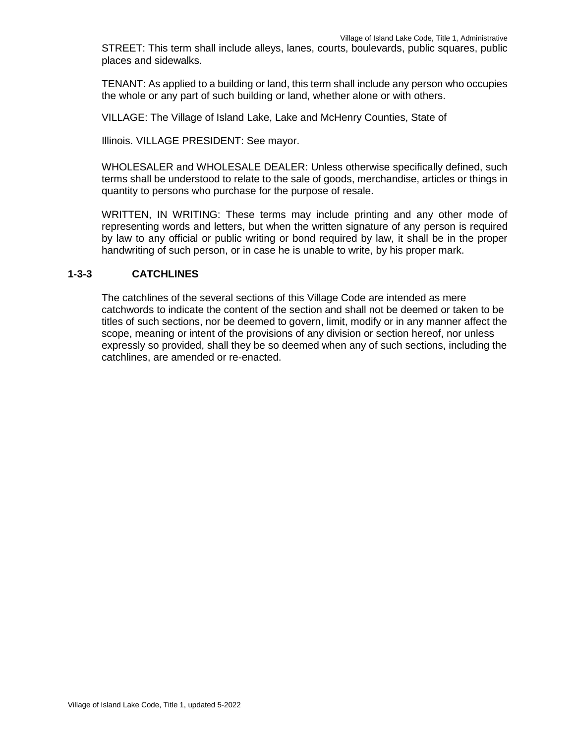STREET: This term shall include alleys, lanes, courts, boulevards, public squares, public places and sidewalks.

TENANT: As applied to a building or land, this term shall include any person who occupies the whole or any part of such building or land, whether alone or with others.

VILLAGE: The Village of Island Lake, Lake and McHenry Counties, State of

Illinois. VILLAGE PRESIDENT: See mayor.

WHOLESALER and WHOLESALE DEALER: Unless otherwise specifically defined, such terms shall be understood to relate to the sale of goods, merchandise, articles or things in quantity to persons who purchase for the purpose of resale.

WRITTEN, IN WRITING: These terms may include printing and any other mode of representing words and letters, but when the written signature of any person is required by law to any official or public writing or bond required by law, it shall be in the proper handwriting of such person, or in case he is unable to write, by his proper mark.

## 1-3-3 CATCHLINES

The catchlines of the several sections of this Village Code are intended as mere catchwords to indicate the content of the section and shall not be deemed or taken to be titles of such sections, nor be deemed to govern, limit, modify or in any manner affect the scope, meaning or intent of the provisions of any division or section hereof, nor unless expressly so provided, shall they be so deemed when any of such sections, including the catchlines, are amended or re-enacted.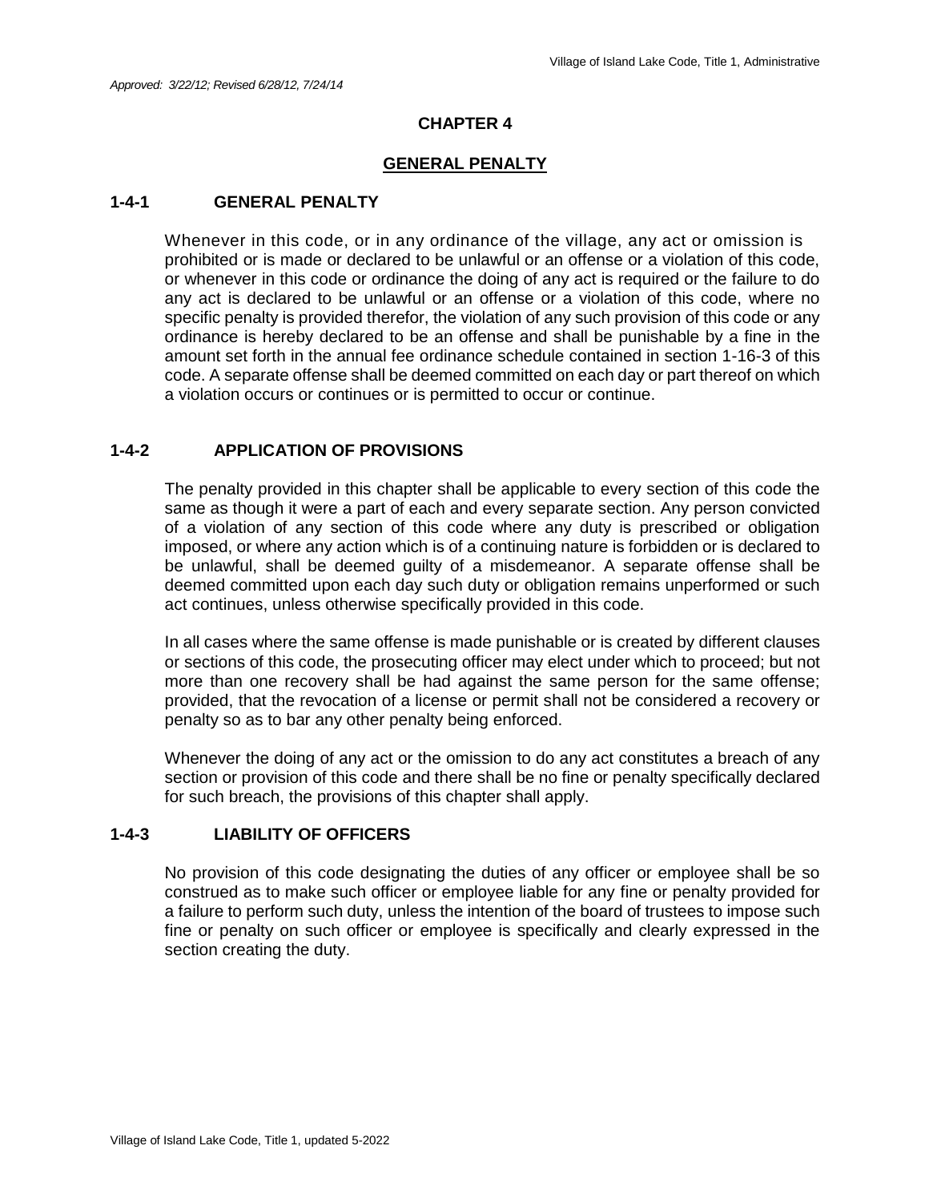*Approved: 3/22/12; Revised 6/28/12, 7/24/14*

# CHAPTER 4

## GENERAL PENALTY

### 1-4-1 GENERAL PENALTY

Whenever in this code, or in any ordinance of the village, any act or omission is prohibited or is made or declared to be unlawful or an offense or a violation of this code, or whenever in this code or ordinance the doing of any act is required or the failure to do any act is declared to be unlawful or an offense or a violation of this code, where no specific penalty is provided therefor, the violation of any such provision of this code or any ordinance is hereby declared to be an offense and shall be punishable by a fine in the amount set forth in the annual fee ordinance schedule contained in section 1-16-3 of this code. A separate offense shall be deemed committed on each day or part thereof on which a violation occurs or continues or is permitted to occur or continue.

### 1-4-2 APPLICATION OF PROVISIONS

The penalty provided in this chapter shall be applicable to every section of this code the same as though it were a part of each and every separate section. Any person convicted of a violation of any section of this code where any duty is prescribed or obligation imposed, or where any action which is of a continuing nature is forbidden or is declared to be unlawful, shall be deemed guilty of a misdemeanor. A separate offense shall be deemed committed upon each day such duty or obligation remains unperformed or such act continues, unless otherwise specifically provided in this code.

In all cases where the same offense is made punishable or is created by different clauses or sections of this code, the prosecuting officer may elect under which to proceed; but not more than one recovery shall be had against the same person for the same offense; provided, that the revocation of a license or permit shall not be considered a recovery or penalty so as to bar any other penalty being enforced.

Whenever the doing of any act or the omission to do any act constitutes a breach of any section or provision of this code and there shall be no fine or penalty specifically declared for such breach, the provisions of this chapter shall apply.

### 1-4-3 LIABILITY OF OFFICERS

No provision of this code designating the duties of any officer or employee shall be so construed as to make such officer or employee liable for any fine or penalty provided for a failure to perform such duty, unless the intention of the board of trustees to impose such fine or penalty on such officer or employee is specifically and clearly expressed in the section creating the duty.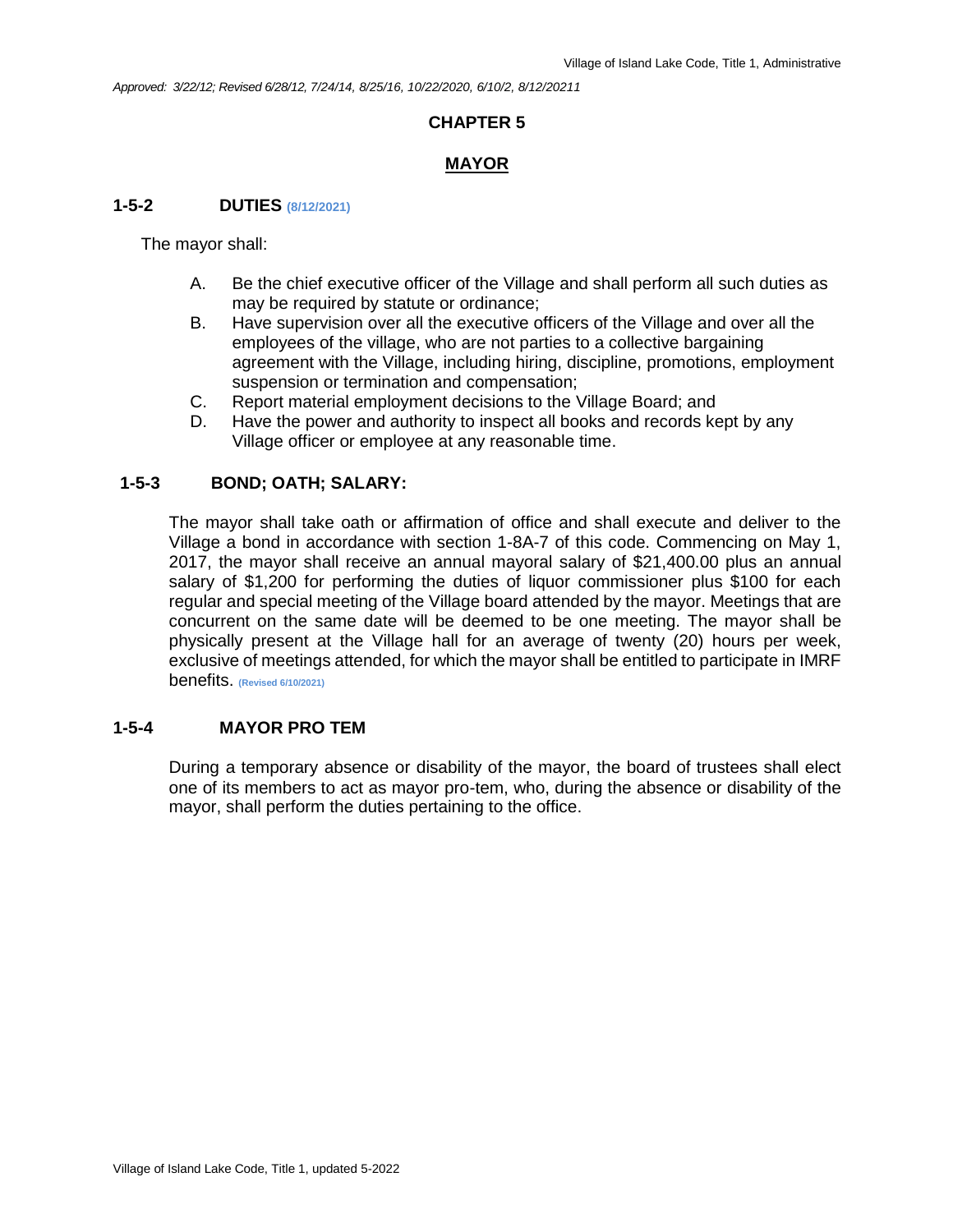*Approved: 3/22/12; Revised 6/28/12, 7/24/14, 8/25/16, 10/22/2020, 6/10/2, 8/12/20211*

# CHAPTER 5

## MAYOR

### 1-5-2 DUTIES (8/12/2021)

The mayor shall:

A. Be the chief executive officer of the Village and shall perform all such duties as may be required by statute or ordinance;
B. Have supervision over all the executive officers of the Village and over all the employees of the village, who are not parties to a collective bargaining agreement with the Village, including hiring, discipline, promotions, employment suspension or termination and compensation;
C. Report material employment decisions to the Village Board; and
D. Have the power and authority to inspect all books and records kept by any Village officer or employee at any reasonable time.

### 1-5-3 BOND; OATH; SALARY:

The mayor shall take oath or affirmation of office and shall execute and deliver to the Village a bond in accordance with section 1-8A-7 of this code. Commencing on May 1, 2017, the mayor shall receive an annual mayoral salary of $21,400.00 plus an annual salary of $1,200 for performing the duties of liquor commissioner plus $100 for each regular and special meeting of the Village board attended by the mayor. Meetings that are concurrent on the same date will be deemed to be one meeting. The mayor shall be physically present at the Village hall for an average of twenty (20) hours per week, exclusive of meetings attended, for which the mayor shall be entitled to participate in IMRF benefits. (Revised 6/10/2021)

### 1-5-4 MAYOR PRO TEM

During a temporary absence or disability of the mayor, the board of trustees shall elect one of its members to act as mayor pro-tem, who, during the absence or disability of the mayor, shall perform the duties pertaining to the office.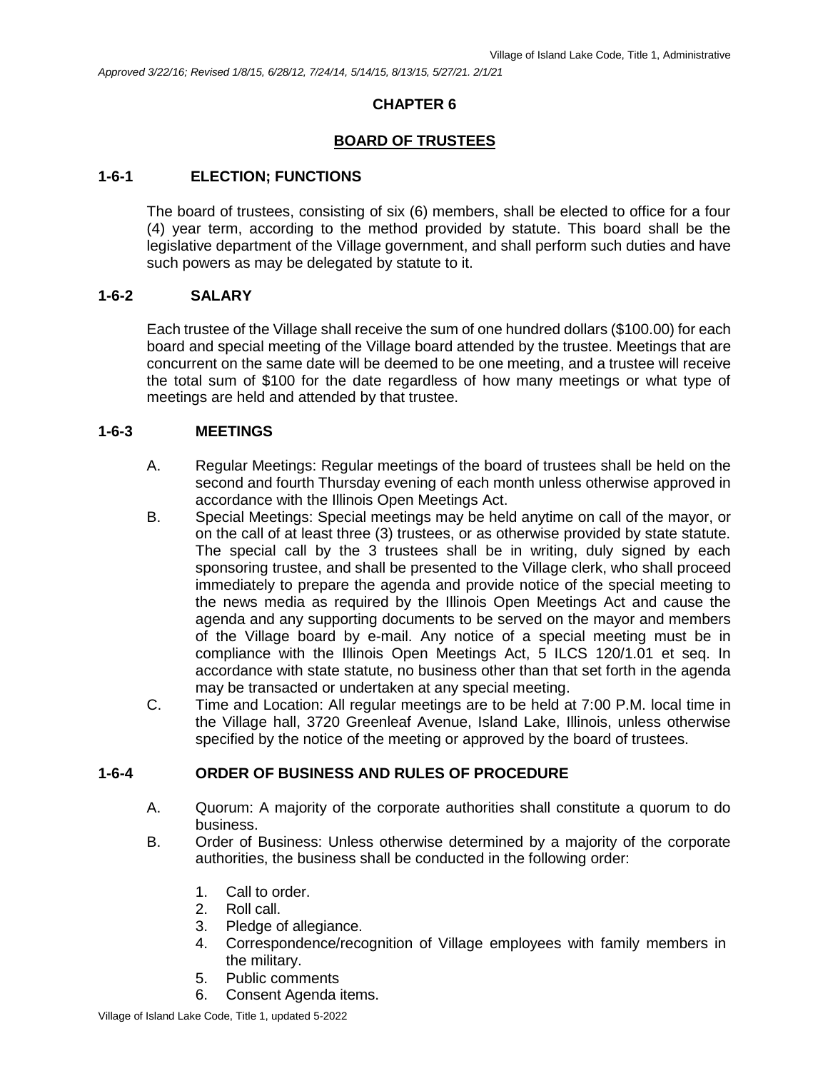*Approved 3/22/16; Revised 1/8/15, 6/28/12, 7/24/14, 5/14/15, 8/13/15, 5/27/21. 2/1/21*

## CHAPTER 6

## BOARD OF TRUSTEES

### 1-6-1 ELECTION; FUNCTIONS

The board of trustees, consisting of six (6) members, shall be elected to office for a four (4) year term, according to the method provided by statute. This board shall be the legislative department of the Village government, and shall perform such duties and have such powers as may be delegated by statute to it.

### 1-6-2 SALARY

Each trustee of the Village shall receive the sum of one hundred dollars ($100.00) for each board and special meeting of the Village board attended by the trustee. Meetings that are concurrent on the same date will be deemed to be one meeting, and a trustee will receive the total sum of $100 for the date regardless of how many meetings or what type of meetings are held and attended by that trustee.

### 1-6-3 MEETINGS

A. Regular Meetings: Regular meetings of the board of trustees shall be held on the second and fourth Thursday evening of each month unless otherwise approved in accordance with the Illinois Open Meetings Act.

B. Special Meetings: Special meetings may be held anytime on call of the mayor, or on the call of at least three (3) trustees, or as otherwise provided by state statute. The special call by the 3 trustees shall be in writing, duly signed by each sponsoring trustee, and shall be presented to the Village clerk, who shall proceed immediately to prepare the agenda and provide notice of the special meeting to the news media as required by the Illinois Open Meetings Act and cause the agenda and any supporting documents to be served on the mayor and members of the Village board by e-mail. Any notice of a special meeting must be in compliance with the Illinois Open Meetings Act, 5 ILCS 120/1.01 et seq. In accordance with state statute, no business other than that set forth in the agenda may be transacted or undertaken at any special meeting.

C. Time and Location: All regular meetings are to be held at 7:00 P.M. local time in the Village hall, 3720 Greenleaf Avenue, Island Lake, Illinois, unless otherwise specified by the notice of the meeting or approved by the board of trustees.

### 1-6-4 ORDER OF BUSINESS AND RULES OF PROCEDURE

A. Quorum: A majority of the corporate authorities shall constitute a quorum to do business.

B. Order of Business: Unless otherwise determined by a majority of the corporate authorities, the business shall be conducted in the following order:

1. Call to order.
2. Roll call.
3. Pledge of allegiance.
4. Correspondence/recognition of Village employees with family members in the military.
5. Public comments
6. Consent Agenda items.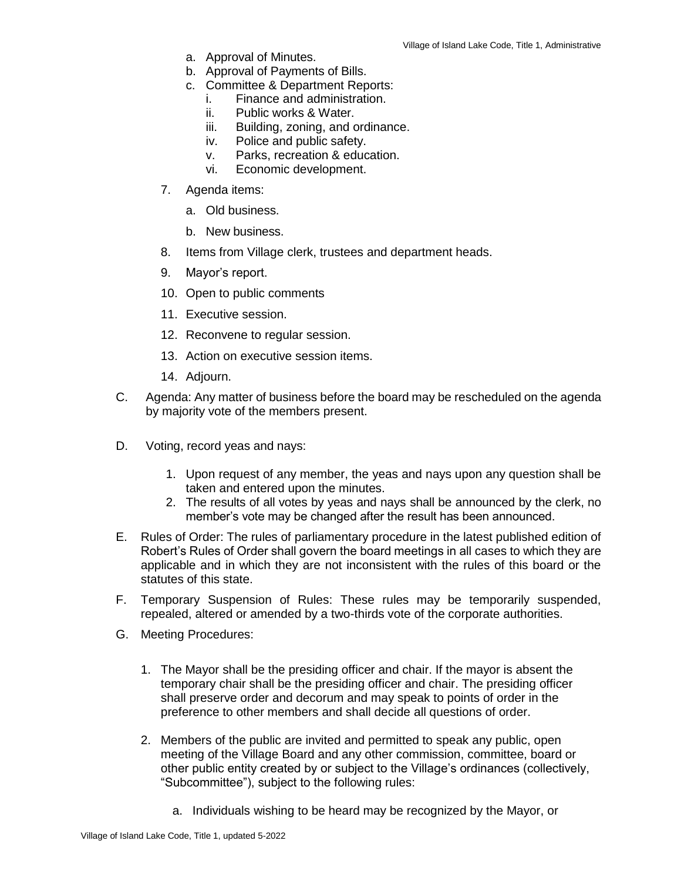a. Approval of Minutes.
   b. Approval of Payments of Bills.
   c. Committee & Department Reports:
      i. Finance and administration.
      ii. Public works & Water.
      iii. Building, zoning, and ordinance.
      iv. Police and public safety.
      v. Parks, recreation & education.
      vi. Economic development.

7. Agenda items:

   a. Old business.

   b. New business.

8. Items from Village clerk, trustees and department heads.

9. Mayor's report.

10. Open to public comments

11. Executive session.

12. Reconvene to regular session.

13. Action on executive session items.

14. Adjourn.

C. Agenda: Any matter of business before the board may be rescheduled on the agenda by majority vote of the members present.

D. Voting, record yeas and nays:

   1. Upon request of any member, the yeas and nays upon any question shall be taken and entered upon the minutes.
   2. The results of all votes by yeas and nays shall be announced by the clerk, no member's vote may be changed after the result has been announced.

E. Rules of Order: The rules of parliamentary procedure in the latest published edition of Robert's Rules of Order shall govern the board meetings in all cases to which they are applicable and in which they are not inconsistent with the rules of this board or the statutes of this state.

F. Temporary Suspension of Rules: These rules may be temporarily suspended, repealed, altered or amended by a two-thirds vote of the corporate authorities.

G. Meeting Procedures:

   1. The Mayor shall be the presiding officer and chair. If the mayor is absent the temporary chair shall be the presiding officer and chair. The presiding officer shall preserve order and decorum and may speak to points of order in the preference to other members and shall decide all questions of order.

   2. Members of the public are invited and permitted to speak any public, open meeting of the Village Board and any other commission, committee, board or other public entity created by or subject to the Village's ordinances (collectively, "Subcommittee"), subject to the following rules:

      a. Individuals wishing to be heard may be recognized by the Mayor, or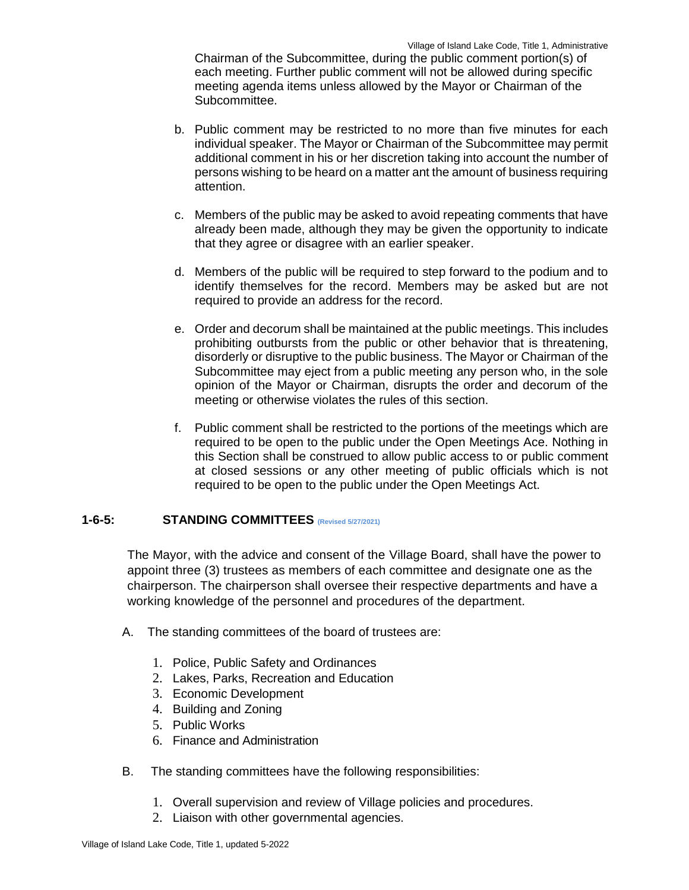Chairman of the Subcommittee, during the public comment portion(s) of each meeting. Further public comment will not be allowed during specific meeting agenda items unless allowed by the Mayor or Chairman of the Subcommittee.

b. Public comment may be restricted to no more than five minutes for each individual speaker. The Mayor or Chairman of the Subcommittee may permit additional comment in his or her discretion taking into account the number of persons wishing to be heard on a matter ant the amount of business requiring attention.

c. Members of the public may be asked to avoid repeating comments that have already been made, although they may be given the opportunity to indicate that they agree or disagree with an earlier speaker.

d. Members of the public will be required to step forward to the podium and to identify themselves for the record. Members may be asked but are not required to provide an address for the record.

e. Order and decorum shall be maintained at the public meetings. This includes prohibiting outbursts from the public or other behavior that is threatening, disorderly or disruptive to the public business. The Mayor or Chairman of the Subcommittee may eject from a public meeting any person who, in the sole opinion of the Mayor or Chairman, disrupts the order and decorum of the meeting or otherwise violates the rules of this section.

f. Public comment shall be restricted to the portions of the meetings which are required to be open to the public under the Open Meetings Ace. Nothing in this Section shall be construed to allow public access to or public comment at closed sessions or any other meeting of public officials which is not required to be open to the public under the Open Meetings Act.

### 1-6-5: STANDING COMMITTEES (Revised 5/27/2021)

The Mayor, with the advice and consent of the Village Board, shall have the power to appoint three (3) trustees as members of each committee and designate one as the chairperson. The chairperson shall oversee their respective departments and have a working knowledge of the personnel and procedures of the department.

A. The standing committees of the board of trustees are:

1. Police, Public Safety and Ordinances
2. Lakes, Parks, Recreation and Education
3. Economic Development
4. Building and Zoning
5. Public Works
6. Finance and Administration

B. The standing committees have the following responsibilities:

1. Overall supervision and review of Village policies and procedures.
2. Liaison with other governmental agencies.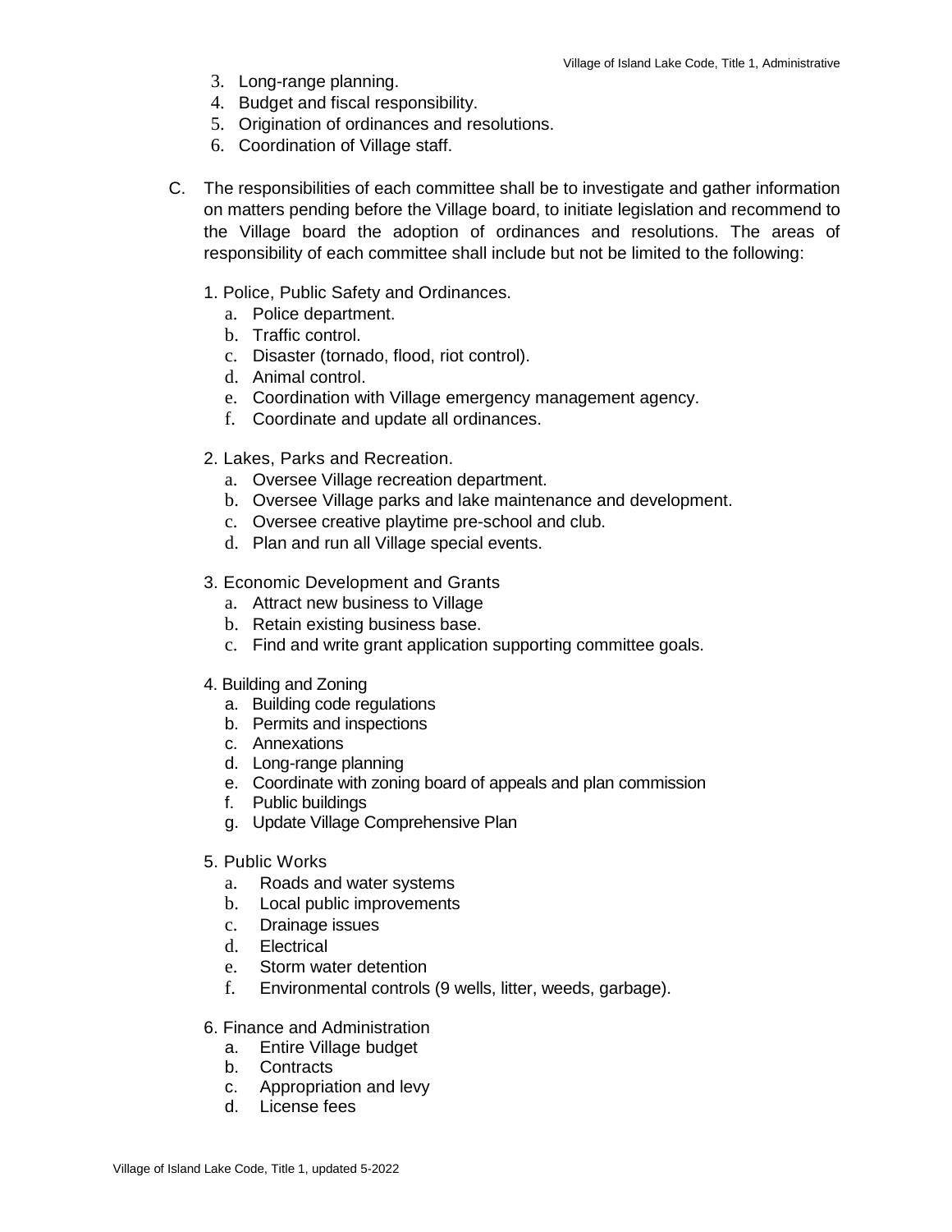3. Long-range planning.
4. Budget and fiscal responsibility.
5. Origination of ordinances and resolutions.
6. Coordination of Village staff.

C. The responsibilities of each committee shall be to investigate and gather information on matters pending before the Village board, to initiate legislation and recommend to the Village board the adoption of ordinances and resolutions. The areas of responsibility of each committee shall include but not be limited to the following:

1. Police, Public Safety and Ordinances.
   a. Police department.
   b. Traffic control.
   c. Disaster (tornado, flood, riot control).
   d. Animal control.
   e. Coordination with Village emergency management agency.
   f. Coordinate and update all ordinances.

2. Lakes, Parks and Recreation.
   a. Oversee Village recreation department.
   b. Oversee Village parks and lake maintenance and development.
   c. Oversee creative playtime pre-school and club.
   d. Plan and run all Village special events.

3. Economic Development and Grants
   a. Attract new business to Village
   b. Retain existing business base.
   c. Find and write grant application supporting committee goals.

4. Building and Zoning
   a. Building code regulations
   b. Permits and inspections
   c. Annexations
   d. Long-range planning
   e. Coordinate with zoning board of appeals and plan commission
   f. Public buildings
   g. Update Village Comprehensive Plan

5. Public Works
   a. Roads and water systems
   b. Local public improvements
   c. Drainage issues
   d. Electrical
   e. Storm water detention
   f. Environmental controls (9 wells, litter, weeds, garbage).

6. Finance and Administration
   a. Entire Village budget
   b. Contracts
   c. Appropriation and levy
   d. License fees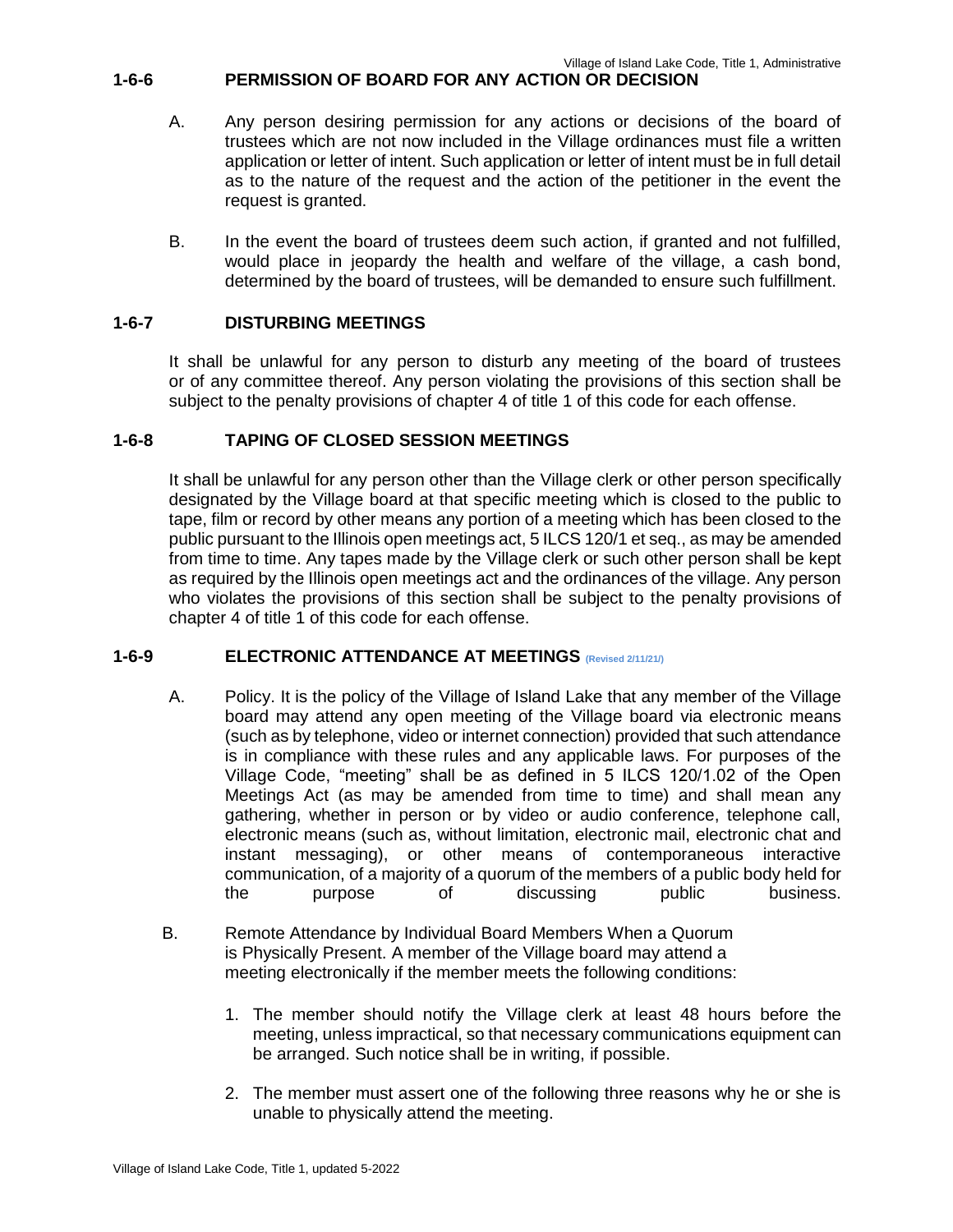### 1-6-6 PERMISSION OF BOARD FOR ANY ACTION OR DECISION

A. Any person desiring permission for any actions or decisions of the board of trustees which are not now included in the Village ordinances must file a written application or letter of intent. Such application or letter of intent must be in full detail as to the nature of the request and the action of the petitioner in the event the request is granted.

B. In the event the board of trustees deem such action, if granted and not fulfilled, would place in jeopardy the health and welfare of the village, a cash bond, determined by the board of trustees, will be demanded to ensure such fulfillment.

### 1-6-7 DISTURBING MEETINGS

It shall be unlawful for any person to disturb any meeting of the board of trustees or of any committee thereof. Any person violating the provisions of this section shall be subject to the penalty provisions of chapter 4 of title 1 of this code for each offense.

### 1-6-8 TAPING OF CLOSED SESSION MEETINGS

It shall be unlawful for any person other than the Village clerk or other person specifically designated by the Village board at that specific meeting which is closed to the public to tape, film or record by other means any portion of a meeting which has been closed to the public pursuant to the Illinois open meetings act, 5 ILCS 120/1 et seq., as may be amended from time to time. Any tapes made by the Village clerk or such other person shall be kept as required by the Illinois open meetings act and the ordinances of the village. Any person who violates the provisions of this section shall be subject to the penalty provisions of chapter 4 of title 1 of this code for each offense.

### 1-6-9 ELECTRONIC ATTENDANCE AT MEETINGS (Revised 2/11/21/)

A. Policy. It is the policy of the Village of Island Lake that any member of the Village board may attend any open meeting of the Village board via electronic means (such as by telephone, video or internet connection) provided that such attendance is in compliance with these rules and any applicable laws. For purposes of the Village Code, "meeting" shall be as defined in 5 ILCS 120/1.02 of the Open Meetings Act (as may be amended from time to time) and shall mean any gathering, whether in person or by video or audio conference, telephone call, electronic means (such as, without limitation, electronic mail, electronic chat and instant messaging), or other means of contemporaneous interactive communication, of a majority of a quorum of the members of a public body held for the purpose of discussing public business.

B. Remote Attendance by Individual Board Members When a Quorum is Physically Present. A member of the Village board may attend a meeting electronically if the member meets the following conditions:

1. The member should notify the Village clerk at least 48 hours before the meeting, unless impractical, so that necessary communications equipment can be arranged. Such notice shall be in writing, if possible.

2. The member must assert one of the following three reasons why he or she is unable to physically attend the meeting.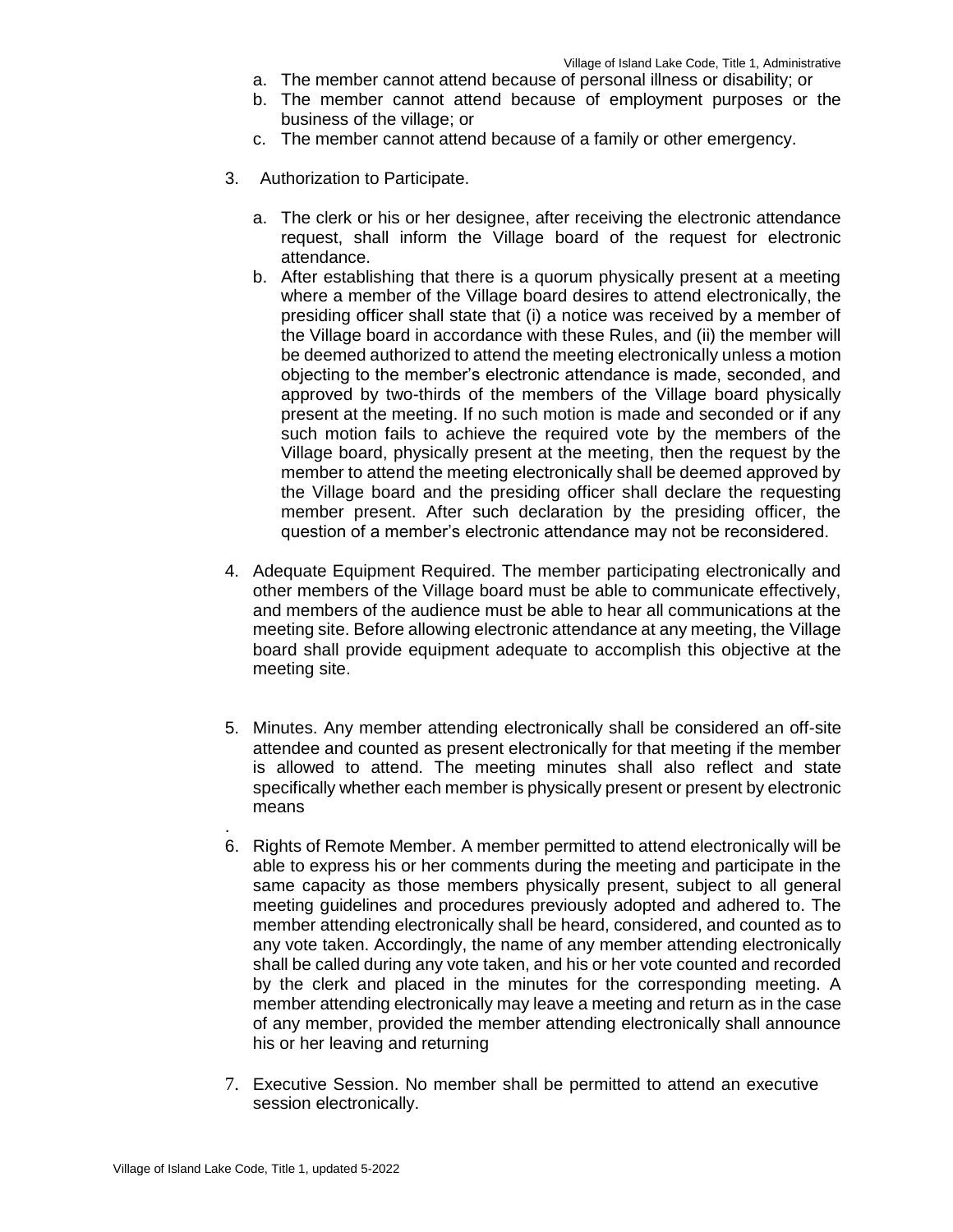a. The member cannot attend because of personal illness or disability; or
   b. The member cannot attend because of employment purposes or the business of the village; or
   c. The member cannot attend because of a family or other emergency.

3. Authorization to Participate.

   a. The clerk or his or her designee, after receiving the electronic attendance request, shall inform the Village board of the request for electronic attendance.
   b. After establishing that there is a quorum physically present at a meeting where a member of the Village board desires to attend electronically, the presiding officer shall state that (i) a notice was received by a member of the Village board in accordance with these Rules, and (ii) the member will be deemed authorized to attend the meeting electronically unless a motion objecting to the member's electronic attendance is made, seconded, and approved by two-thirds of the members of the Village board physically present at the meeting. If no such motion is made and seconded or if any such motion fails to achieve the required vote by the members of the Village board, physically present at the meeting, then the request by the member to attend the meeting electronically shall be deemed approved by the Village board and the presiding officer shall declare the requesting member present. After such declaration by the presiding officer, the question of a member's electronic attendance may not be reconsidered.

4. Adequate Equipment Required. The member participating electronically and other members of the Village board must be able to communicate effectively, and members of the audience must be able to hear all communications at the meeting site. Before allowing electronic attendance at any meeting, the Village board shall provide equipment adequate to accomplish this objective at the meeting site.

5. Minutes. Any member attending electronically shall be considered an off-site attendee and counted as present electronically for that meeting if the member is allowed to attend. The meeting minutes shall also reflect and state specifically whether each member is physically present or present by electronic means
.
6. Rights of Remote Member. A member permitted to attend electronically will be able to express his or her comments during the meeting and participate in the same capacity as those members physically present, subject to all general meeting guidelines and procedures previously adopted and adhered to. The member attending electronically shall be heard, considered, and counted as to any vote taken. Accordingly, the name of any member attending electronically shall be called during any vote taken, and his or her vote counted and recorded by the clerk and placed in the minutes for the corresponding meeting. A member attending electronically may leave a meeting and return as in the case of any member, provided the member attending electronically shall announce his or her leaving and returning

7. Executive Session. No member shall be permitted to attend an executive session electronically.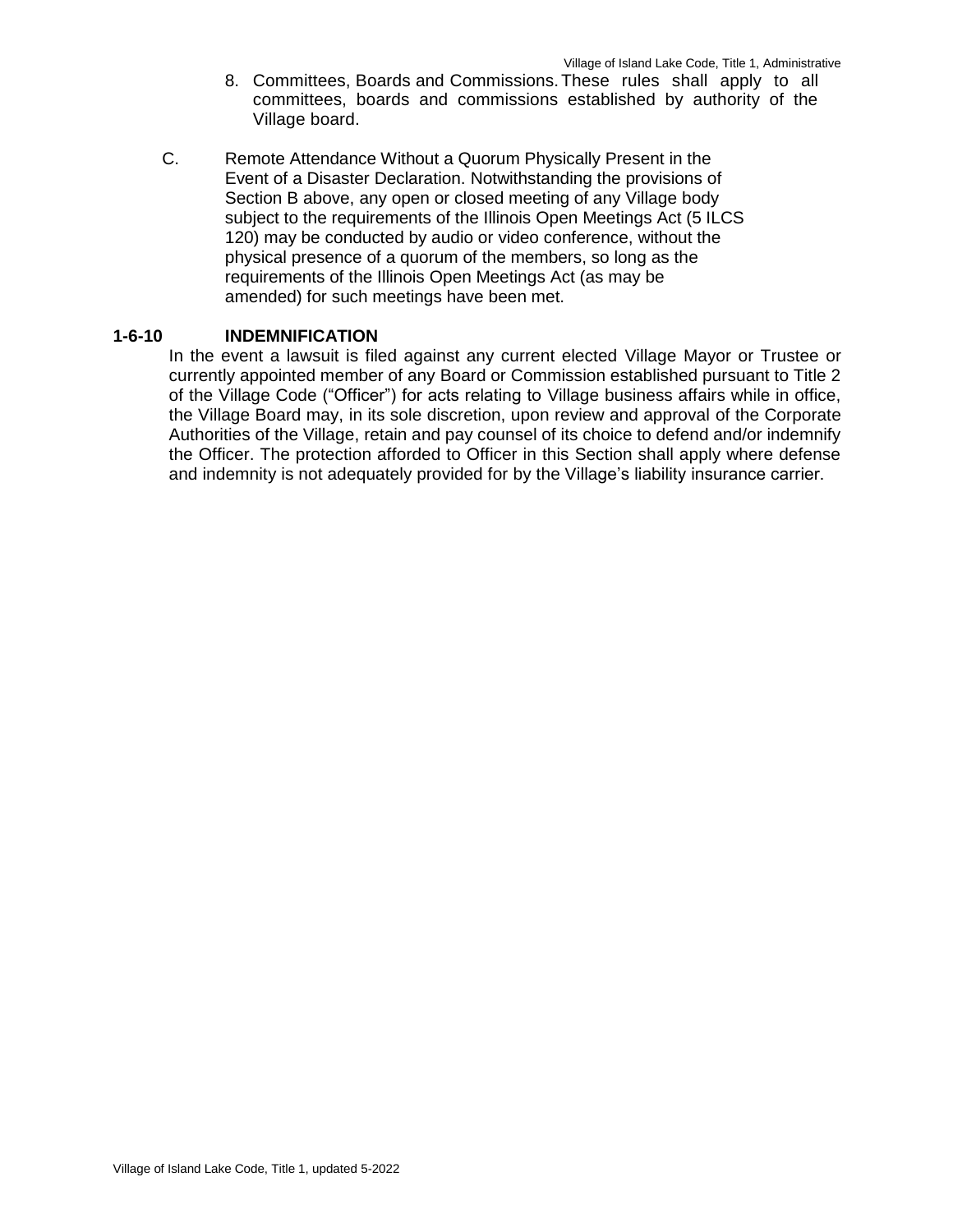8. Committees, Boards and Commissions. These rules shall apply to all committees, boards and commissions established by authority of the Village board.

C. Remote Attendance Without a Quorum Physically Present in the Event of a Disaster Declaration. Notwithstanding the provisions of Section B above, any open or closed meeting of any Village body subject to the requirements of the Illinois Open Meetings Act (5 ILCS 120) may be conducted by audio or video conference, without the physical presence of a quorum of the members, so long as the requirements of the Illinois Open Meetings Act (as may be amended) for such meetings have been met.

### 1-6-10 INDEMNIFICATION

In the event a lawsuit is filed against any current elected Village Mayor or Trustee or currently appointed member of any Board or Commission established pursuant to Title 2 of the Village Code ("Officer") for acts relating to Village business affairs while in office, the Village Board may, in its sole discretion, upon review and approval of the Corporate Authorities of the Village, retain and pay counsel of its choice to defend and/or indemnify the Officer. The protection afforded to Officer in this Section shall apply where defense and indemnity is not adequately provided for by the Village's liability insurance carrier.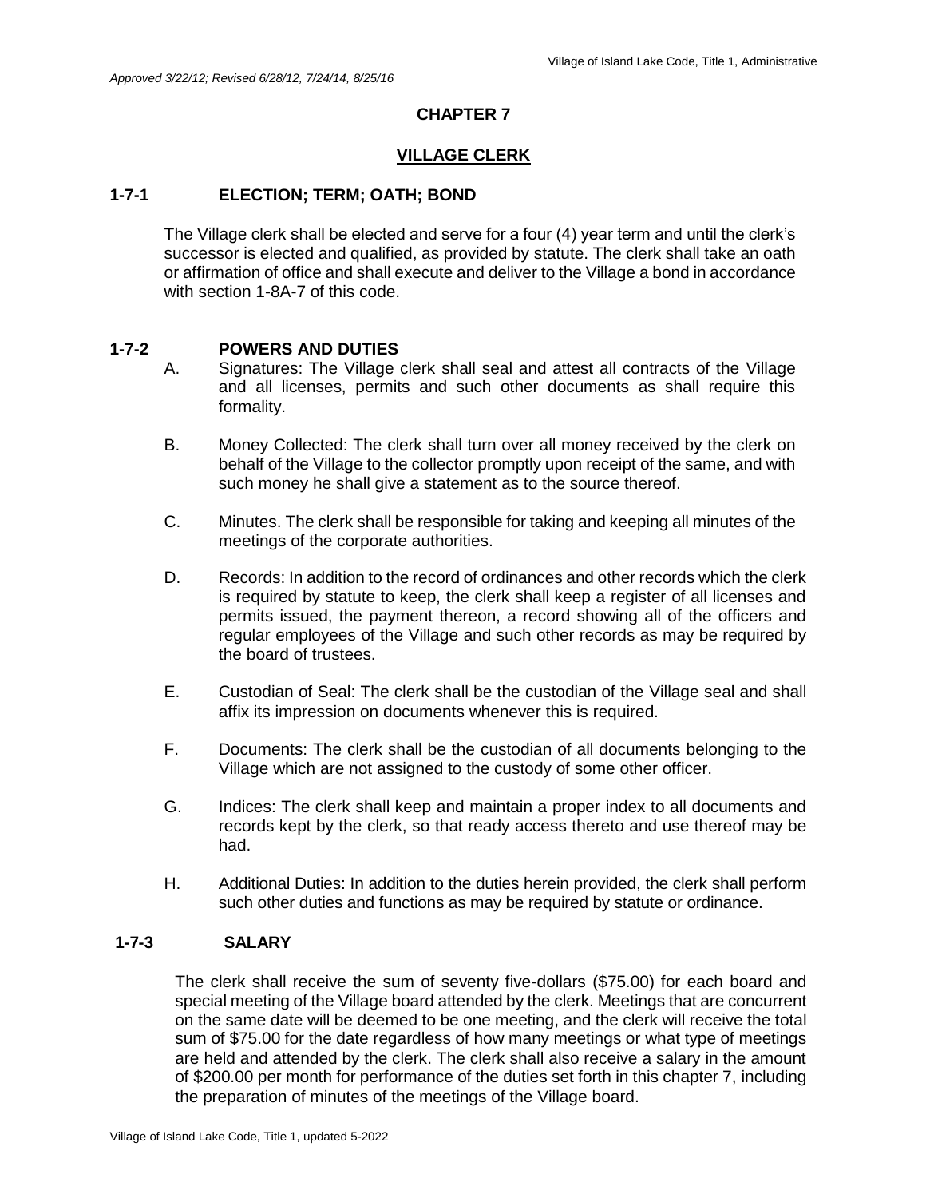*Approved 3/22/12; Revised 6/28/12, 7/24/14, 8/25/16*

# CHAPTER 7

## VILLAGE CLERK

### 1-7-1 ELECTION; TERM; OATH; BOND

The Village clerk shall be elected and serve for a four (4) year term and until the clerk's successor is elected and qualified, as provided by statute. The clerk shall take an oath or affirmation of office and shall execute and deliver to the Village a bond in accordance with section 1-8A-7 of this code.

### 1-7-2 POWERS AND DUTIES

A. Signatures: The Village clerk shall seal and attest all contracts of the Village and all licenses, permits and such other documents as shall require this formality.

B. Money Collected: The clerk shall turn over all money received by the clerk on behalf of the Village to the collector promptly upon receipt of the same, and with such money he shall give a statement as to the source thereof.

C. Minutes. The clerk shall be responsible for taking and keeping all minutes of the meetings of the corporate authorities.

D. Records: In addition to the record of ordinances and other records which the clerk is required by statute to keep, the clerk shall keep a register of all licenses and permits issued, the payment thereon, a record showing all of the officers and regular employees of the Village and such other records as may be required by the board of trustees.

E. Custodian of Seal: The clerk shall be the custodian of the Village seal and shall affix its impression on documents whenever this is required.

F. Documents: The clerk shall be the custodian of all documents belonging to the Village which are not assigned to the custody of some other officer.

G. Indices: The clerk shall keep and maintain a proper index to all documents and records kept by the clerk, so that ready access thereto and use thereof may be had.

H. Additional Duties: In addition to the duties herein provided, the clerk shall perform such other duties and functions as may be required by statute or ordinance.

### 1-7-3 SALARY

The clerk shall receive the sum of seventy five-dollars ($75.00) for each board and special meeting of the Village board attended by the clerk. Meetings that are concurrent on the same date will be deemed to be one meeting, and the clerk will receive the total sum of $75.00 for the date regardless of how many meetings or what type of meetings are held and attended by the clerk. The clerk shall also receive a salary in the amount of $200.00 per month for performance of the duties set forth in this chapter 7, including the preparation of minutes of the meetings of the Village board.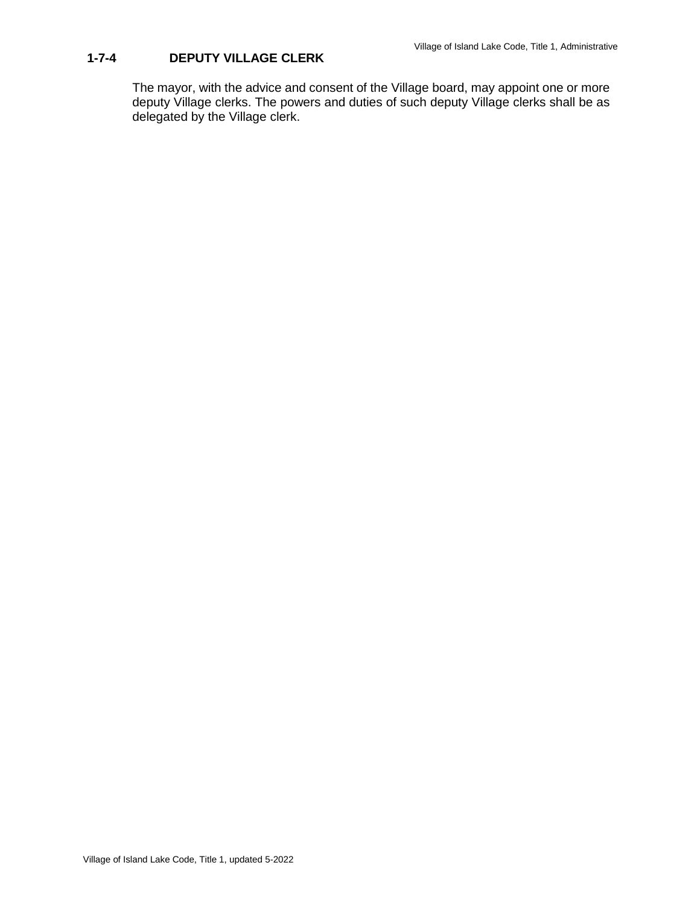**1-7-4 DEPUTY VILLAGE CLERK**

The mayor, with the advice and consent of the Village board, may appoint one or more deputy Village clerks. The powers and duties of such deputy Village clerks shall be as delegated by the Village clerk.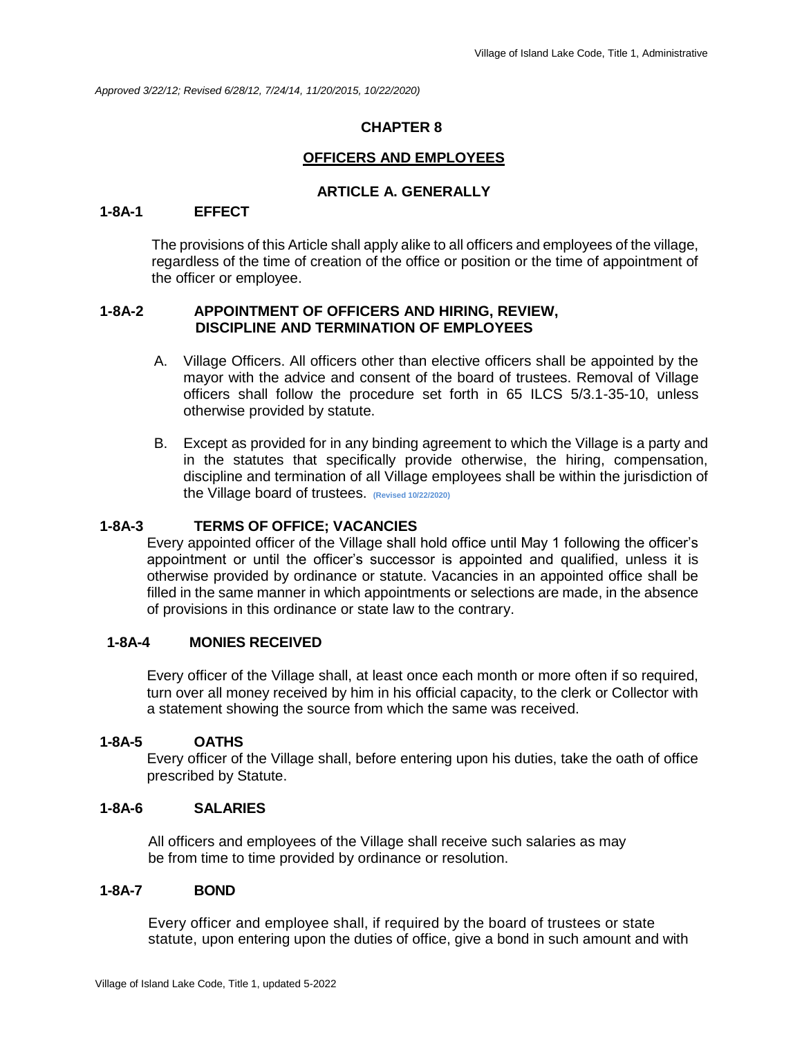*Approved 3/22/12; Revised 6/28/12, 7/24/14, 11/20/2015, 10/22/2020)*

# CHAPTER 8

## OFFICERS AND EMPLOYEES

### ARTICLE A. GENERALLY

**1-8A-1 EFFECT**

The provisions of this Article shall apply alike to all officers and employees of the village, regardless of the time of creation of the office or position or the time of appointment of the officer or employee.

**1-8A-2 APPOINTMENT OF OFFICERS AND HIRING, REVIEW, DISCIPLINE AND TERMINATION OF EMPLOYEES**

A. Village Officers. All officers other than elective officers shall be appointed by the mayor with the advice and consent of the board of trustees. Removal of Village officers shall follow the procedure set forth in 65 ILCS 5/3.1-35-10, unless otherwise provided by statute.

B. Except as provided for in any binding agreement to which the Village is a party and in the statutes that specifically provide otherwise, the hiring, compensation, discipline and termination of all Village employees shall be within the jurisdiction of the Village board of trustees. (Revised 10/22/2020)

**1-8A-3 TERMS OF OFFICE; VACANCIES**

Every appointed officer of the Village shall hold office until May 1 following the officer's appointment or until the officer's successor is appointed and qualified, unless it is otherwise provided by ordinance or statute. Vacancies in an appointed office shall be filled in the same manner in which appointments or selections are made, in the absence of provisions in this ordinance or state law to the contrary.

**1-8A-4 MONIES RECEIVED**

Every officer of the Village shall, at least once each month or more often if so required, turn over all money received by him in his official capacity, to the clerk or Collector with a statement showing the source from which the same was received.

**1-8A-5 OATHS**

Every officer of the Village shall, before entering upon his duties, take the oath of office prescribed by Statute.

**1-8A-6 SALARIES**

All officers and employees of the Village shall receive such salaries as may be from time to time provided by ordinance or resolution.

**1-8A-7 BOND**

Every officer and employee shall, if required by the board of trustees or state statute, upon entering upon the duties of office, give a bond in such amount and with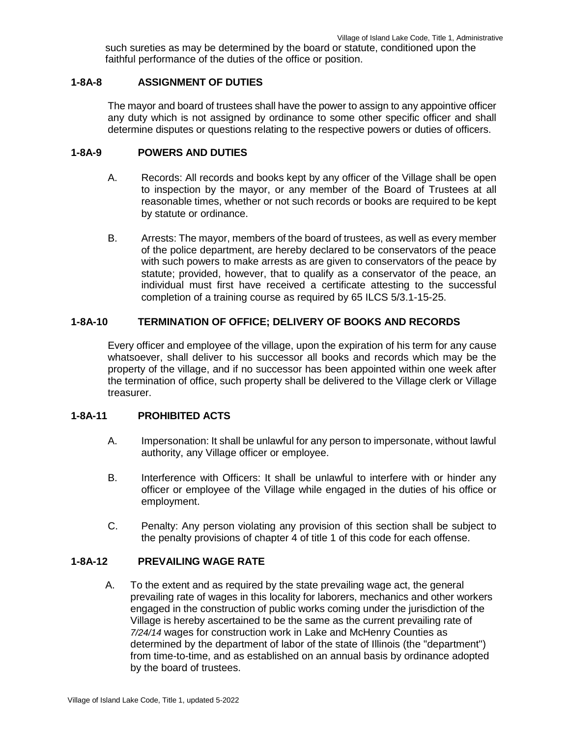such sureties as may be determined by the board or statute, conditioned upon the faithful performance of the duties of the office or position.

### 1-8A-8 ASSIGNMENT OF DUTIES

The mayor and board of trustees shall have the power to assign to any appointive officer any duty which is not assigned by ordinance to some other specific officer and shall determine disputes or questions relating to the respective powers or duties of officers.

### 1-8A-9 POWERS AND DUTIES

A. Records: All records and books kept by any officer of the Village shall be open to inspection by the mayor, or any member of the Board of Trustees at all reasonable times, whether or not such records or books are required to be kept by statute or ordinance.

B. Arrests: The mayor, members of the board of trustees, as well as every member of the police department, are hereby declared to be conservators of the peace with such powers to make arrests as are given to conservators of the peace by statute; provided, however, that to qualify as a conservator of the peace, an individual must first have received a certificate attesting to the successful completion of a training course as required by 65 ILCS 5/3.1-15-25.

### 1-8A-10 TERMINATION OF OFFICE; DELIVERY OF BOOKS AND RECORDS

Every officer and employee of the village, upon the expiration of his term for any cause whatsoever, shall deliver to his successor all books and records which may be the property of the village, and if no successor has been appointed within one week after the termination of office, such property shall be delivered to the Village clerk or Village treasurer.

### 1-8A-11 PROHIBITED ACTS

A. Impersonation: It shall be unlawful for any person to impersonate, without lawful authority, any Village officer or employee.

B. Interference with Officers: It shall be unlawful to interfere with or hinder any officer or employee of the Village while engaged in the duties of his office or employment.

C. Penalty: Any person violating any provision of this section shall be subject to the penalty provisions of chapter 4 of title 1 of this code for each offense.

### 1-8A-12 PREVAILING WAGE RATE

A. To the extent and as required by the state prevailing wage act, the general prevailing rate of wages in this locality for laborers, mechanics and other workers engaged in the construction of public works coming under the jurisdiction of the Village is hereby ascertained to be the same as the current prevailing rate of *7/24/14* wages for construction work in Lake and McHenry Counties as determined by the department of labor of the state of Illinois (the "department") from time-to-time, and as established on an annual basis by ordinance adopted by the board of trustees.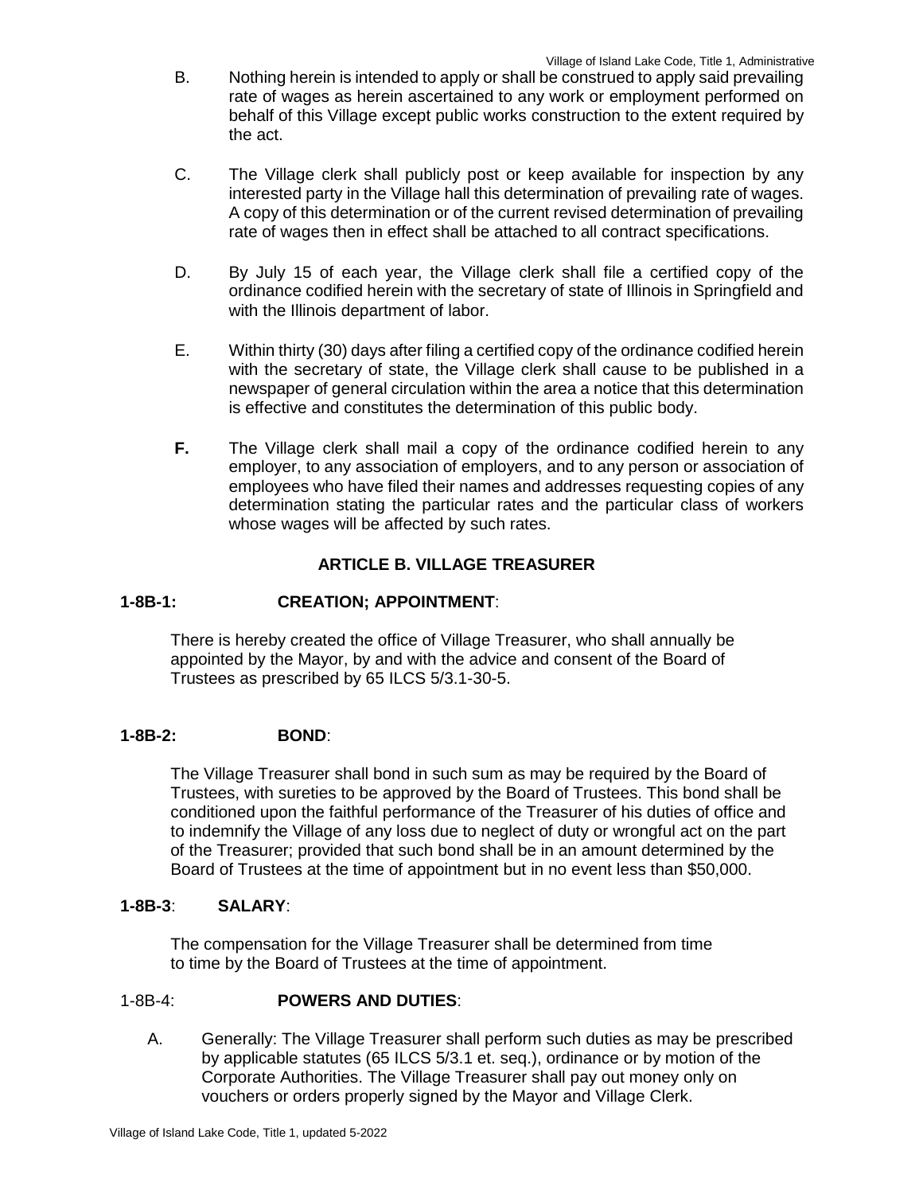B. Nothing herein is intended to apply or shall be construed to apply said prevailing rate of wages as herein ascertained to any work or employment performed on behalf of this Village except public works construction to the extent required by the act.

C. The Village clerk shall publicly post or keep available for inspection by any interested party in the Village hall this determination of prevailing rate of wages. A copy of this determination or of the current revised determination of prevailing rate of wages then in effect shall be attached to all contract specifications.

D. By July 15 of each year, the Village clerk shall file a certified copy of the ordinance codified herein with the secretary of state of Illinois in Springfield and with the Illinois department of labor.

E. Within thirty (30) days after filing a certified copy of the ordinance codified herein with the secretary of state, the Village clerk shall cause to be published in a newspaper of general circulation within the area a notice that this determination is effective and constitutes the determination of this public body.

**F.** The Village clerk shall mail a copy of the ordinance codified herein to any employer, to any association of employers, and to any person or association of employees who have filed their names and addresses requesting copies of any determination stating the particular rates and the particular class of workers whose wages will be affected by such rates.

## ARTICLE B. VILLAGE TREASURER

**1-8B-1: CREATION; APPOINTMENT**:

There is hereby created the office of Village Treasurer, who shall annually be appointed by the Mayor, by and with the advice and consent of the Board of Trustees as prescribed by 65 ILCS 5/3.1-30-5.

**1-8B-2: BOND**:

The Village Treasurer shall bond in such sum as may be required by the Board of Trustees, with sureties to be approved by the Board of Trustees. This bond shall be conditioned upon the faithful performance of the Treasurer of his duties of office and to indemnify the Village of any loss due to neglect of duty or wrongful act on the part of the Treasurer; provided that such bond shall be in an amount determined by the Board of Trustees at the time of appointment but in no event less than $50,000.

**1-8B-3**: **SALARY**:

The compensation for the Village Treasurer shall be determined from time to time by the Board of Trustees at the time of appointment.

1-8B-4: **POWERS AND DUTIES**:

A. Generally: The Village Treasurer shall perform such duties as may be prescribed by applicable statutes (65 ILCS 5/3.1 et. seq.), ordinance or by motion of the Corporate Authorities. The Village Treasurer shall pay out money only on vouchers or orders properly signed by the Mayor and Village Clerk.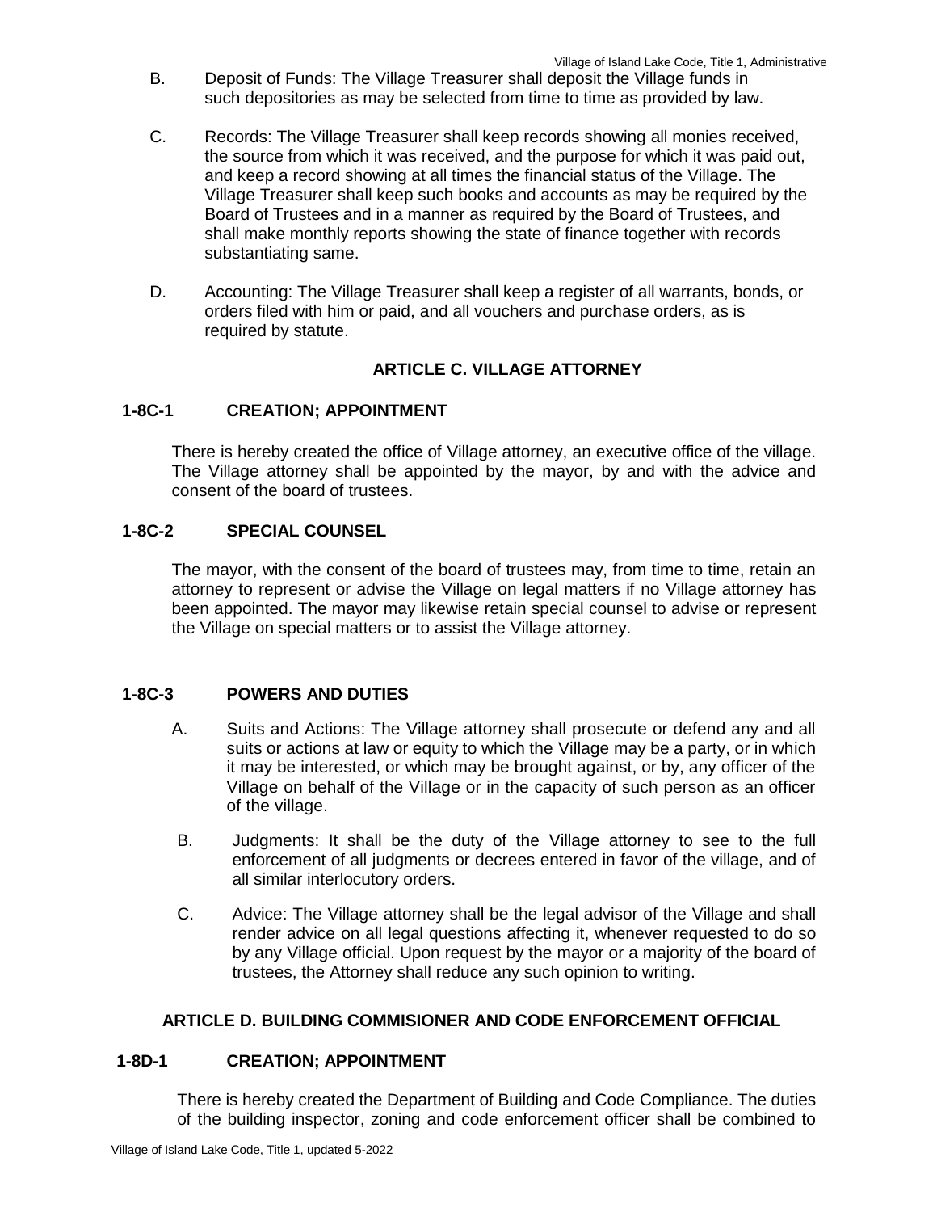B. Deposit of Funds: The Village Treasurer shall deposit the Village funds in such depositories as may be selected from time to time as provided by law.

C. Records: The Village Treasurer shall keep records showing all monies received, the source from which it was received, and the purpose for which it was paid out, and keep a record showing at all times the financial status of the Village. The Village Treasurer shall keep such books and accounts as may be required by the Board of Trustees and in a manner as required by the Board of Trustees, and shall make monthly reports showing the state of finance together with records substantiating same.

D. Accounting: The Village Treasurer shall keep a register of all warrants, bonds, or orders filed with him or paid, and all vouchers and purchase orders, as is required by statute.

## ARTICLE C. VILLAGE ATTORNEY

### 1-8C-1 CREATION; APPOINTMENT

There is hereby created the office of Village attorney, an executive office of the village. The Village attorney shall be appointed by the mayor, by and with the advice and consent of the board of trustees.

### 1-8C-2 SPECIAL COUNSEL

The mayor, with the consent of the board of trustees may, from time to time, retain an attorney to represent or advise the Village on legal matters if no Village attorney has been appointed. The mayor may likewise retain special counsel to advise or represent the Village on special matters or to assist the Village attorney.

### 1-8C-3 POWERS AND DUTIES

A. Suits and Actions: The Village attorney shall prosecute or defend any and all suits or actions at law or equity to which the Village may be a party, or in which it may be interested, or which may be brought against, or by, any officer of the Village on behalf of the Village or in the capacity of such person as an officer of the village.

B. Judgments: It shall be the duty of the Village attorney to see to the full enforcement of all judgments or decrees entered in favor of the village, and of all similar interlocutory orders.

C. Advice: The Village attorney shall be the legal advisor of the Village and shall render advice on all legal questions affecting it, whenever requested to do so by any Village official. Upon request by the mayor or a majority of the board of trustees, the Attorney shall reduce any such opinion to writing.

## ARTICLE D. BUILDING COMMISIONER AND CODE ENFORCEMENT OFFICIAL

### 1-8D-1 CREATION; APPOINTMENT

There is hereby created the Department of Building and Code Compliance. The duties of the building inspector, zoning and code enforcement officer shall be combined to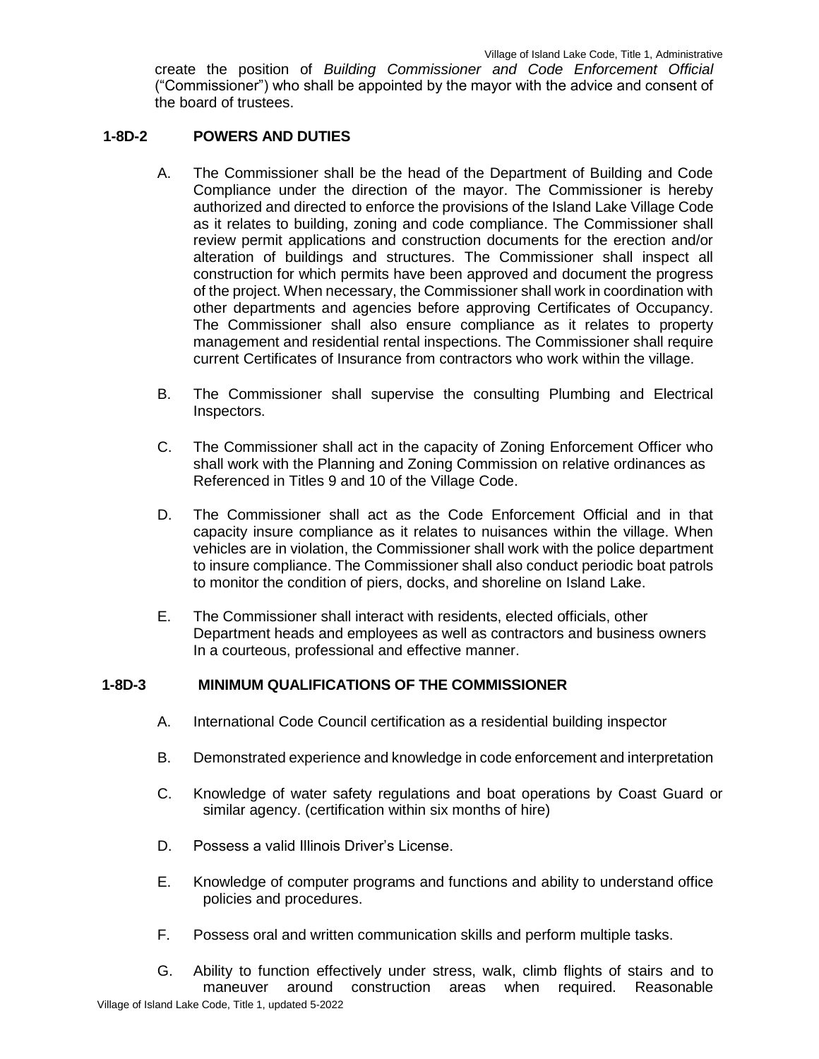create the position of *Building Commissioner and Code Enforcement Official* ("Commissioner") who shall be appointed by the mayor with the advice and consent of the board of trustees.

## 1-8D-2 POWERS AND DUTIES

A. The Commissioner shall be the head of the Department of Building and Code Compliance under the direction of the mayor. The Commissioner is hereby authorized and directed to enforce the provisions of the Island Lake Village Code as it relates to building, zoning and code compliance. The Commissioner shall review permit applications and construction documents for the erection and/or alteration of buildings and structures. The Commissioner shall inspect all construction for which permits have been approved and document the progress of the project. When necessary, the Commissioner shall work in coordination with other departments and agencies before approving Certificates of Occupancy. The Commissioner shall also ensure compliance as it relates to property management and residential rental inspections. The Commissioner shall require current Certificates of Insurance from contractors who work within the village.

B. The Commissioner shall supervise the consulting Plumbing and Electrical Inspectors.

C. The Commissioner shall act in the capacity of Zoning Enforcement Officer who shall work with the Planning and Zoning Commission on relative ordinances as Referenced in Titles 9 and 10 of the Village Code.

D. The Commissioner shall act as the Code Enforcement Official and in that capacity insure compliance as it relates to nuisances within the village. When vehicles are in violation, the Commissioner shall work with the police department to insure compliance. The Commissioner shall also conduct periodic boat patrols to monitor the condition of piers, docks, and shoreline on Island Lake.

E. The Commissioner shall interact with residents, elected officials, other Department heads and employees as well as contractors and business owners In a courteous, professional and effective manner.

## 1-8D-3 MINIMUM QUALIFICATIONS OF THE COMMISSIONER

A. International Code Council certification as a residential building inspector

B. Demonstrated experience and knowledge in code enforcement and interpretation

C. Knowledge of water safety regulations and boat operations by Coast Guard or similar agency. (certification within six months of hire)

D. Possess a valid Illinois Driver's License.

E. Knowledge of computer programs and functions and ability to understand office policies and procedures.

F. Possess oral and written communication skills and perform multiple tasks.

G. Ability to function effectively under stress, walk, climb flights of stairs and to maneuver around construction areas when required. Reasonable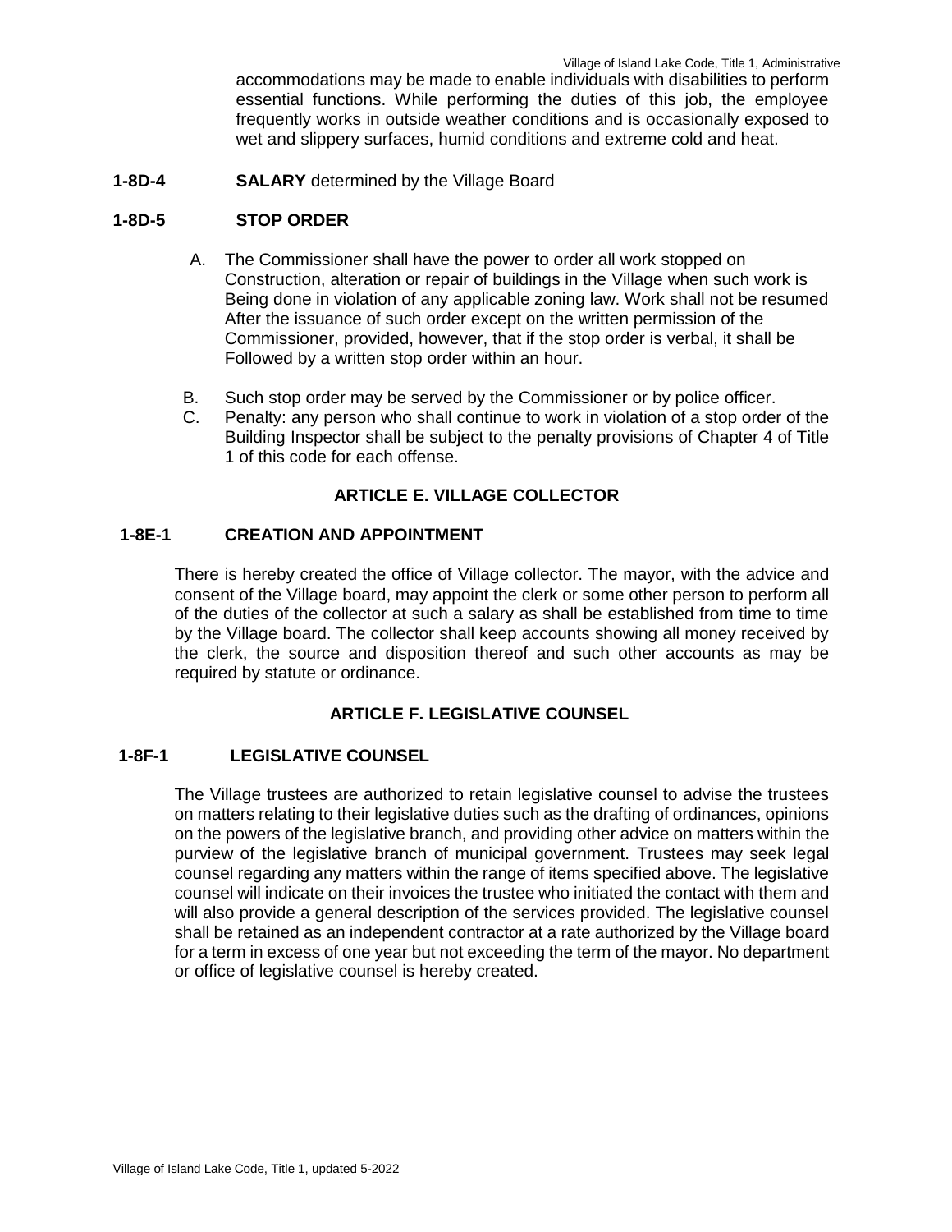accommodations may be made to enable individuals with disabilities to perform essential functions. While performing the duties of this job, the employee frequently works in outside weather conditions and is occasionally exposed to wet and slippery surfaces, humid conditions and extreme cold and heat.

**1-8D-4 SALARY** determined by the Village Board

**1-8D-5 STOP ORDER**

A. The Commissioner shall have the power to order all work stopped on Construction, alteration or repair of buildings in the Village when such work is Being done in violation of any applicable zoning law. Work shall not be resumed After the issuance of such order except on the written permission of the Commissioner, provided, however, that if the stop order is verbal, it shall be Followed by a written stop order within an hour.

B. Such stop order may be served by the Commissioner or by police officer.

C. Penalty: any person who shall continue to work in violation of a stop order of the Building Inspector shall be subject to the penalty provisions of Chapter 4 of Title 1 of this code for each offense.

## ARTICLE E. VILLAGE COLLECTOR

**1-8E-1 CREATION AND APPOINTMENT**

There is hereby created the office of Village collector. The mayor, with the advice and consent of the Village board, may appoint the clerk or some other person to perform all of the duties of the collector at such a salary as shall be established from time to time by the Village board. The collector shall keep accounts showing all money received by the clerk, the source and disposition thereof and such other accounts as may be required by statute or ordinance.

## ARTICLE F. LEGISLATIVE COUNSEL

**1-8F-1 LEGISLATIVE COUNSEL**

The Village trustees are authorized to retain legislative counsel to advise the trustees on matters relating to their legislative duties such as the drafting of ordinances, opinions on the powers of the legislative branch, and providing other advice on matters within the purview of the legislative branch of municipal government. Trustees may seek legal counsel regarding any matters within the range of items specified above. The legislative counsel will indicate on their invoices the trustee who initiated the contact with them and will also provide a general description of the services provided. The legislative counsel shall be retained as an independent contractor at a rate authorized by the Village board for a term in excess of one year but not exceeding the term of the mayor. No department or office of legislative counsel is hereby created.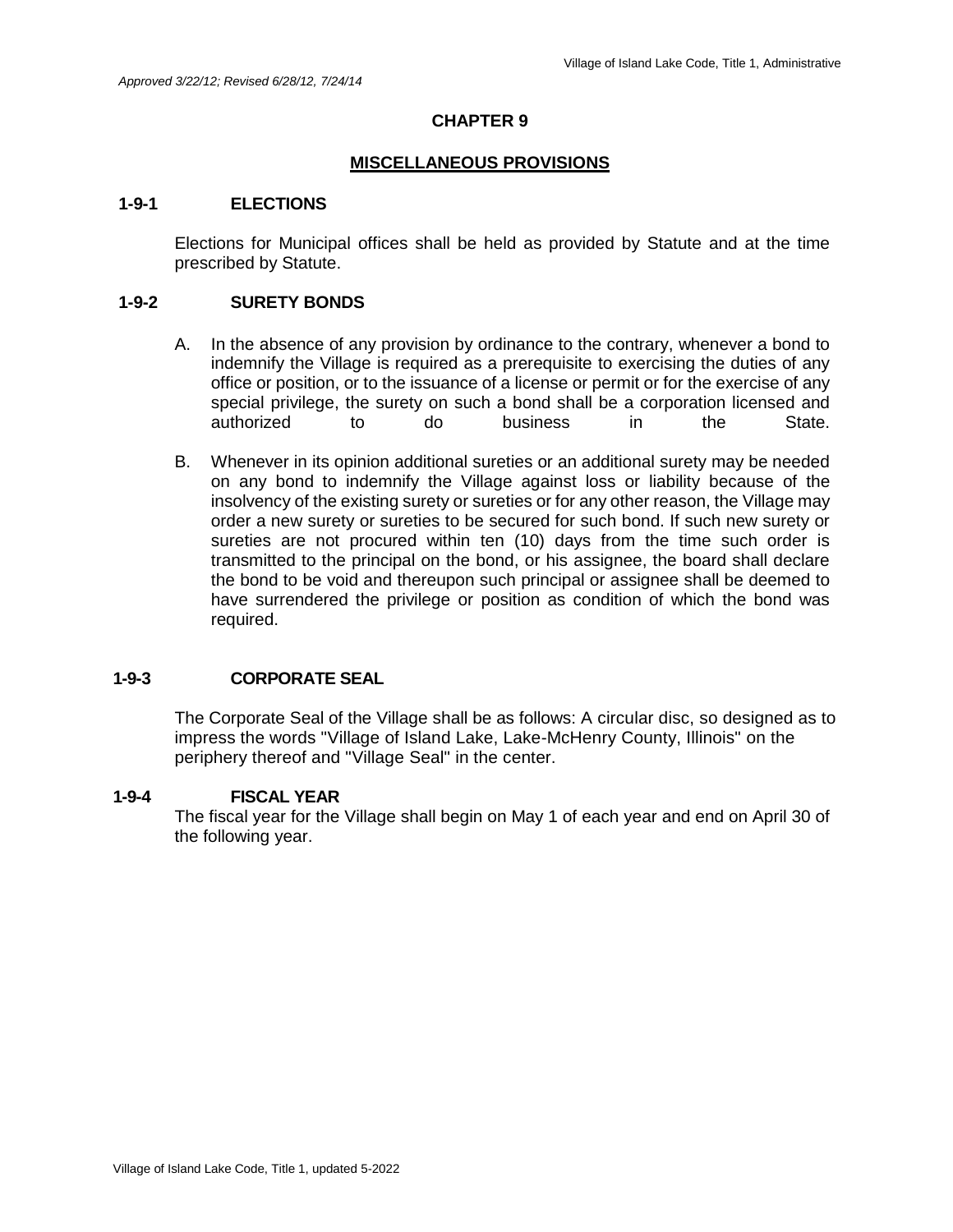*Approved 3/22/12; Revised 6/28/12, 7/24/14*

# CHAPTER 9

## MISCELLANEOUS PROVISIONS

### 1-9-1 ELECTIONS

Elections for Municipal offices shall be held as provided by Statute and at the time prescribed by Statute.

### 1-9-2 SURETY BONDS

A. In the absence of any provision by ordinance to the contrary, whenever a bond to indemnify the Village is required as a prerequisite to exercising the duties of any office or position, or to the issuance of a license or permit or for the exercise of any special privilege, the surety on such a bond shall be a corporation licensed and authorized to do business in the State.

B. Whenever in its opinion additional sureties or an additional surety may be needed on any bond to indemnify the Village against loss or liability because of the insolvency of the existing surety or sureties or for any other reason, the Village may order a new surety or sureties to be secured for such bond. If such new surety or sureties are not procured within ten (10) days from the time such order is transmitted to the principal on the bond, or his assignee, the board shall declare the bond to be void and thereupon such principal or assignee shall be deemed to have surrendered the privilege or position as condition of which the bond was required.

### 1-9-3 CORPORATE SEAL

The Corporate Seal of the Village shall be as follows: A circular disc, so designed as to impress the words "Village of Island Lake, Lake-McHenry County, Illinois" on the periphery thereof and "Village Seal" in the center.

### 1-9-4 FISCAL YEAR

The fiscal year for the Village shall begin on May 1 of each year and end on April 30 of the following year.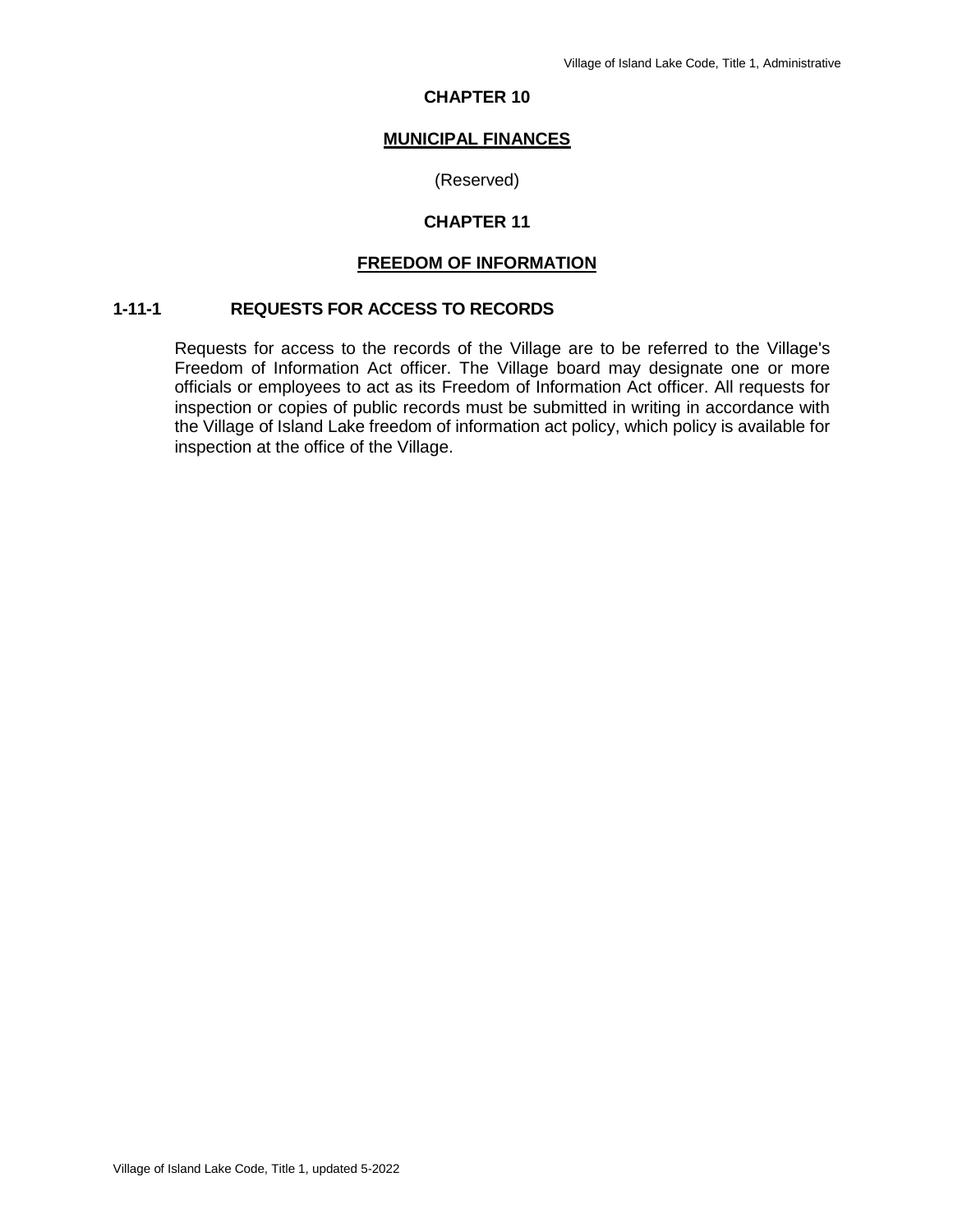# CHAPTER 10

## MUNICIPAL FINANCES

(Reserved)

# CHAPTER 11

## FREEDOM OF INFORMATION

### 1-11-1 REQUESTS FOR ACCESS TO RECORDS

Requests for access to the records of the Village are to be referred to the Village's Freedom of Information Act officer. The Village board may designate one or more officials or employees to act as its Freedom of Information Act officer. All requests for inspection or copies of public records must be submitted in writing in accordance with the Village of Island Lake freedom of information act policy, which policy is available for inspection at the office of the Village.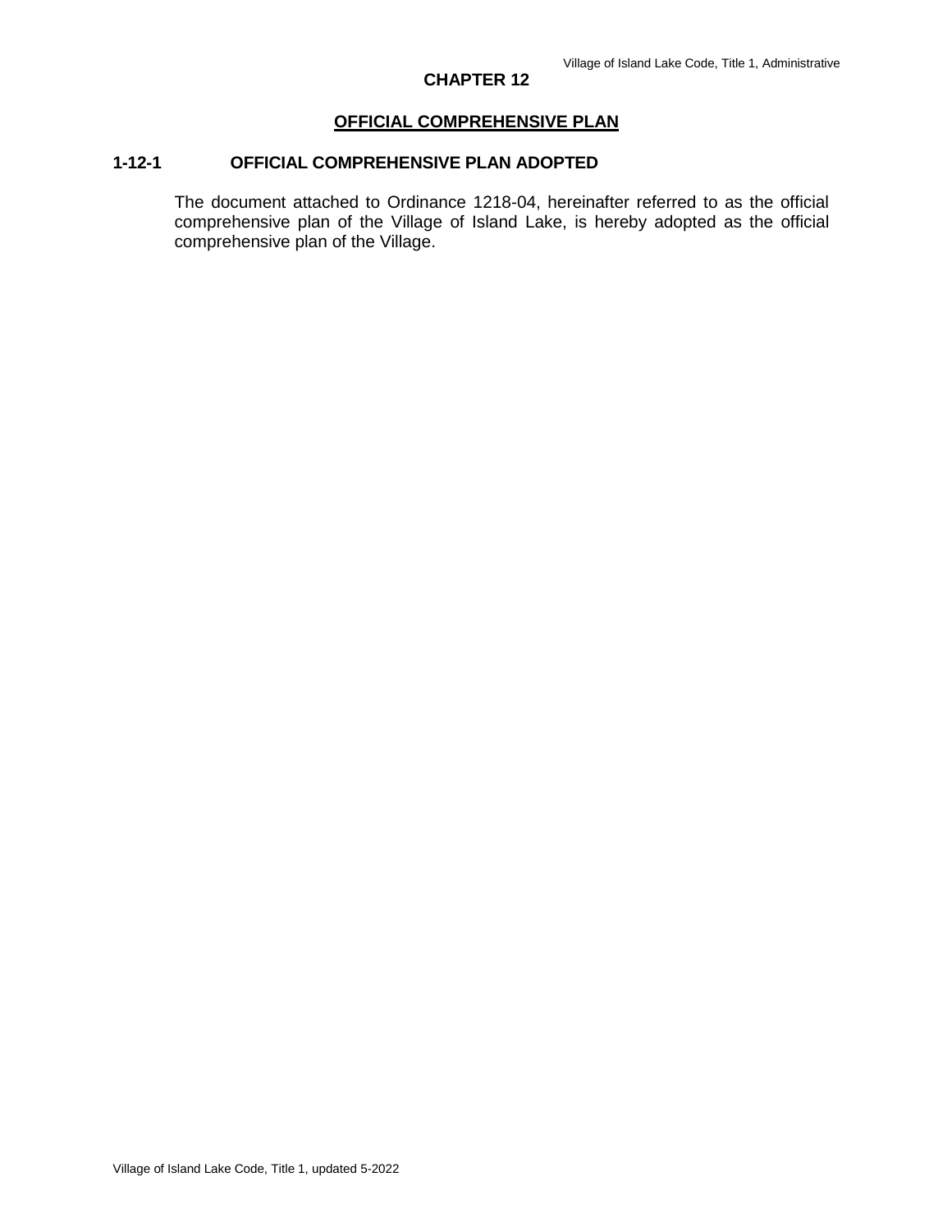# CHAPTER 12

## OFFICIAL COMPREHENSIVE PLAN

### 1-12-1 OFFICIAL COMPREHENSIVE PLAN ADOPTED

The document attached to Ordinance 1218-04, hereinafter referred to as the official comprehensive plan of the Village of Island Lake, is hereby adopted as the official comprehensive plan of the Village.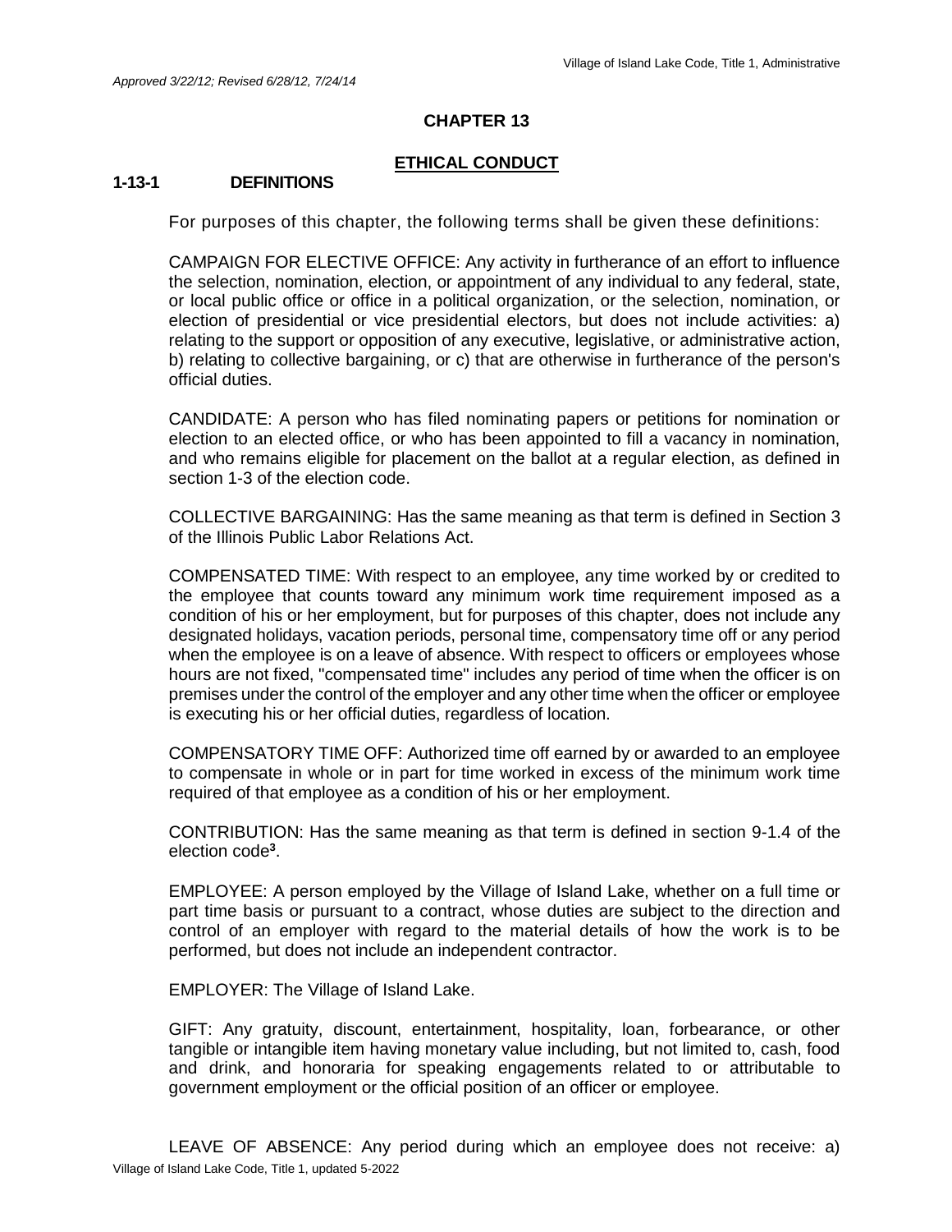*Approved 3/22/12; Revised 6/28/12, 7/24/14*

## CHAPTER 13

## ETHICAL CONDUCT

### 1-13-1 DEFINITIONS

For purposes of this chapter, the following terms shall be given these definitions:

CAMPAIGN FOR ELECTIVE OFFICE: Any activity in furtherance of an effort to influence the selection, nomination, election, or appointment of any individual to any federal, state, or local public office or office in a political organization, or the selection, nomination, or election of presidential or vice presidential electors, but does not include activities: a) relating to the support or opposition of any executive, legislative, or administrative action, b) relating to collective bargaining, or c) that are otherwise in furtherance of the person's official duties.

CANDIDATE: A person who has filed nominating papers or petitions for nomination or election to an elected office, or who has been appointed to fill a vacancy in nomination, and who remains eligible for placement on the ballot at a regular election, as defined in section 1-3 of the election code.

COLLECTIVE BARGAINING: Has the same meaning as that term is defined in Section 3 of the Illinois Public Labor Relations Act.

COMPENSATED TIME: With respect to an employee, any time worked by or credited to the employee that counts toward any minimum work time requirement imposed as a condition of his or her employment, but for purposes of this chapter, does not include any designated holidays, vacation periods, personal time, compensatory time off or any period when the employee is on a leave of absence. With respect to officers or employees whose hours are not fixed, "compensated time" includes any period of time when the officer is on premises under the control of the employer and any other time when the officer or employee is executing his or her official duties, regardless of location.

COMPENSATORY TIME OFF: Authorized time off earned by or awarded to an employee to compensate in whole or in part for time worked in excess of the minimum work time required of that employee as a condition of his or her employment.

CONTRIBUTION: Has the same meaning as that term is defined in section 9-1.4 of the election code[3].

EMPLOYEE: A person employed by the Village of Island Lake, whether on a full time or part time basis or pursuant to a contract, whose duties are subject to the direction and control of an employer with regard to the material details of how the work is to be performed, but does not include an independent contractor.

EMPLOYER: The Village of Island Lake.

GIFT: Any gratuity, discount, entertainment, hospitality, loan, forbearance, or other tangible or intangible item having monetary value including, but not limited to, cash, food and drink, and honoraria for speaking engagements related to or attributable to government employment or the official position of an officer or employee.

LEAVE OF ABSENCE: Any period during which an employee does not receive: a)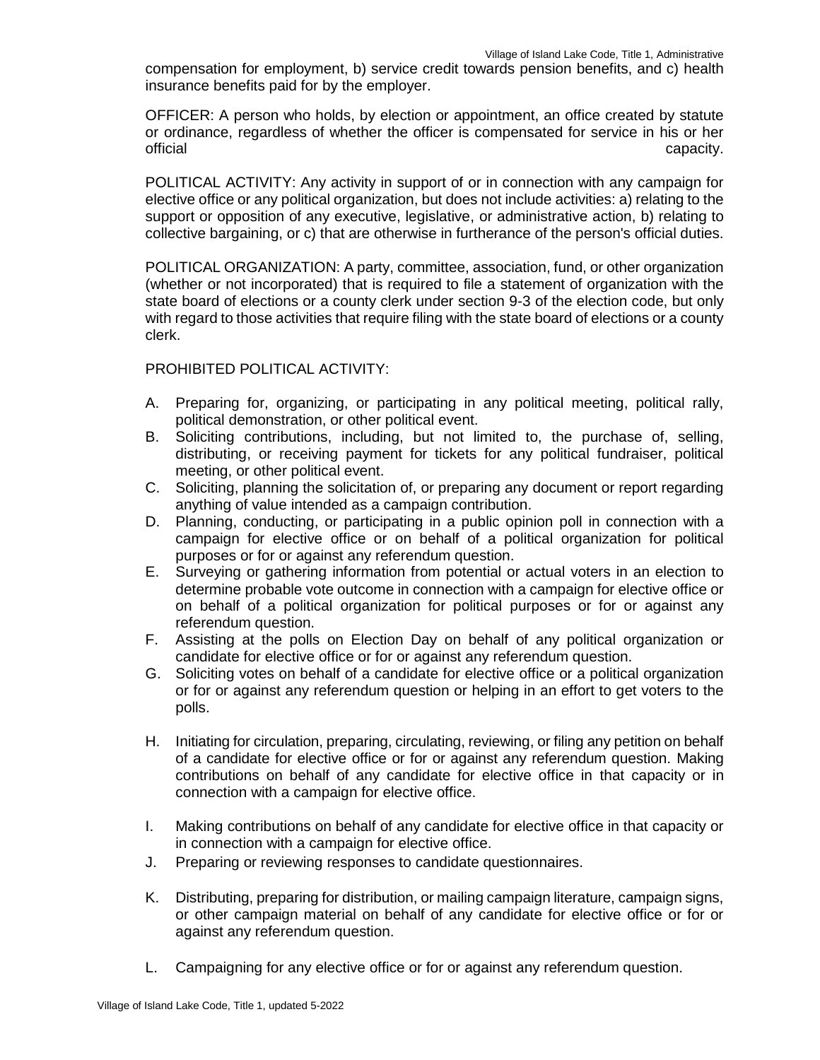compensation for employment, b) service credit towards pension benefits, and c) health insurance benefits paid for by the employer.

OFFICER: A person who holds, by election or appointment, an office created by statute or ordinance, regardless of whether the officer is compensated for service in his or her official capacity.

POLITICAL ACTIVITY: Any activity in support of or in connection with any campaign for elective office or any political organization, but does not include activities: a) relating to the support or opposition of any executive, legislative, or administrative action, b) relating to collective bargaining, or c) that are otherwise in furtherance of the person's official duties.

POLITICAL ORGANIZATION: A party, committee, association, fund, or other organization (whether or not incorporated) that is required to file a statement of organization with the state board of elections or a county clerk under section 9-3 of the election code, but only with regard to those activities that require filing with the state board of elections or a county clerk.

PROHIBITED POLITICAL ACTIVITY:

A. Preparing for, organizing, or participating in any political meeting, political rally, political demonstration, or other political event.
B. Soliciting contributions, including, but not limited to, the purchase of, selling, distributing, or receiving payment for tickets for any political fundraiser, political meeting, or other political event.
C. Soliciting, planning the solicitation of, or preparing any document or report regarding anything of value intended as a campaign contribution.
D. Planning, conducting, or participating in a public opinion poll in connection with a campaign for elective office or on behalf of a political organization for political purposes or for or against any referendum question.
E. Surveying or gathering information from potential or actual voters in an election to determine probable vote outcome in connection with a campaign for elective office or on behalf of a political organization for political purposes or for or against any referendum question.
F. Assisting at the polls on Election Day on behalf of any political organization or candidate for elective office or for or against any referendum question.
G. Soliciting votes on behalf of a candidate for elective office or a political organization or for or against any referendum question or helping in an effort to get voters to the polls.
H. Initiating for circulation, preparing, circulating, reviewing, or filing any petition on behalf of a candidate for elective office or for or against any referendum question. Making contributions on behalf of any candidate for elective office in that capacity or in connection with a campaign for elective office.
I. Making contributions on behalf of any candidate for elective office in that capacity or in connection with a campaign for elective office.
J. Preparing or reviewing responses to candidate questionnaires.
K. Distributing, preparing for distribution, or mailing campaign literature, campaign signs, or other campaign material on behalf of any candidate for elective office or for or against any referendum question.
L. Campaigning for any elective office or for or against any referendum question.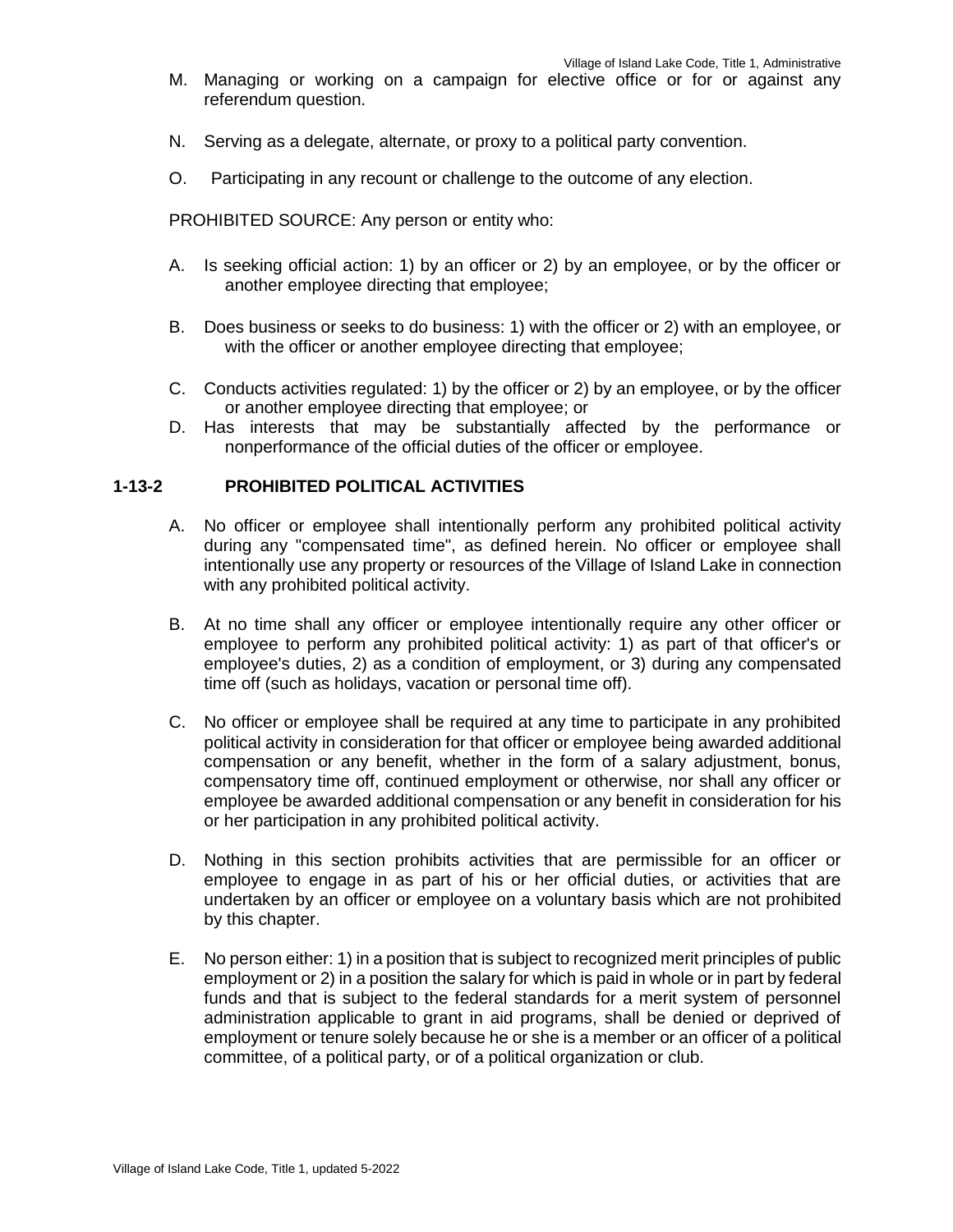M. Managing or working on a campaign for elective office or for or against any referendum question.

N. Serving as a delegate, alternate, or proxy to a political party convention.

O. Participating in any recount or challenge to the outcome of any election.

PROHIBITED SOURCE: Any person or entity who:

A. Is seeking official action: 1) by an officer or 2) by an employee, or by the officer or another employee directing that employee;

B. Does business or seeks to do business: 1) with the officer or 2) with an employee, or with the officer or another employee directing that employee;

C. Conducts activities regulated: 1) by the officer or 2) by an employee, or by the officer or another employee directing that employee; or

D. Has interests that may be substantially affected by the performance or nonperformance of the official duties of the officer or employee.

### 1-13-2 PROHIBITED POLITICAL ACTIVITIES

A. No officer or employee shall intentionally perform any prohibited political activity during any "compensated time", as defined herein. No officer or employee shall intentionally use any property or resources of the Village of Island Lake in connection with any prohibited political activity.

B. At no time shall any officer or employee intentionally require any other officer or employee to perform any prohibited political activity: 1) as part of that officer's or employee's duties, 2) as a condition of employment, or 3) during any compensated time off (such as holidays, vacation or personal time off).

C. No officer or employee shall be required at any time to participate in any prohibited political activity in consideration for that officer or employee being awarded additional compensation or any benefit, whether in the form of a salary adjustment, bonus, compensatory time off, continued employment or otherwise, nor shall any officer or employee be awarded additional compensation or any benefit in consideration for his or her participation in any prohibited political activity.

D. Nothing in this section prohibits activities that are permissible for an officer or employee to engage in as part of his or her official duties, or activities that are undertaken by an officer or employee on a voluntary basis which are not prohibited by this chapter.

E. No person either: 1) in a position that is subject to recognized merit principles of public employment or 2) in a position the salary for which is paid in whole or in part by federal funds and that is subject to the federal standards for a merit system of personnel administration applicable to grant in aid programs, shall be denied or deprived of employment or tenure solely because he or she is a member or an officer of a political committee, of a political party, or of a political organization or club.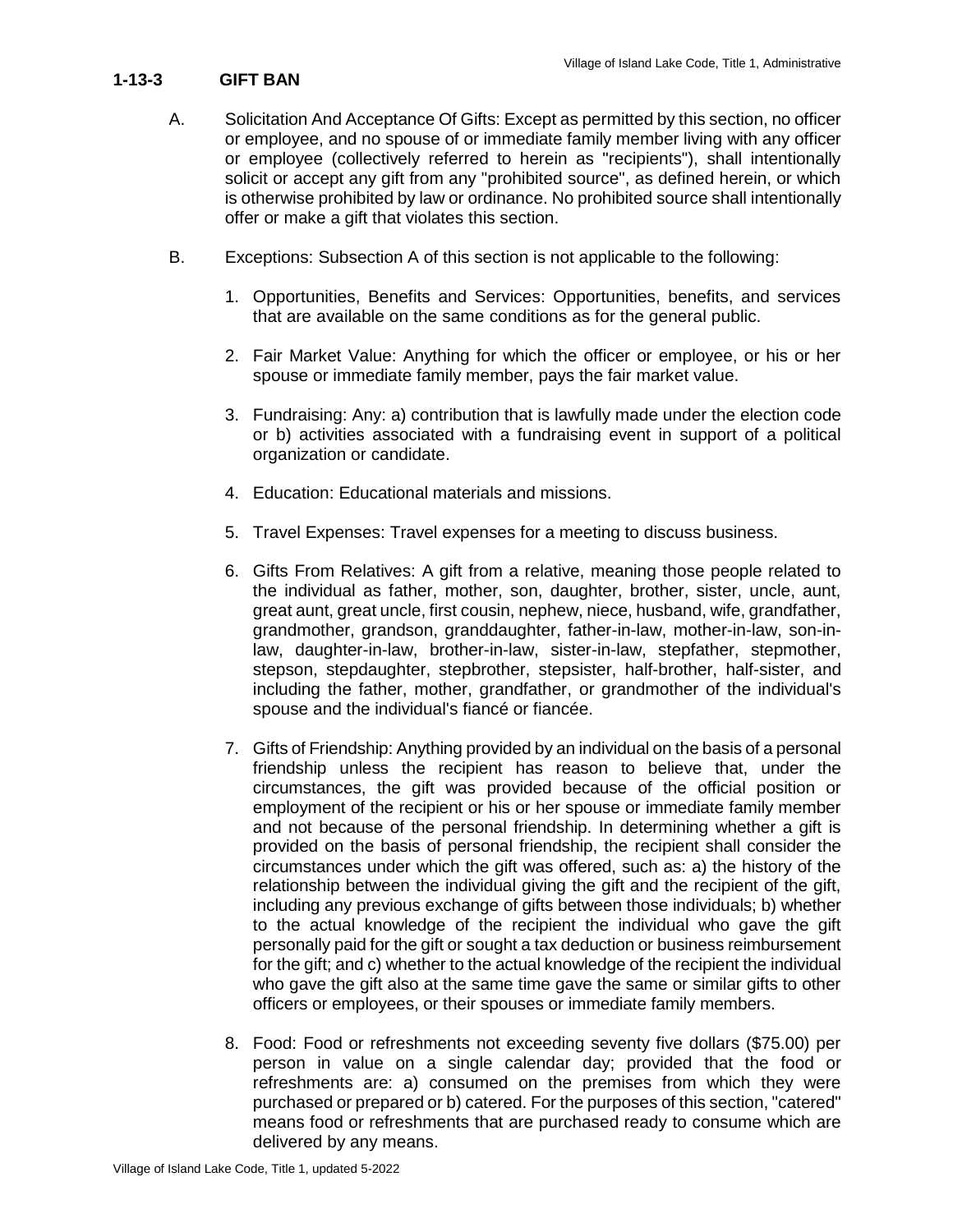### 1-13-3 GIFT BAN

A. Solicitation And Acceptance Of Gifts: Except as permitted by this section, no officer or employee, and no spouse of or immediate family member living with any officer or employee (collectively referred to herein as "recipients"), shall intentionally solicit or accept any gift from any "prohibited source", as defined herein, or which is otherwise prohibited by law or ordinance. No prohibited source shall intentionally offer or make a gift that violates this section.

B. Exceptions: Subsection A of this section is not applicable to the following:

1. Opportunities, Benefits and Services: Opportunities, benefits, and services that are available on the same conditions as for the general public.

2. Fair Market Value: Anything for which the officer or employee, or his or her spouse or immediate family member, pays the fair market value.

3. Fundraising: Any: a) contribution that is lawfully made under the election code or b) activities associated with a fundraising event in support of a political organization or candidate.

4. Education: Educational materials and missions.

5. Travel Expenses: Travel expenses for a meeting to discuss business.

6. Gifts From Relatives: A gift from a relative, meaning those people related to the individual as father, mother, son, daughter, brother, sister, uncle, aunt, great aunt, great uncle, first cousin, nephew, niece, husband, wife, grandfather, grandmother, grandson, granddaughter, father-in-law, mother-in-law, son-in-law, daughter-in-law, brother-in-law, sister-in-law, stepfather, stepmother, stepson, stepdaughter, stepbrother, stepsister, half-brother, half-sister, and including the father, mother, grandfather, or grandmother of the individual's spouse and the individual's fiancé or fiancée.

7. Gifts of Friendship: Anything provided by an individual on the basis of a personal friendship unless the recipient has reason to believe that, under the circumstances, the gift was provided because of the official position or employment of the recipient or his or her spouse or immediate family member and not because of the personal friendship. In determining whether a gift is provided on the basis of personal friendship, the recipient shall consider the circumstances under which the gift was offered, such as: a) the history of the relationship between the individual giving the gift and the recipient of the gift, including any previous exchange of gifts between those individuals; b) whether to the actual knowledge of the recipient the individual who gave the gift personally paid for the gift or sought a tax deduction or business reimbursement for the gift; and c) whether to the actual knowledge of the recipient the individual who gave the gift also at the same time gave the same or similar gifts to other officers or employees, or their spouses or immediate family members.

8. Food: Food or refreshments not exceeding seventy five dollars ($75.00) per person in value on a single calendar day; provided that the food or refreshments are: a) consumed on the premises from which they were purchased or prepared or b) catered. For the purposes of this section, "catered" means food or refreshments that are purchased ready to consume which are delivered by any means.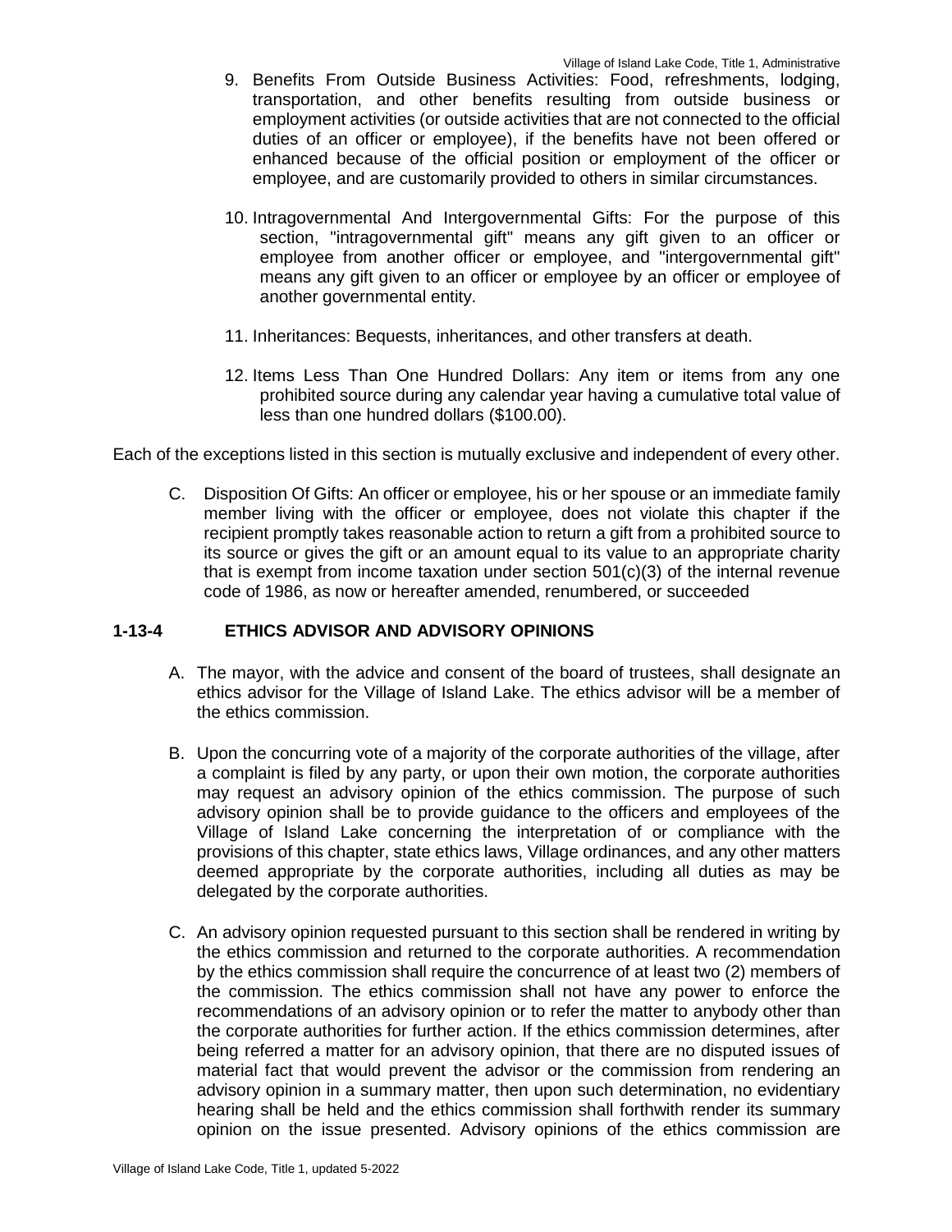9. Benefits From Outside Business Activities: Food, refreshments, lodging, transportation, and other benefits resulting from outside business or employment activities (or outside activities that are not connected to the official duties of an officer or employee), if the benefits have not been offered or enhanced because of the official position or employment of the officer or employee, and are customarily provided to others in similar circumstances.

10. Intragovernmental And Intergovernmental Gifts: For the purpose of this section, "intragovernmental gift" means any gift given to an officer or employee from another officer or employee, and "intergovernmental gift" means any gift given to an officer or employee by an officer or employee of another governmental entity.

11. Inheritances: Bequests, inheritances, and other transfers at death.

12. Items Less Than One Hundred Dollars: Any item or items from any one prohibited source during any calendar year having a cumulative total value of less than one hundred dollars ($100.00).

Each of the exceptions listed in this section is mutually exclusive and independent of every other.

C. Disposition Of Gifts: An officer or employee, his or her spouse or an immediate family member living with the officer or employee, does not violate this chapter if the recipient promptly takes reasonable action to return a gift from a prohibited source to its source or gives the gift or an amount equal to its value to an appropriate charity that is exempt from income taxation under section 501(c)(3) of the internal revenue code of 1986, as now or hereafter amended, renumbered, or succeeded

### 1-13-4 ETHICS ADVISOR AND ADVISORY OPINIONS

A. The mayor, with the advice and consent of the board of trustees, shall designate an ethics advisor for the Village of Island Lake. The ethics advisor will be a member of the ethics commission.

B. Upon the concurring vote of a majority of the corporate authorities of the village, after a complaint is filed by any party, or upon their own motion, the corporate authorities may request an advisory opinion of the ethics commission. The purpose of such advisory opinion shall be to provide guidance to the officers and employees of the Village of Island Lake concerning the interpretation of or compliance with the provisions of this chapter, state ethics laws, Village ordinances, and any other matters deemed appropriate by the corporate authorities, including all duties as may be delegated by the corporate authorities.

C. An advisory opinion requested pursuant to this section shall be rendered in writing by the ethics commission and returned to the corporate authorities. A recommendation by the ethics commission shall require the concurrence of at least two (2) members of the commission. The ethics commission shall not have any power to enforce the recommendations of an advisory opinion or to refer the matter to anybody other than the corporate authorities for further action. If the ethics commission determines, after being referred a matter for an advisory opinion, that there are no disputed issues of material fact that would prevent the advisor or the commission from rendering an advisory opinion in a summary matter, then upon such determination, no evidentiary hearing shall be held and the ethics commission shall forthwith render its summary opinion on the issue presented. Advisory opinions of the ethics commission are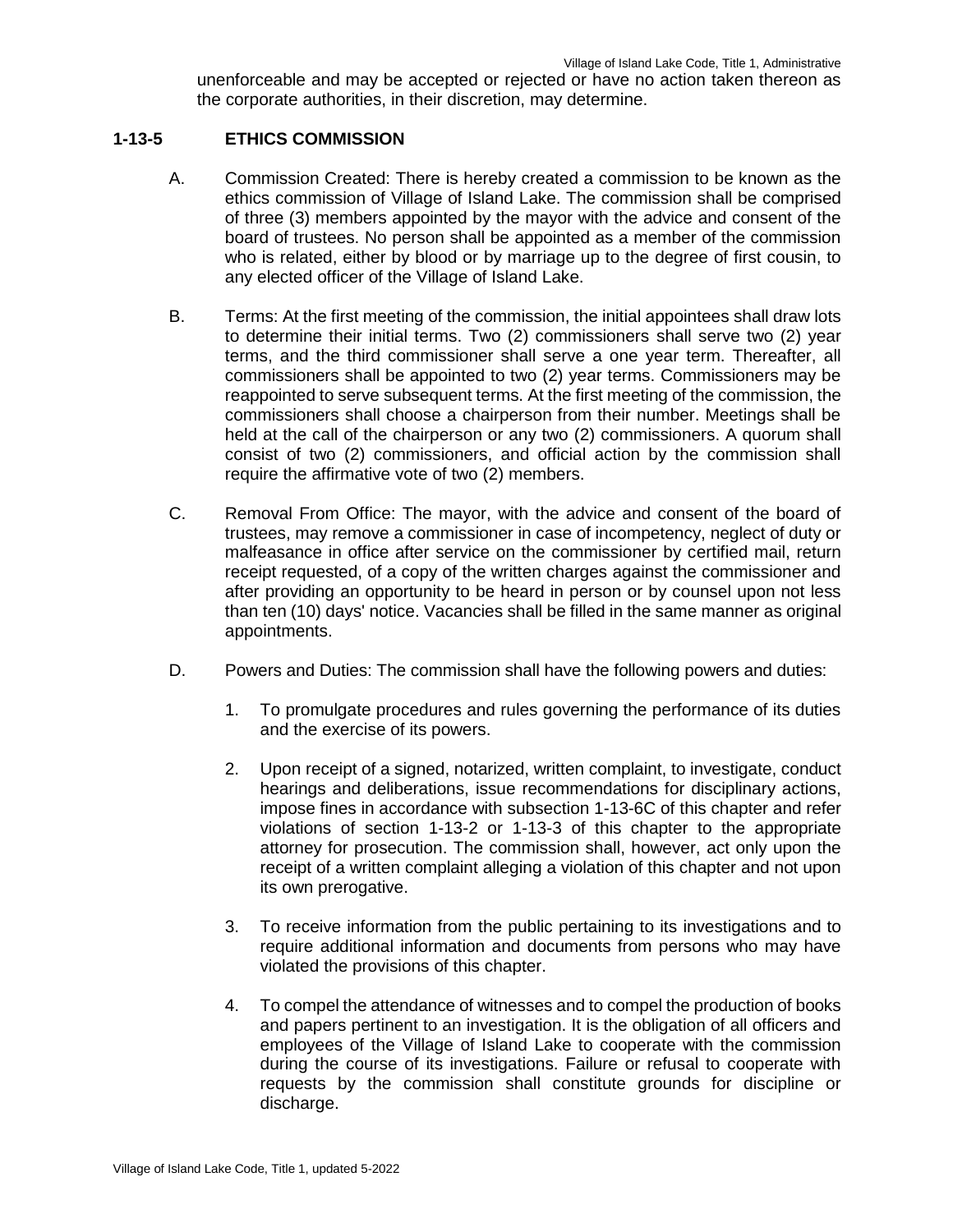unenforceable and may be accepted or rejected or have no action taken thereon as the corporate authorities, in their discretion, may determine.

## 1-13-5 ETHICS COMMISSION

A. Commission Created: There is hereby created a commission to be known as the ethics commission of Village of Island Lake. The commission shall be comprised of three (3) members appointed by the mayor with the advice and consent of the board of trustees. No person shall be appointed as a member of the commission who is related, either by blood or by marriage up to the degree of first cousin, to any elected officer of the Village of Island Lake.

B. Terms: At the first meeting of the commission, the initial appointees shall draw lots to determine their initial terms. Two (2) commissioners shall serve two (2) year terms, and the third commissioner shall serve a one year term. Thereafter, all commissioners shall be appointed to two (2) year terms. Commissioners may be reappointed to serve subsequent terms. At the first meeting of the commission, the commissioners shall choose a chairperson from their number. Meetings shall be held at the call of the chairperson or any two (2) commissioners. A quorum shall consist of two (2) commissioners, and official action by the commission shall require the affirmative vote of two (2) members.

C. Removal From Office: The mayor, with the advice and consent of the board of trustees, may remove a commissioner in case of incompetency, neglect of duty or malfeasance in office after service on the commissioner by certified mail, return receipt requested, of a copy of the written charges against the commissioner and after providing an opportunity to be heard in person or by counsel upon not less than ten (10) days' notice. Vacancies shall be filled in the same manner as original appointments.

D. Powers and Duties: The commission shall have the following powers and duties:

1. To promulgate procedures and rules governing the performance of its duties and the exercise of its powers.

2. Upon receipt of a signed, notarized, written complaint, to investigate, conduct hearings and deliberations, issue recommendations for disciplinary actions, impose fines in accordance with subsection 1-13-6C of this chapter and refer violations of section 1-13-2 or 1-13-3 of this chapter to the appropriate attorney for prosecution. The commission shall, however, act only upon the receipt of a written complaint alleging a violation of this chapter and not upon its own prerogative.

3. To receive information from the public pertaining to its investigations and to require additional information and documents from persons who may have violated the provisions of this chapter.

4. To compel the attendance of witnesses and to compel the production of books and papers pertinent to an investigation. It is the obligation of all officers and employees of the Village of Island Lake to cooperate with the commission during the course of its investigations. Failure or refusal to cooperate with requests by the commission shall constitute grounds for discipline or discharge.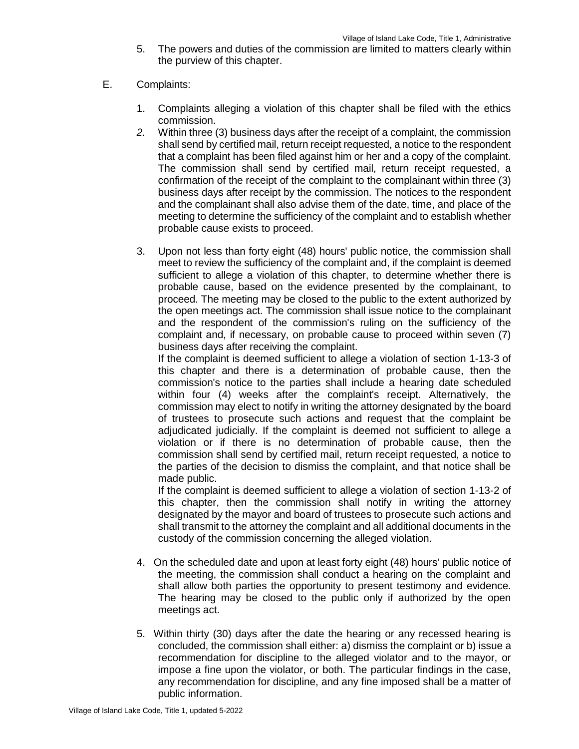5. The powers and duties of the commission are limited to matters clearly within the purview of this chapter.

E. Complaints:

1. Complaints alleging a violation of this chapter shall be filed with the ethics commission.
2. Within three (3) business days after the receipt of a complaint, the commission shall send by certified mail, return receipt requested, a notice to the respondent that a complaint has been filed against him or her and a copy of the complaint. The commission shall send by certified mail, return receipt requested, a confirmation of the receipt of the complaint to the complainant within three (3) business days after receipt by the commission. The notices to the respondent and the complainant shall also advise them of the date, time, and place of the meeting to determine the sufficiency of the complaint and to establish whether probable cause exists to proceed.

3. Upon not less than forty eight (48) hours' public notice, the commission shall meet to review the sufficiency of the complaint and, if the complaint is deemed sufficient to allege a violation of this chapter, to determine whether there is probable cause, based on the evidence presented by the complainant, to proceed. The meeting may be closed to the public to the extent authorized by the open meetings act. The commission shall issue notice to the complainant and the respondent of the commission's ruling on the sufficiency of the complaint and, if necessary, on probable cause to proceed within seven (7) business days after receiving the complaint.

   If the complaint is deemed sufficient to allege a violation of section 1-13-3 of this chapter and there is a determination of probable cause, then the commission's notice to the parties shall include a hearing date scheduled within four (4) weeks after the complaint's receipt. Alternatively, the commission may elect to notify in writing the attorney designated by the board of trustees to prosecute such actions and request that the complaint be adjudicated judicially. If the complaint is deemed not sufficient to allege a violation or if there is no determination of probable cause, then the commission shall send by certified mail, return receipt requested, a notice to the parties of the decision to dismiss the complaint, and that notice shall be made public.

   If the complaint is deemed sufficient to allege a violation of section 1-13-2 of this chapter, then the commission shall notify in writing the attorney designated by the mayor and board of trustees to prosecute such actions and shall transmit to the attorney the complaint and all additional documents in the custody of the commission concerning the alleged violation.

4. On the scheduled date and upon at least forty eight (48) hours' public notice of the meeting, the commission shall conduct a hearing on the complaint and shall allow both parties the opportunity to present testimony and evidence. The hearing may be closed to the public only if authorized by the open meetings act.

5. Within thirty (30) days after the date the hearing or any recessed hearing is concluded, the commission shall either: a) dismiss the complaint or b) issue a recommendation for discipline to the alleged violator and to the mayor, or impose a fine upon the violator, or both. The particular findings in the case, any recommendation for discipline, and any fine imposed shall be a matter of public information.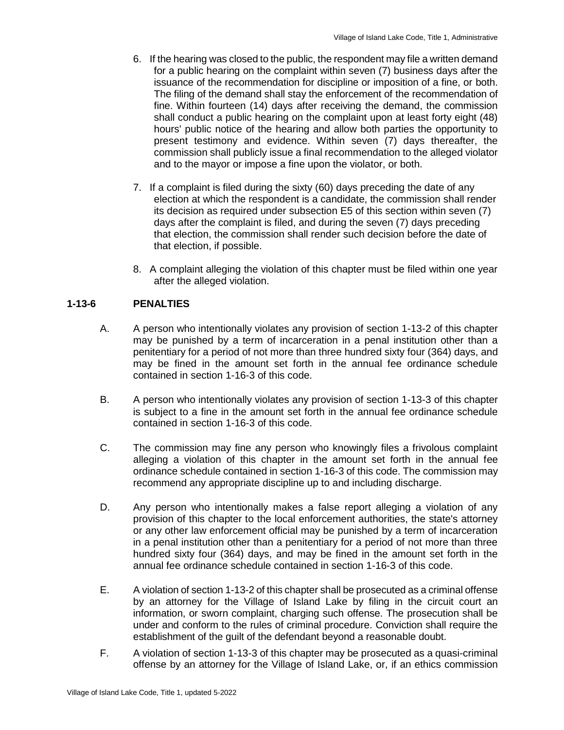6. If the hearing was closed to the public, the respondent may file a written demand for a public hearing on the complaint within seven (7) business days after the issuance of the recommendation for discipline or imposition of a fine, or both. The filing of the demand shall stay the enforcement of the recommendation of fine. Within fourteen (14) days after receiving the demand, the commission shall conduct a public hearing on the complaint upon at least forty eight (48) hours' public notice of the hearing and allow both parties the opportunity to present testimony and evidence. Within seven (7) days thereafter, the commission shall publicly issue a final recommendation to the alleged violator and to the mayor or impose a fine upon the violator, or both.

7. If a complaint is filed during the sixty (60) days preceding the date of any election at which the respondent is a candidate, the commission shall render its decision as required under subsection E5 of this section within seven (7) days after the complaint is filed, and during the seven (7) days preceding that election, the commission shall render such decision before the date of that election, if possible.

8. A complaint alleging the violation of this chapter must be filed within one year after the alleged violation.

## 1-13-6 PENALTIES

A. A person who intentionally violates any provision of section 1-13-2 of this chapter may be punished by a term of incarceration in a penal institution other than a penitentiary for a period of not more than three hundred sixty four (364) days, and may be fined in the amount set forth in the annual fee ordinance schedule contained in section 1-16-3 of this code.

B. A person who intentionally violates any provision of section 1-13-3 of this chapter is subject to a fine in the amount set forth in the annual fee ordinance schedule contained in section 1-16-3 of this code.

C. The commission may fine any person who knowingly files a frivolous complaint alleging a violation of this chapter in the amount set forth in the annual fee ordinance schedule contained in section 1-16-3 of this code. The commission may recommend any appropriate discipline up to and including discharge.

D. Any person who intentionally makes a false report alleging a violation of any provision of this chapter to the local enforcement authorities, the state's attorney or any other law enforcement official may be punished by a term of incarceration in a penal institution other than a penitentiary for a period of not more than three hundred sixty four (364) days, and may be fined in the amount set forth in the annual fee ordinance schedule contained in section 1-16-3 of this code.

E. A violation of section 1-13-2 of this chapter shall be prosecuted as a criminal offense by an attorney for the Village of Island Lake by filing in the circuit court an information, or sworn complaint, charging such offense. The prosecution shall be under and conform to the rules of criminal procedure. Conviction shall require the establishment of the guilt of the defendant beyond a reasonable doubt.

F. A violation of section 1-13-3 of this chapter may be prosecuted as a quasi-criminal offense by an attorney for the Village of Island Lake, or, if an ethics commission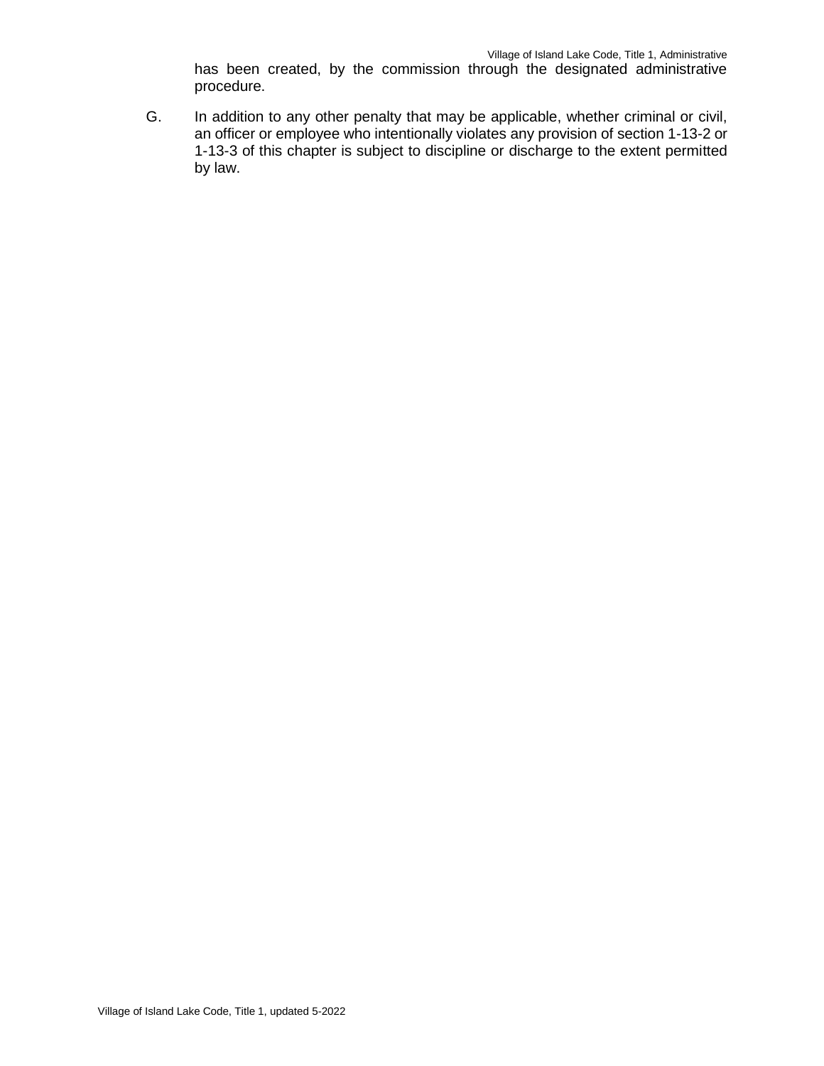has been created, by the commission through the designated administrative procedure.

G. In addition to any other penalty that may be applicable, whether criminal or civil, an officer or employee who intentionally violates any provision of section 1-13-2 or 1-13-3 of this chapter is subject to discipline or discharge to the extent permitted by law.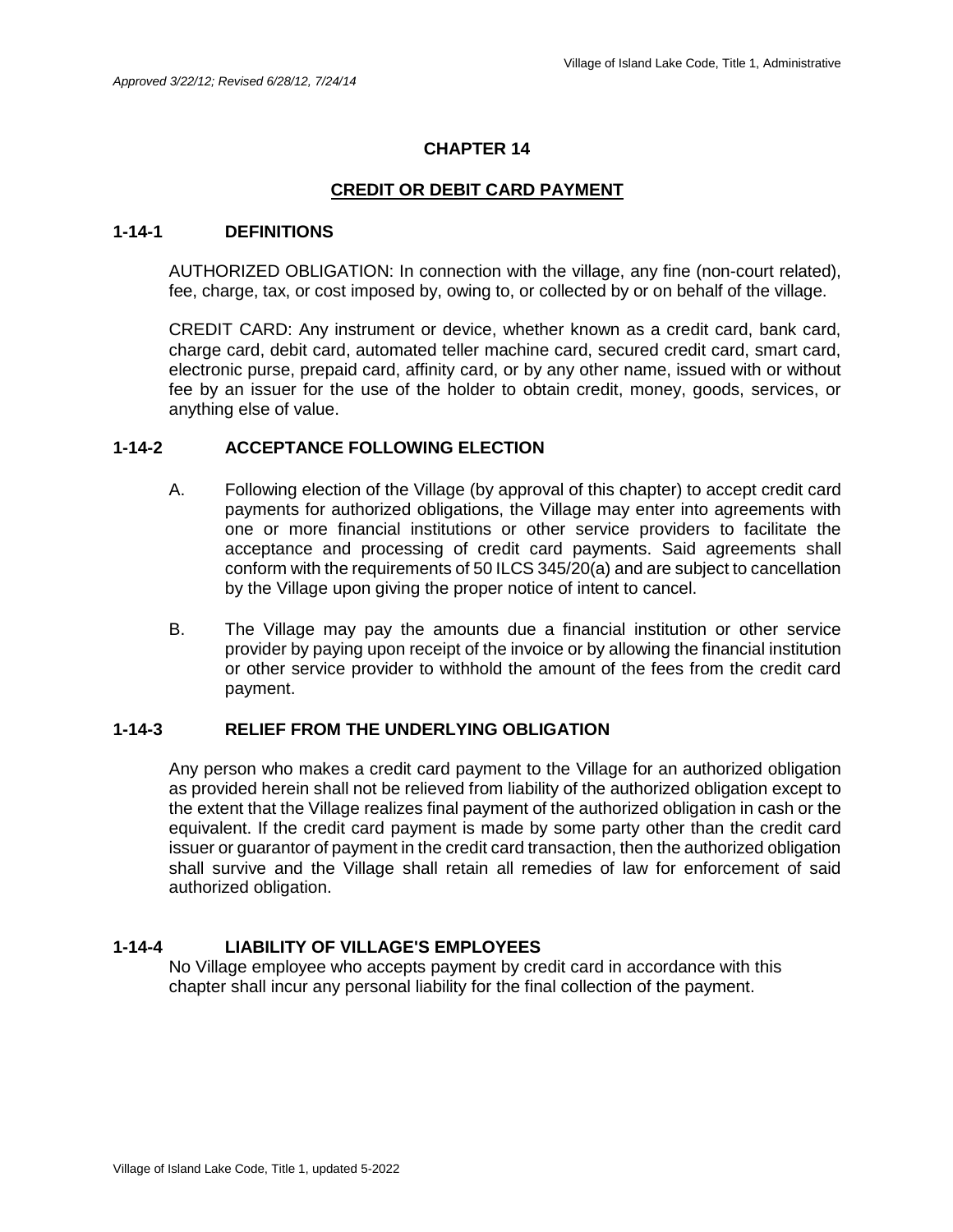*Approved 3/22/12; Revised 6/28/12, 7/24/14*

# CHAPTER 14

## CREDIT OR DEBIT CARD PAYMENT

### 1-14-1 DEFINITIONS

AUTHORIZED OBLIGATION: In connection with the village, any fine (non-court related), fee, charge, tax, or cost imposed by, owing to, or collected by or on behalf of the village.

CREDIT CARD: Any instrument or device, whether known as a credit card, bank card, charge card, debit card, automated teller machine card, secured credit card, smart card, electronic purse, prepaid card, affinity card, or by any other name, issued with or without fee by an issuer for the use of the holder to obtain credit, money, goods, services, or anything else of value.

### 1-14-2 ACCEPTANCE FOLLOWING ELECTION

A. Following election of the Village (by approval of this chapter) to accept credit card payments for authorized obligations, the Village may enter into agreements with one or more financial institutions or other service providers to facilitate the acceptance and processing of credit card payments. Said agreements shall conform with the requirements of 50 ILCS 345/20(a) and are subject to cancellation by the Village upon giving the proper notice of intent to cancel.

B. The Village may pay the amounts due a financial institution or other service provider by paying upon receipt of the invoice or by allowing the financial institution or other service provider to withhold the amount of the fees from the credit card payment.

### 1-14-3 RELIEF FROM THE UNDERLYING OBLIGATION

Any person who makes a credit card payment to the Village for an authorized obligation as provided herein shall not be relieved from liability of the authorized obligation except to the extent that the Village realizes final payment of the authorized obligation in cash or the equivalent. If the credit card payment is made by some party other than the credit card issuer or guarantor of payment in the credit card transaction, then the authorized obligation shall survive and the Village shall retain all remedies of law for enforcement of said authorized obligation.

### 1-14-4 LIABILITY OF VILLAGE'S EMPLOYEES

No Village employee who accepts payment by credit card in accordance with this chapter shall incur any personal liability for the final collection of the payment.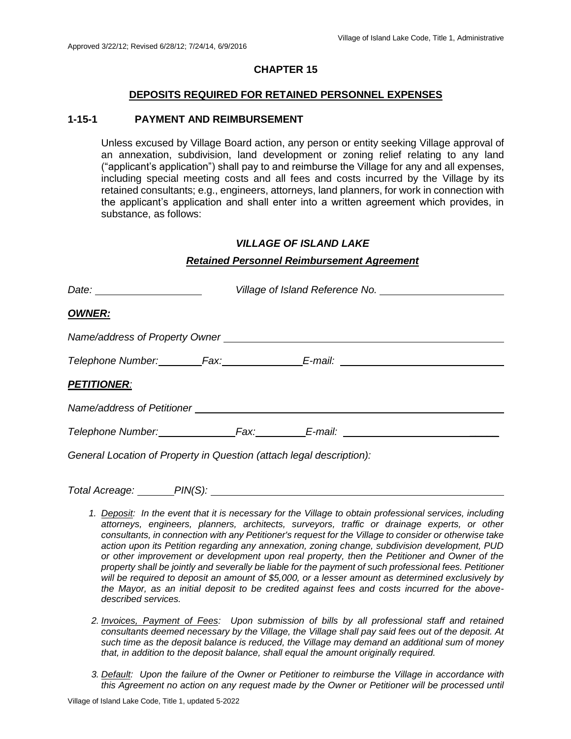Approved 3/22/12; Revised 6/28/12; 7/24/14, 6/9/2016

## CHAPTER 15

### DEPOSITS REQUIRED FOR RETAINED PERSONNEL EXPENSES

### 1-15-1 PAYMENT AND REIMBURSEMENT

Unless excused by Village Board action, any person or entity seeking Village approval of an annexation, subdivision, land development or zoning relief relating to any land ("applicant's application") shall pay to and reimburse the Village for any and all expenses, including special meeting costs and all fees and costs incurred by the Village by its retained consultants; e.g., engineers, attorneys, land planners, for work in connection with the applicant's application and shall enter into a written agreement which provides, in substance, as follows:

***VILLAGE OF ISLAND LAKE***

***Retained Personnel Reimbursement Agreement***

*Date:* ___________________ *Village of Island Reference No.* ______________________

***OWNER:***

*Name/address of Property Owner* ________________________________________________

*Telephone Number:* ________ *Fax:* ______________ *E-mail:* ____________________________

***PETITIONER:***

*Name/address of Petitioner* ____________________________________________________

*Telephone Number:* ______________ *Fax:* _________ *E-mail:* ____________________________

*General Location of Property in Question (attach legal description):*

*Total Acreage:* ______ *PIN(S):* ____________________________________________________

1. *Deposit: In the event that it is necessary for the Village to obtain professional services, including attorneys, engineers, planners, architects, surveyors, traffic or drainage experts, or other consultants, in connection with any Petitioner's request for the Village to consider or otherwise take action upon its Petition regarding any annexation, zoning change, subdivision development, PUD or other improvement or development upon real property, then the Petitioner and Owner of the property shall be jointly and severally be liable for the payment of such professional fees. Petitioner will be required to deposit an amount of $5,000, or a lesser amount as determined exclusively by the Mayor, as an initial deposit to be credited against fees and costs incurred for the above-described services.*

2. *Invoices, Payment of Fees: Upon submission of bills by all professional staff and retained consultants deemed necessary by the Village, the Village shall pay said fees out of the deposit. At such time as the deposit balance is reduced, the Village may demand an additional sum of money that, in addition to the deposit balance, shall equal the amount originally required.*

3. *Default: Upon the failure of the Owner or Petitioner to reimburse the Village in accordance with this Agreement no action on any request made by the Owner or Petitioner will be processed until*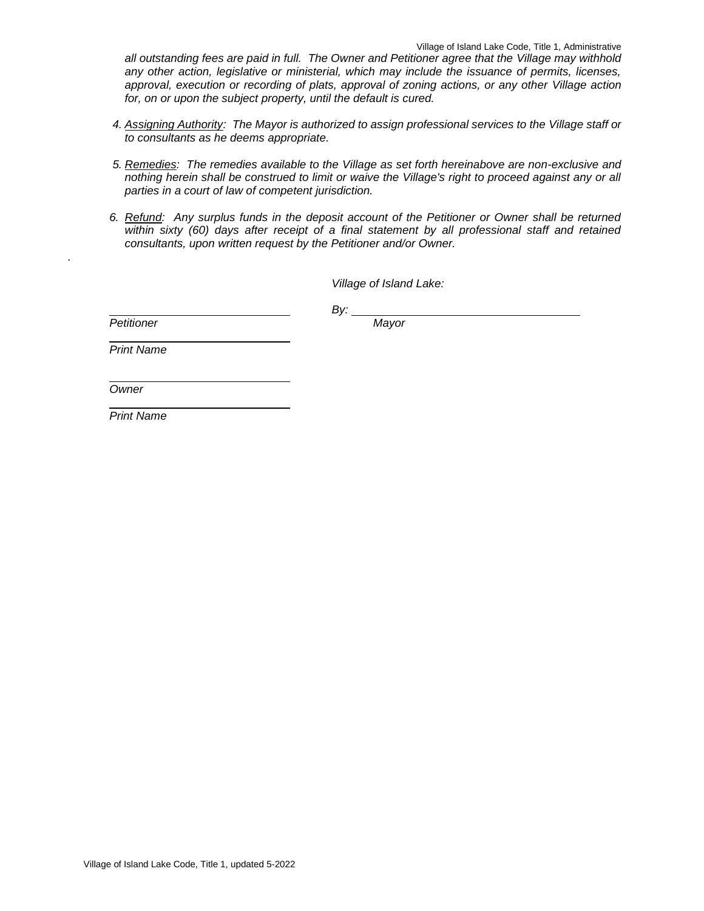*all outstanding fees are paid in full. The Owner and Petitioner agree that the Village may withhold any other action, legislative or ministerial, which may include the issuance of permits, licenses, approval, execution or recording of plats, approval of zoning actions, or any other Village action for, on or upon the subject property, until the default is cured.*

4. *Assigning Authority: The Mayor is authorized to assign professional services to the Village staff or to consultants as he deems appropriate.*

5. *Remedies: The remedies available to the Village as set forth hereinabove are non-exclusive and nothing herein shall be construed to limit or waive the Village's right to proceed against any or all parties in a court of law of competent jurisdiction.*

6. *Refund: Any surplus funds in the deposit account of the Petitioner or Owner shall be returned within sixty (60) days after receipt of a final statement by all professional staff and retained consultants, upon written request by the Petitioner and/or Owner.*

.

*Village of Island Lake:*

*By:* ______________________________
*Mayor*

______________________________
*Petitioner*

______________________________
*Print Name*

______________________________
*Owner*

______________________________
*Print Name*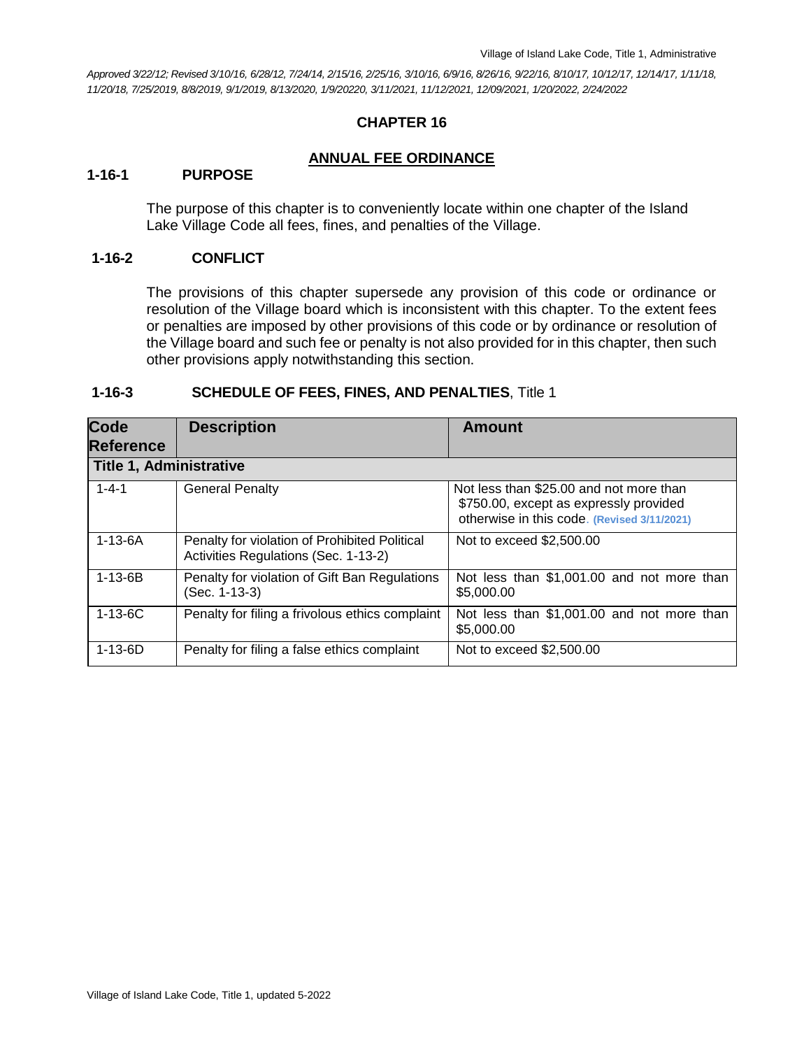*Approved 3/22/12; Revised 3/10/16, 6/28/12, 7/24/14, 2/15/16, 2/25/16, 3/10/16, 6/9/16, 8/26/16, 9/22/16, 8/10/17, 10/12/17, 12/14/17, 1/11/18, 11/20/18, 7/25/2019, 8/8/2019, 9/1/2019, 8/13/2020, 1/9/20220, 3/11/2021, 11/12/2021, 12/09/2021, 1/20/2022, 2/24/2022*

## CHAPTER 16

## ANNUAL FEE ORDINANCE

### 1-16-1 PURPOSE

The purpose of this chapter is to conveniently locate within one chapter of the Island Lake Village Code all fees, fines, and penalties of the Village.

### 1-16-2 CONFLICT

The provisions of this chapter supersede any provision of this code or ordinance or resolution of the Village board which is inconsistent with this chapter. To the extent fees or penalties are imposed by other provisions of this code or by ordinance or resolution of the Village board and such fee or penalty is not also provided for in this chapter, then such other provisions apply notwithstanding this section.

### 1-16-3 SCHEDULE OF FEES, FINES, AND PENALTIES, Title 1

| Code Reference | Description | Amount |
|---|---|---|
| **Title 1, Administrative** | | |
| 1-4-1 | General Penalty | Not less than $25.00 and not more than $750.00, except as expressly provided otherwise in this code. **(Revised 3/11/2021)** |
| 1-13-6A | Penalty for violation of Prohibited Political Activities Regulations (Sec. 1-13-2) | Not to exceed $2,500.00 |
| 1-13-6B | Penalty for violation of Gift Ban Regulations (Sec. 1-13-3) | Not less than $1,001.00 and not more than $5,000.00 |
| 1-13-6C | Penalty for filing a frivolous ethics complaint | Not less than $1,001.00 and not more than $5,000.00 |
| 1-13-6D | Penalty for filing a false ethics complaint | Not to exceed $2,500.00 |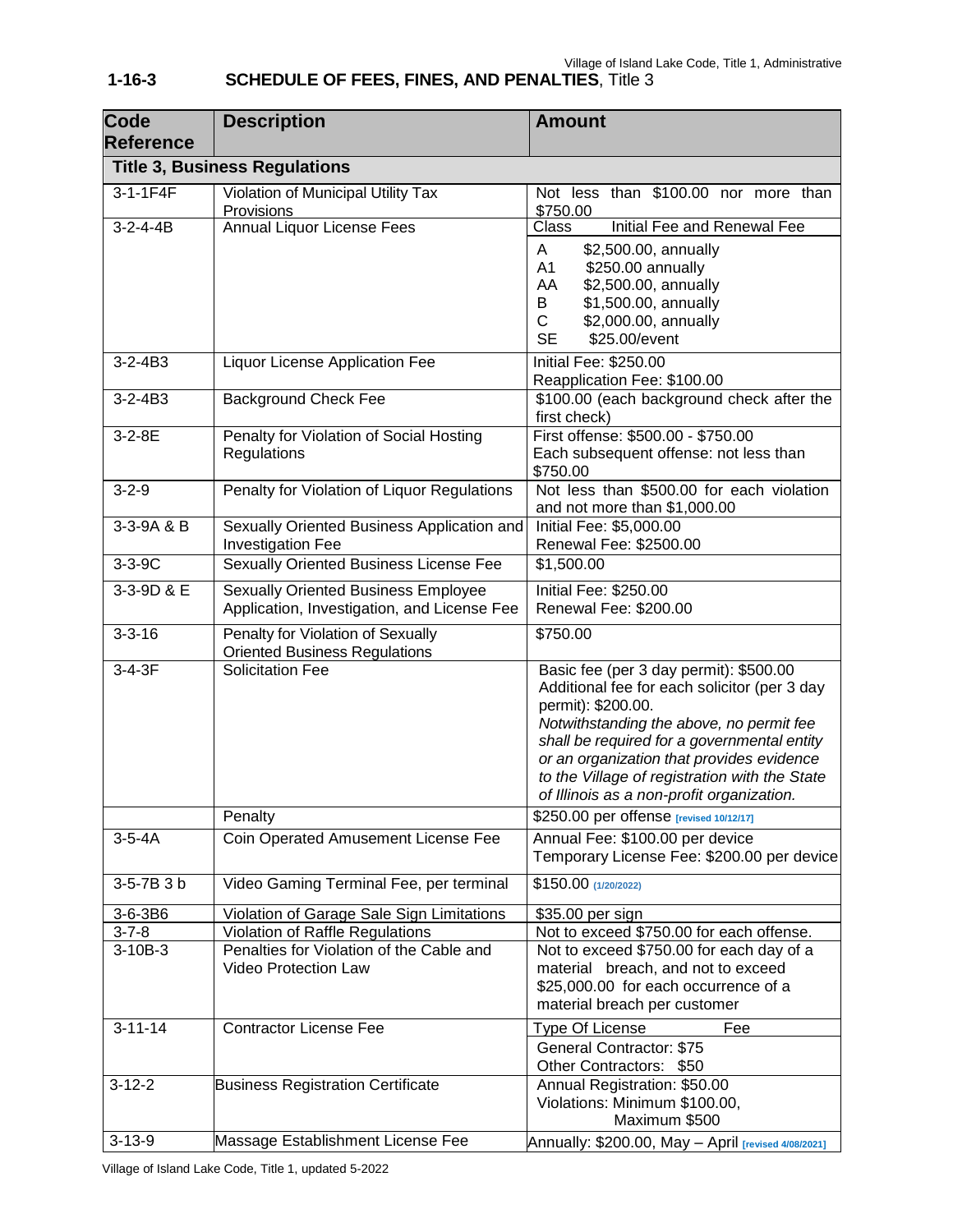## 1-16-3 SCHEDULE OF FEES, FINES, AND PENALTIES, Title 3

| Code Reference | Description | Amount |
|---|---|---|
| **Title 3, Business Regulations** | | |
| 3-1-1F4F | Violation of Municipal Utility Tax Provisions | Not less than $100.00 nor more than $750.00 |
| 3-2-4-4B | Annual Liquor License Fees | Class Initial Fee and Renewal Fee<br>A $2,500.00, annually<br>A1 $250.00 annually<br>AA $2,500.00, annually<br>B $1,500.00, annually<br>C $2,000.00, annually<br>SE $25.00/event |
| 3-2-4B3 | Liquor License Application Fee | Initial Fee: $250.00<br>Reapplication Fee: $100.00 |
| 3-2-4B3 | Background Check Fee | $100.00 (each background check after the first check) |
| 3-2-8E | Penalty for Violation of Social Hosting Regulations | First offense: $500.00 - $750.00<br>Each subsequent offense: not less than $750.00 |
| 3-2-9 | Penalty for Violation of Liquor Regulations | Not less than $500.00 for each violation and not more than $1,000.00 |
| 3-3-9A & B | Sexually Oriented Business Application and Investigation Fee | Initial Fee: $5,000.00<br>Renewal Fee: $2500.00 |
| 3-3-9C | Sexually Oriented Business License Fee | $1,500.00 |
| 3-3-9D & E | Sexually Oriented Business Employee Application, Investigation, and License Fee | Initial Fee: $250.00<br>Renewal Fee: $200.00 |
| 3-3-16 | Penalty for Violation of Sexually Oriented Business Regulations | $750.00 |
| 3-4-3F | Solicitation Fee | Basic fee (per 3 day permit): $500.00<br>Additional fee for each solicitor (per 3 day permit): $200.00.<br>*Notwithstanding the above, no permit fee shall be required for a governmental entity or an organization that provides evidence to the Village of registration with the State of Illinois as a non-profit organization.* |
| | Penalty | $250.00 per offense [revised 10/12/17] |
| 3-5-4A | Coin Operated Amusement License Fee | Annual Fee: $100.00 per device<br>Temporary License Fee: $200.00 per device |
| 3-5-7B 3 b | Video Gaming Terminal Fee, per terminal | $150.00 (1/20/2022) |
| 3-6-3B6 | Violation of Garage Sale Sign Limitations | $35.00 per sign |
| 3-7-8 | Violation of Raffle Regulations | Not to exceed $750.00 for each offense. |
| 3-10B-3 | Penalties for Violation of the Cable and Video Protection Law | Not to exceed $750.00 for each day of a material breach, and not to exceed $25,000.00 for each occurrence of a material breach per customer |
| 3-11-14 | Contractor License Fee | Type Of License Fee<br>General Contractor: $75<br>Other Contractors: $50 |
| 3-12-2 | Business Registration Certificate | Annual Registration: $50.00<br>Violations: Minimum $100.00,<br>Maximum $500 |
| 3-13-9 | Massage Establishment License Fee | Annually: $200.00, May – April [revised 4/08/2021] |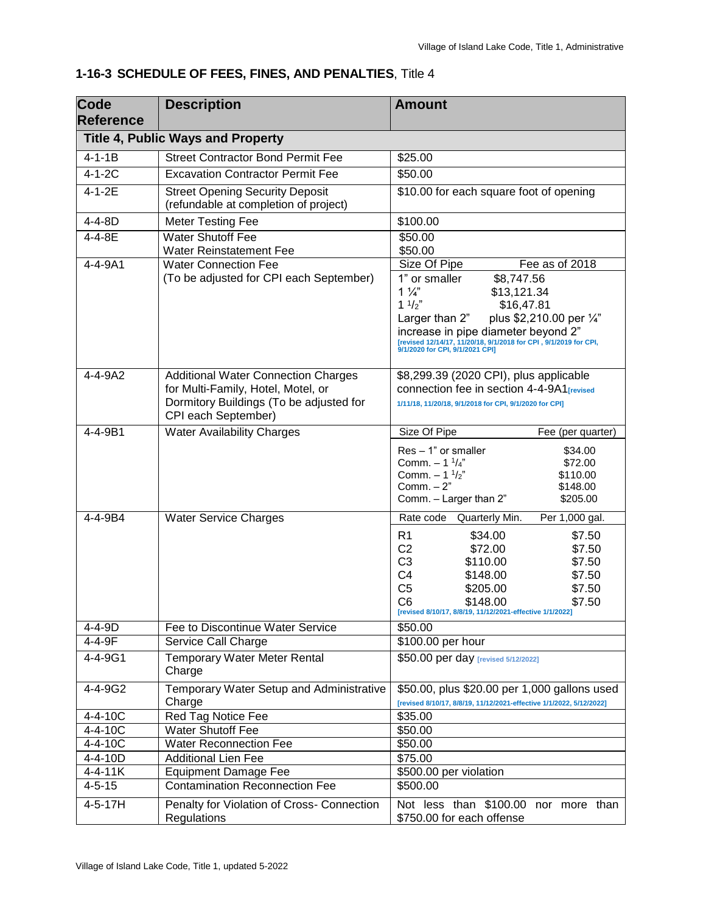## 1-16-3 SCHEDULE OF FEES, FINES, AND PENALTIES, Title 4

| Code Reference | Description | Amount |
|---|---|---|
| **Title 4, Public Ways and Property** | | |
| 4-1-1B | Street Contractor Bond Permit Fee | $25.00 |
| 4-1-2C | Excavation Contractor Permit Fee | $50.00 |
| 4-1-2E | Street Opening Security Deposit (refundable at completion of project) | $10.00 for each square foot of opening |
| 4-4-8D | Meter Testing Fee | $100.00 |
| 4-4-8E | Water Shutoff Fee<br>Water Reinstatement Fee | $50.00<br>$50.00 |
| 4-4-9A1 | Water Connection Fee<br>(To be adjusted for CPI each September) | Size Of Pipe — Fee as of 2018<br>1" or smaller — $8,747.56<br>1 ¼" — $13,121.34<br>1 ½" — $16,47.81<br>Larger than 2" — plus $2,210.00 per ¼" increase in pipe diameter beyond 2"<br>[revised 12/14/17, 11/20/18, 9/1/2018 for CPI , 9/1/2019 for CPI, 9/1/2020 for CPI, 9/1/2021 CPI] |
| 4-4-9A2 | Additional Water Connection Charges for Multi-Family, Hotel, Motel, or Dormitory Buildings (To be adjusted for CPI each September) | $8,299.39 (2020 CPI), plus applicable connection fee in section 4-4-9A1 [revised 1/11/18, 11/20/18, 9/1/2018 for CPI, 9/1/2020 for CPI] |
| 4-4-9B1 | Water Availability Charges | Size Of Pipe — Fee (per quarter)<br>Res – 1" or smaller — $34.00<br>Comm. – 1 ¼" — $72.00<br>Comm. – 1 ½" — $110.00<br>Comm. – 2" — $148.00<br>Comm. – Larger than 2" — $205.00 |
| 4-4-9B4 | Water Service Charges | Rate code — Quarterly Min. — Per 1,000 gal.<br>R1 — $34.00 — $7.50<br>C2 — $72.00 — $7.50<br>C3 — $110.00 — $7.50<br>C4 — $148.00 — $7.50<br>C5 — $205.00 — $7.50<br>C6 — $148.00 — $7.50<br>[revised 8/10/17, 8/8/19, 11/12/2021-effective 1/1/2022] |
| 4-4-9D | Fee to Discontinue Water Service | $50.00 |
| 4-4-9F | Service Call Charge | $100.00 per hour |
| 4-4-9G1 | Temporary Water Meter Rental Charge | $50.00 per day [revised 5/12/2022] |
| 4-4-9G2 | Temporary Water Setup and Administrative Charge | $50.00, plus $20.00 per 1,000 gallons used [revised 8/10/17, 8/8/19, 11/12/2021-effective 1/1/2022, 5/12/2022] |
| 4-4-10C | Red Tag Notice Fee | $35.00 |
| 4-4-10C | Water Shutoff Fee | $50.00 |
| 4-4-10C | Water Reconnection Fee | $50.00 |
| 4-4-10D | Additional Lien Fee | $75.00 |
| 4-4-11K | Equipment Damage Fee | $500.00 per violation |
| 4-5-15 | Contamination Reconnection Fee | $500.00 |
| 4-5-17H | Penalty for Violation of Cross- Connection Regulations | Not less than $100.00 nor more than $750.00 for each offense |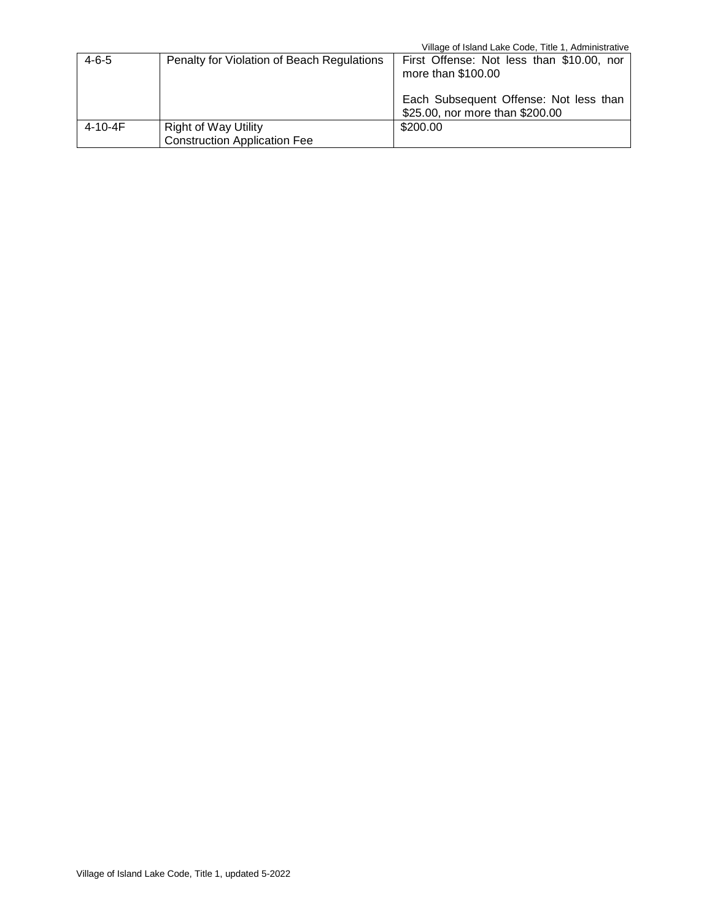| 4-6-5 | Penalty for Violation of Beach Regulations | First Offense: Not less than $10.00, nor more than $100.00<br><br>Each Subsequent Offense: Not less than $25.00, nor more than $200.00 |
|---|---|---|
| 4-10-4F | Right of Way Utility Construction Application Fee | $200.00 |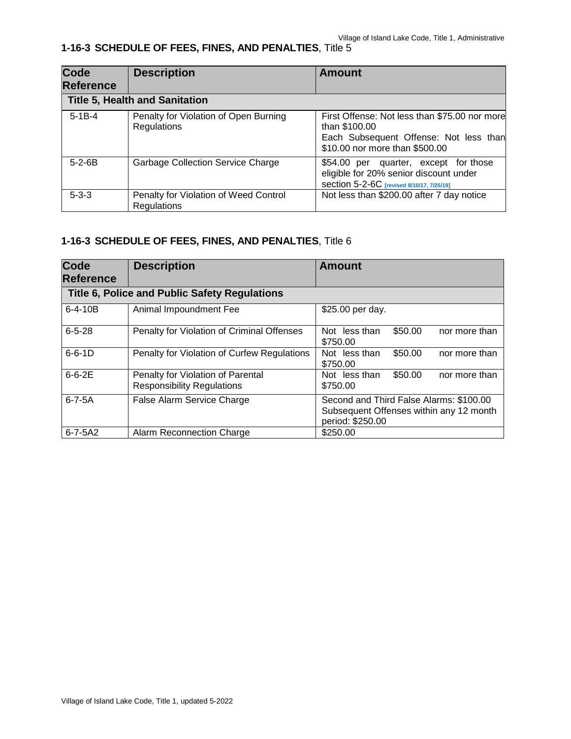## 1-16-3 SCHEDULE OF FEES, FINES, AND PENALTIES, Title 5

| Code Reference | Description | Amount |
|---|---|---|
| **Title 5, Health and Sanitation** | | |
| 5-1B-4 | Penalty for Violation of Open Burning Regulations | First Offense: Not less than $75.00 nor more than $100.00<br>Each Subsequent Offense: Not less than $10.00 nor more than $500.00 |
| 5-2-6B | Garbage Collection Service Charge | $54.00 per quarter, except for those eligible for 20% senior discount under section 5-2-6C [revised 8/10/17, 7/25/19] |
| 5-3-3 | Penalty for Violation of Weed Control Regulations | Not less than $200.00 after 7 day notice |

## 1-16-3 SCHEDULE OF FEES, FINES, AND PENALTIES, Title 6

| Code Reference | Description | Amount |
|---|---|---|
| **Title 6, Police and Public Safety Regulations** | | |
| 6-4-10B | Animal Impoundment Fee | $25.00 per day. |
| 6-5-28 | Penalty for Violation of Criminal Offenses | Not less than $50.00 nor more than $750.00 |
| 6-6-1D | Penalty for Violation of Curfew Regulations | Not less than $50.00 nor more than $750.00 |
| 6-6-2E | Penalty for Violation of Parental Responsibility Regulations | Not less than $50.00 nor more than $750.00 |
| 6-7-5A | False Alarm Service Charge | Second and Third False Alarms: $100.00<br>Subsequent Offenses within any 12 month period: $250.00 |
| 6-7-5A2 | Alarm Reconnection Charge | $250.00 |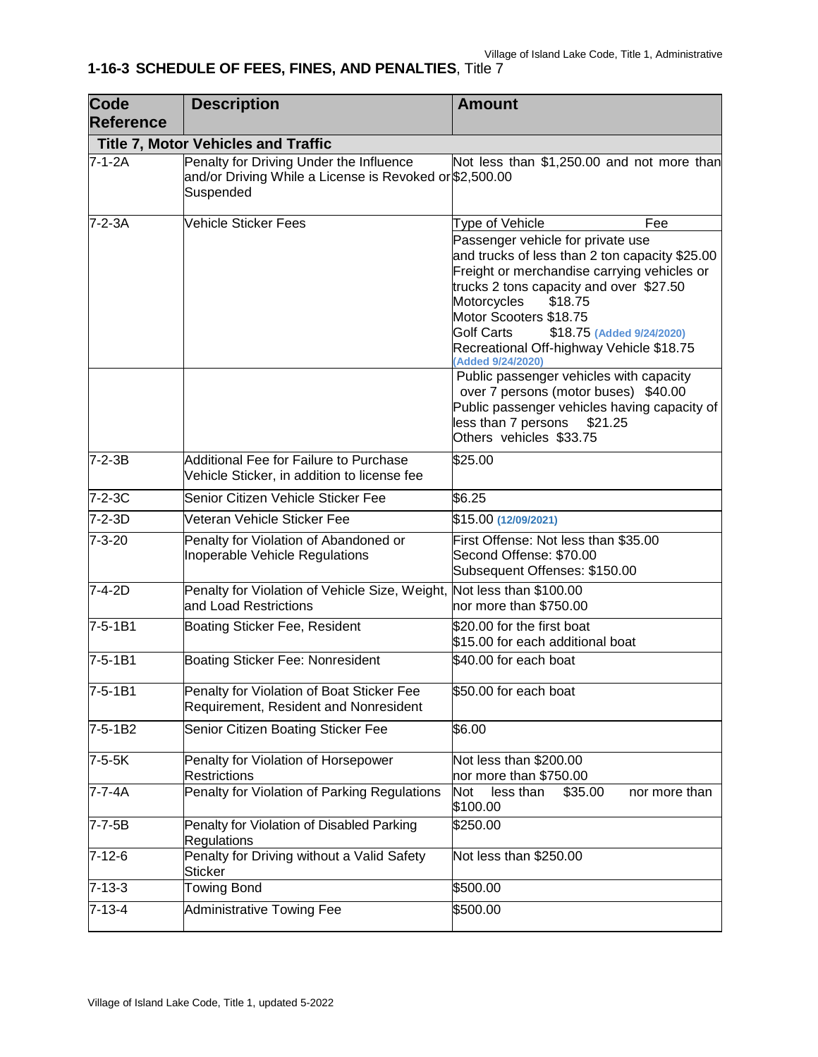## 1-16-3 SCHEDULE OF FEES, FINES, AND PENALTIES, Title 7

| Code Reference | Description | Amount |
|---|---|---|
| **Title 7, Motor Vehicles and Traffic** | | |
| 7-1-2A | Penalty for Driving Under the Influence and/or Driving While a License is Revoked or Suspended | Not less than $1,250.00 and not more than $2,500.00 |
| 7-2-3A | Vehicle Sticker Fees | Type of Vehicle — Fee<br>Passenger vehicle for private use and trucks of less than 2 ton capacity $25.00<br>Freight or merchandise carrying vehicles or trucks 2 tons capacity and over $27.50<br>Motorcycles $18.75<br>Motor Scooters $18.75<br>Golf Carts $18.75 (Added 9/24/2020)<br>Recreational Off-highway Vehicle $18.75 (Added 9/24/2020) |
| | | Public passenger vehicles with capacity over 7 persons (motor buses) $40.00<br>Public passenger vehicles having capacity of less than 7 persons $21.25<br>Others vehicles $33.75 |
| 7-2-3B | Additional Fee for Failure to Purchase Vehicle Sticker, in addition to license fee | $25.00 |
| 7-2-3C | Senior Citizen Vehicle Sticker Fee | $6.25 |
| 7-2-3D | Veteran Vehicle Sticker Fee | $15.00 (12/09/2021) |
| 7-3-20 | Penalty for Violation of Abandoned or Inoperable Vehicle Regulations | First Offense: Not less than $35.00<br>Second Offense: $70.00<br>Subsequent Offenses: $150.00 |
| 7-4-2D | Penalty for Violation of Vehicle Size, Weight, and Load Restrictions | Not less than $100.00 nor more than $750.00 |
| 7-5-1B1 | Boating Sticker Fee, Resident | $20.00 for the first boat<br>$15.00 for each additional boat |
| 7-5-1B1 | Boating Sticker Fee: Nonresident | $40.00 for each boat |
| 7-5-1B1 | Penalty for Violation of Boat Sticker Fee Requirement, Resident and Nonresident | $50.00 for each boat |
| 7-5-1B2 | Senior Citizen Boating Sticker Fee | $6.00 |
| 7-5-5K | Penalty for Violation of Horsepower Restrictions | Not less than $200.00 nor more than $750.00 |
| 7-7-4A | Penalty for Violation of Parking Regulations | Not less than $35.00 nor more than $100.00 |
| 7-7-5B | Penalty for Violation of Disabled Parking Regulations | $250.00 |
| 7-12-6 | Penalty for Driving without a Valid Safety Sticker | Not less than $250.00 |
| 7-13-3 | Towing Bond | $500.00 |
| 7-13-4 | Administrative Towing Fee | $500.00 |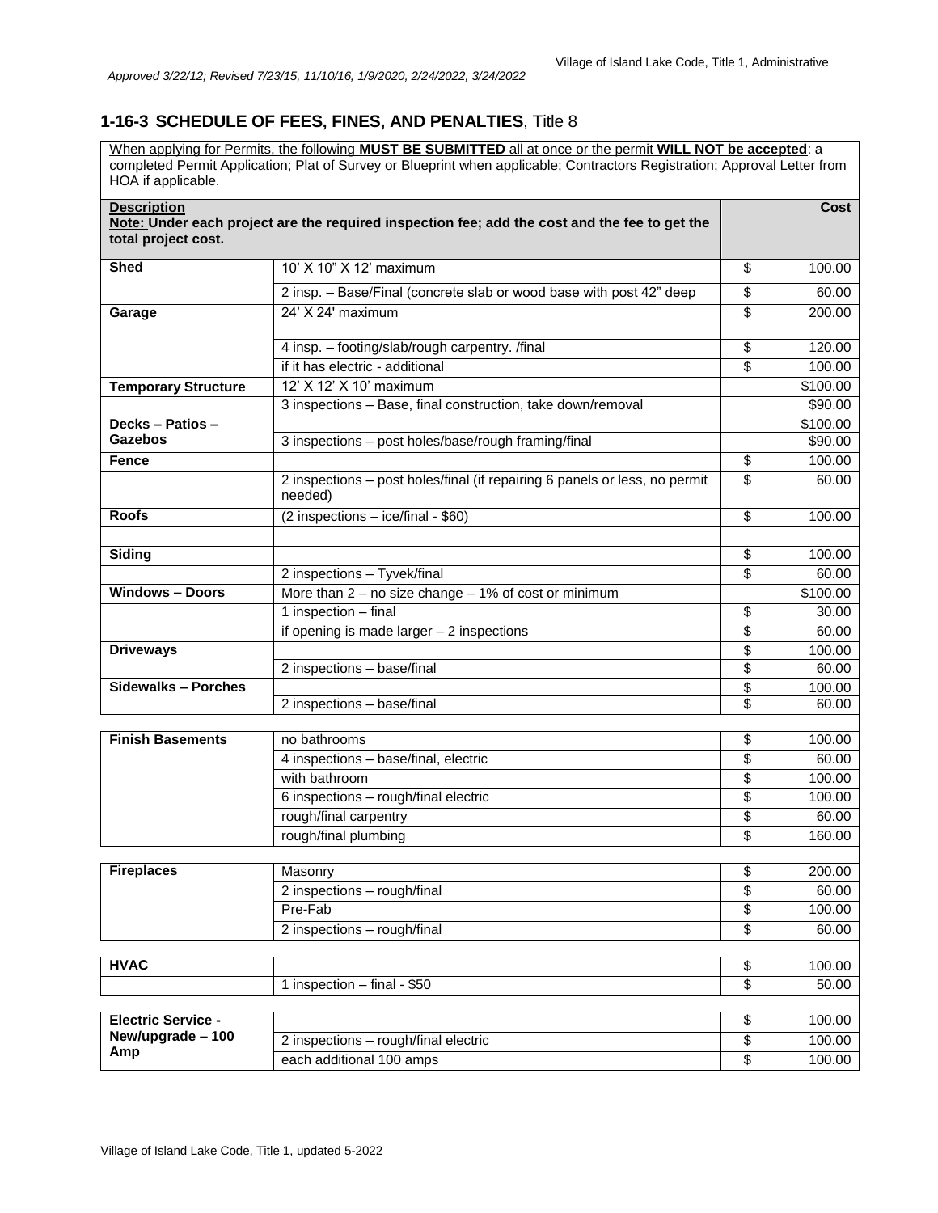*Approved 3/22/12; Revised 7/23/15, 11/10/16, 1/9/2020, 2/24/2022, 3/24/2022*

## 1-16-3 SCHEDULE OF FEES, FINES, AND PENALTIES, Title 8

When applying for Permits, the following **MUST BE SUBMITTED** all at once or the permit **WILL NOT be accepted**: a completed Permit Application; Plat of Survey or Blueprint when applicable; Contractors Registration; Approval Letter from HOA if applicable.

| **Description** **Note: Under each project are the required inspection fee; add the cost and the fee to get the total project cost.** | | **Cost** |
|---|---|---|
| **Shed** | 10' X 10" X 12' maximum | $ 100.00 |
| | 2 insp. – Base/Final (concrete slab or wood base with post 42" deep | $ 60.00 |
| **Garage** | 24' X 24' maximum | $ 200.00 |
| | 4 insp. – footing/slab/rough carpentry. /final | $ 120.00 |
| | if it has electric - additional | $ 100.00 |
| **Temporary Structure** | 12' X 12' X 10' maximum | $100.00 |
| | 3 inspections – Base, final construction, take down/removal | $90.00 |
| **Decks – Patios – Gazebos** | | $100.00 |
| | 3 inspections – post holes/base/rough framing/final | $90.00 |
| **Fence** | | $ 100.00 |
| | 2 inspections – post holes/final (if repairing 6 panels or less, no permit needed) | $ 60.00 |
| **Roofs** | (2 inspections – ice/final - $60) | $ 100.00 |
| | | |
| **Siding** | | $ 100.00 |
| | 2 inspections – Tyvek/final | $ 60.00 |
| **Windows – Doors** | More than 2 – no size change – 1% of cost or minimum | $100.00 |
| | 1 inspection – final | $ 30.00 |
| | if opening is made larger – 2 inspections | $ 60.00 |
| **Driveways** | | $ 100.00 |
| | 2 inspections – base/final | $ 60.00 |
| **Sidewalks – Porches** | | $ 100.00 |
| | 2 inspections – base/final | $ 60.00 |

| | | |
|---|---|---|
| **Finish Basements** | no bathrooms | $ 100.00 |
| | 4 inspections – base/final, electric | $ 60.00 |
| | with bathroom | $ 100.00 |
| | 6 inspections – rough/final electric | $ 100.00 |
| | rough/final carpentry | $ 60.00 |
| | rough/final plumbing | $ 160.00 |

| | | |
|---|---|---|
| **Fireplaces** | Masonry | $ 200.00 |
| | 2 inspections – rough/final | $ 60.00 |
| | Pre-Fab | $ 100.00 |
| | 2 inspections – rough/final | $ 60.00 |

| | | |
|---|---|---|
| **HVAC** | | $ 100.00 |
| | 1 inspection – final - $50 | $ 50.00 |

| | | |
|---|---|---|
| **Electric Service - New/upgrade – 100 Amp** | | $ 100.00 |
| | 2 inspections – rough/final electric | $ 100.00 |
| | each additional 100 amps | $ 100.00 |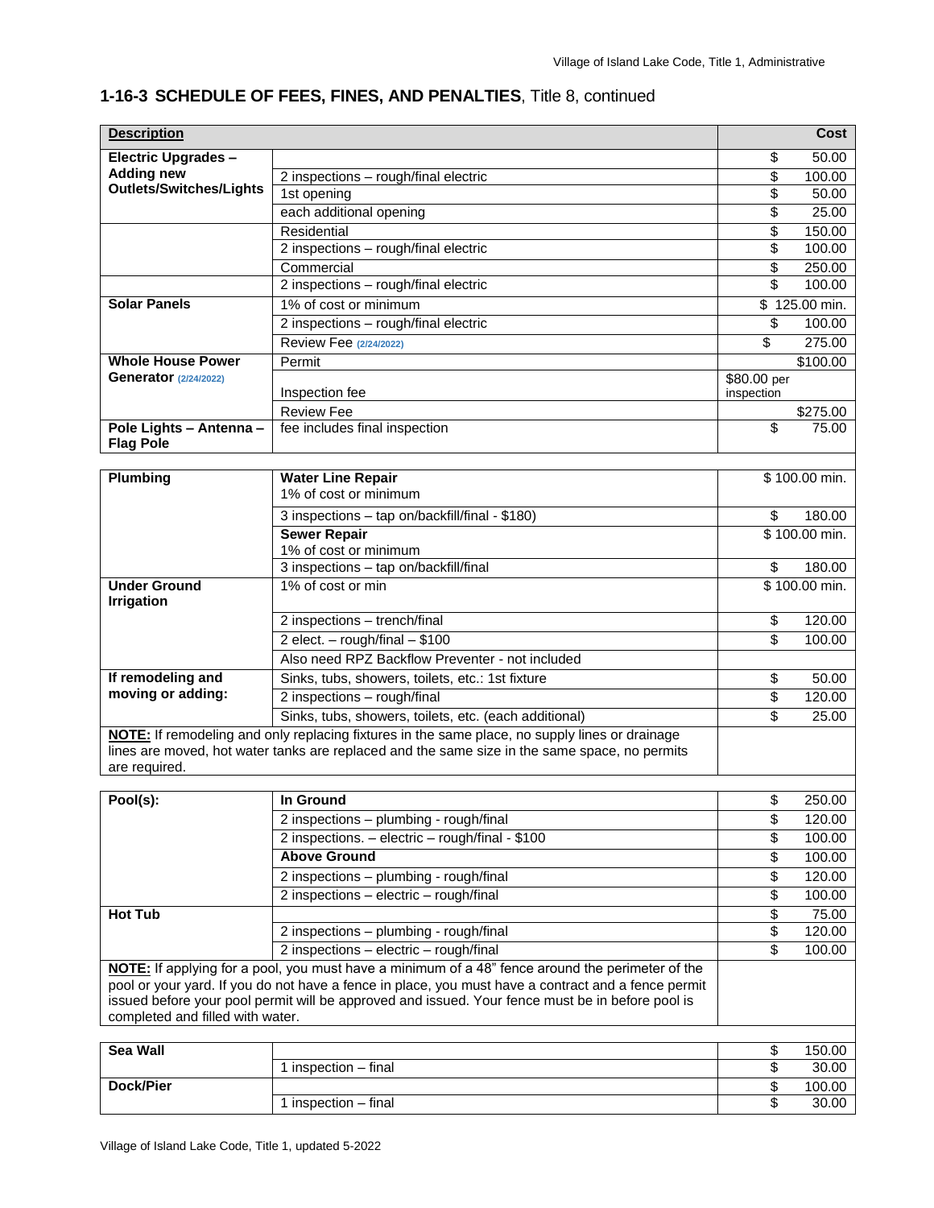## 1-16-3 SCHEDULE OF FEES, FINES, AND PENALTIES, Title 8, continued

| **Description** | | **Cost** |
|---|---|---|
| **Electric Upgrades – Adding new Outlets/Switches/Lights** | | $ 50.00 |
| | 2 inspections – rough/final electric | $ 100.00 |
| | 1st opening | $ 50.00 |
| | each additional opening | $ 25.00 |
| | Residential | $ 150.00 |
| | 2 inspections – rough/final electric | $ 100.00 |
| | Commercial | $ 250.00 |
| | 2 inspections – rough/final electric | $ 100.00 |
| **Solar Panels** | 1% of cost or minimum | $ 125.00 min. |
| | 2 inspections – rough/final electric | $ 100.00 |
| | Review Fee (2/24/2022) | $ 275.00 |
| **Whole House Power Generator** (2/24/2022) | Permit | $100.00 |
| | Inspection fee | $80.00 per inspection |
| | Review Fee | $275.00 |
| **Pole Lights – Antenna – Flag Pole** | fee includes final inspection | $ 75.00 |

| | | |
|---|---|---|
| **Plumbing** | **Water Line Repair** 1% of cost or minimum | $ 100.00 min. |
| | 3 inspections – tap on/backfill/final - $180) | $ 180.00 |
| | **Sewer Repair** 1% of cost or minimum | $ 100.00 min. |
| | 3 inspections – tap on/backfill/final | $ 180.00 |
| **Under Ground Irrigation** | 1% of cost or min | $ 100.00 min. |
| | 2 inspections – trench/final | $ 120.00 |
| | 2 elect. – rough/final – $100 | $ 100.00 |
| | Also need RPZ Backflow Preventer - not included | |
| **If remodeling and moving or adding:** | Sinks, tubs, showers, toilets, etc.: 1st fixture | $ 50.00 |
| | 2 inspections – rough/final | $ 120.00 |
| | Sinks, tubs, showers, toilets, etc. (each additional) | $ 25.00 |
| **NOTE:** If remodeling and only replacing fixtures in the same place, no supply lines or drainage lines are moved, hot water tanks are replaced and the same size in the same space, no permits are required. | | |

| | | |
|---|---|---|
| **Pool(s):** | **In Ground** | $ 250.00 |
| | 2 inspections – plumbing - rough/final | $ 120.00 |
| | 2 inspections. – electric – rough/final - $100 | $ 100.00 |
| | **Above Ground** | $ 100.00 |
| | 2 inspections – plumbing - rough/final | $ 120.00 |
| | 2 inspections – electric – rough/final | $ 100.00 |
| **Hot Tub** | | $ 75.00 |
| | 2 inspections – plumbing - rough/final | $ 120.00 |
| | 2 inspections – electric – rough/final | $ 100.00 |
| **NOTE:** If applying for a pool, you must have a minimum of a 48" fence around the perimeter of the pool or your yard. If you do not have a fence in place, you must have a contract and a fence permit issued before your pool permit will be approved and issued. Your fence must be in before pool is completed and filled with water. | | |

| | | |
|---|---|---|
| **Sea Wall** | | $ 150.00 |
| | 1 inspection – final | $ 30.00 |
| **Dock/Pier** | | $ 100.00 |
| | 1 inspection – final | $ 30.00 |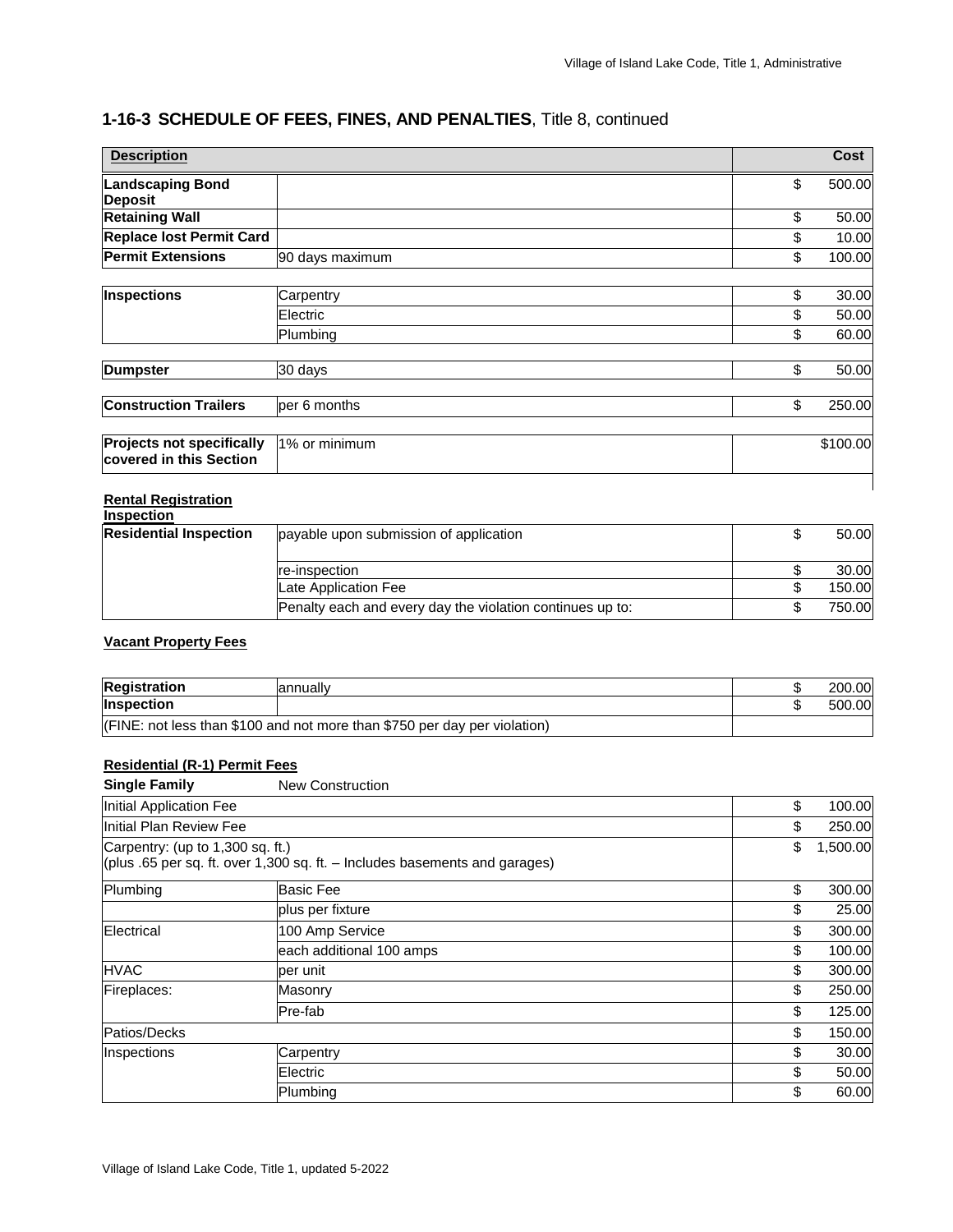## 1-16-3 SCHEDULE OF FEES, FINES, AND PENALTIES, Title 8, continued

| Description | | Cost |
|---|---|---|
| **Landscaping Bond Deposit** | | $ 500.00 |
| **Retaining Wall** | | $ 50.00 |
| **Replace lost Permit Card** | | $ 10.00 |
| **Permit Extensions** | 90 days maximum | $ 100.00 |
| **Inspections** | Carpentry | $ 30.00 |
| | Electric | $ 50.00 |
| | Plumbing | $ 60.00 |
| **Dumpster** | 30 days | $ 50.00 |
| **Construction Trailers** | per 6 months | $ 250.00 |
| **Projects not specifically covered in this Section** | 1% or minimum | $100.00 |

**Rental Registration Inspection**

| | | |
|---|---|---|
| **Residential Inspection** | payable upon submission of application | $ 50.00 |
| | re-inspection | $ 30.00 |
| | Late Application Fee | $ 150.00 |
| | Penalty each and every day the violation continues up to: | $ 750.00 |

**Vacant Property Fees**

| | | |
|---|---|---|
| **Registration** | annually | $ 200.00 |
| **Inspection** | | $ 500.00 |
| (FINE: not less than $100 and not more than $750 per day per violation) | | |

**Residential (R-1) Permit Fees**

**Single Family** New Construction

| | | |
|---|---|---|
| Initial Application Fee | | $ 100.00 |
| Initial Plan Review Fee | | $ 250.00 |
| Carpentry: (up to 1,300 sq. ft.) (plus .65 per sq. ft. over 1,300 sq. ft. – Includes basements and garages) | | $ 1,500.00 |
| Plumbing | Basic Fee | $ 300.00 |
| | plus per fixture | $ 25.00 |
| Electrical | 100 Amp Service | $ 300.00 |
| | each additional 100 amps | $ 100.00 |
| HVAC | per unit | $ 300.00 |
| Fireplaces: | Masonry | $ 250.00 |
| | Pre-fab | $ 125.00 |
| Patios/Decks | | $ 150.00 |
| Inspections | Carpentry | $ 30.00 |
| | Electric | $ 50.00 |
| | Plumbing | $ 60.00 |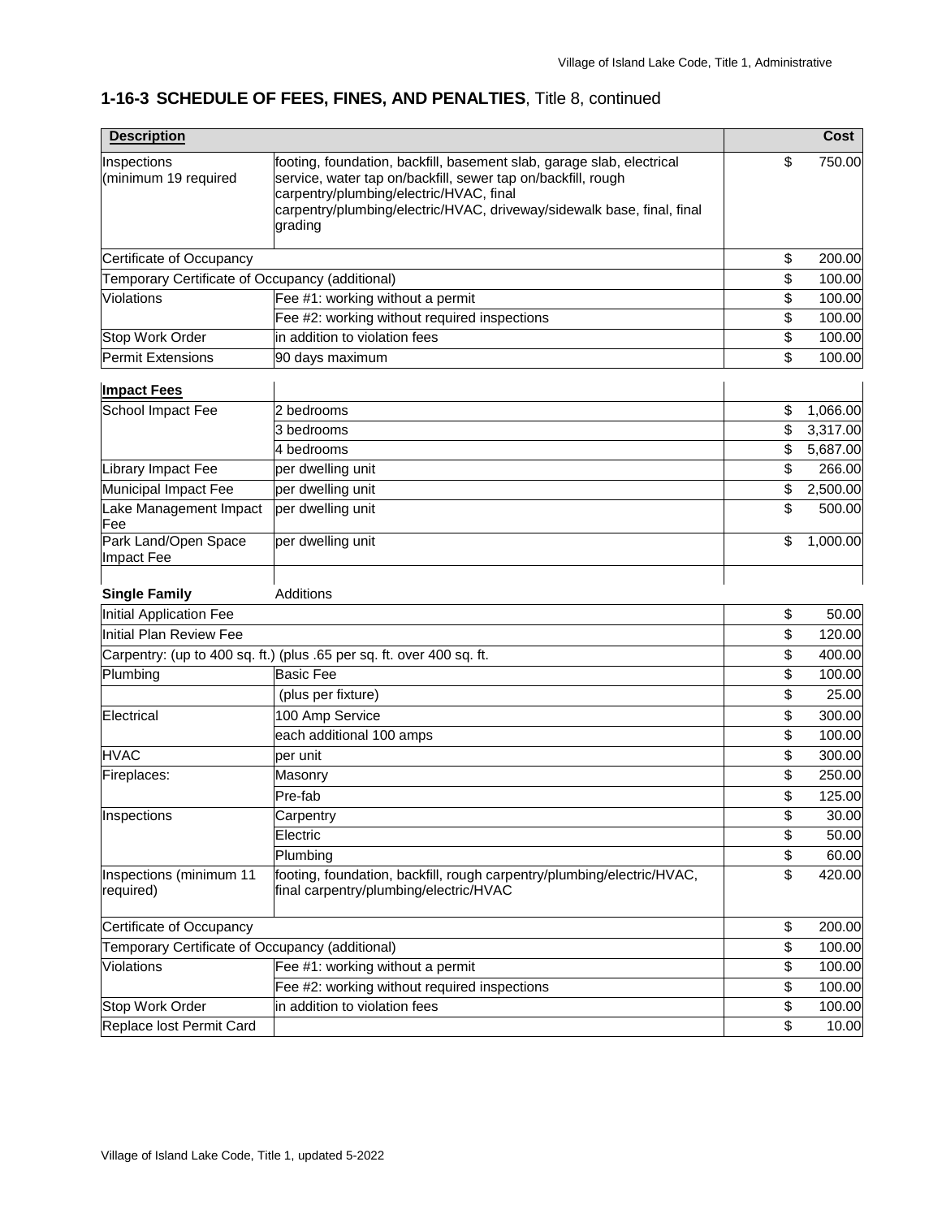## 1-16-3 SCHEDULE OF FEES, FINES, AND PENALTIES, Title 8, continued

| Description | | Cost |
|---|---|---|
| Inspections (minimum 19 required | footing, foundation, backfill, basement slab, garage slab, electrical service, water tap on/backfill, sewer tap on/backfill, rough carpentry/plumbing/electric/HVAC, final carpentry/plumbing/electric/HVAC, driveway/sidewalk base, final, final grading | $ 750.00 |
| Certificate of Occupancy | | $ 200.00 |
| Temporary Certificate of Occupancy (additional) | | $ 100.00 |
| Violations | Fee #1: working without a permit | $ 100.00 |
| | Fee #2: working without required inspections | $ 100.00 |
| Stop Work Order | in addition to violation fees | $ 100.00 |
| Permit Extensions | 90 days maximum | $ 100.00 |
| **Impact Fees** | | |
| School Impact Fee | 2 bedrooms | $ 1,066.00 |
| | 3 bedrooms | $ 3,317.00 |
| | 4 bedrooms | $ 5,687.00 |
| Library Impact Fee | per dwelling unit | $ 266.00 |
| Municipal Impact Fee | per dwelling unit | $ 2,500.00 |
| Lake Management Impact Fee | per dwelling unit | $ 500.00 |
| Park Land/Open Space Impact Fee | per dwelling unit | $ 1,000.00 |
| | | |
| **Single Family** | Additions | |
| Initial Application Fee | | $ 50.00 |
| Initial Plan Review Fee | | $ 120.00 |
| Carpentry: (up to 400 sq. ft.) (plus .65 per sq. ft. over 400 sq. ft. | | $ 400.00 |
| Plumbing | Basic Fee | $ 100.00 |
| | (plus per fixture) | $ 25.00 |
| Electrical | 100 Amp Service | $ 300.00 |
| | each additional 100 amps | $ 100.00 |
| HVAC | per unit | $ 300.00 |
| Fireplaces: | Masonry | $ 250.00 |
| | Pre-fab | $ 125.00 |
| Inspections | Carpentry | $ 30.00 |
| | Electric | $ 50.00 |
| | Plumbing | $ 60.00 |
| Inspections (minimum 11 required) | footing, foundation, backfill, rough carpentry/plumbing/electric/HVAC, final carpentry/plumbing/electric/HVAC | $ 420.00 |
| Certificate of Occupancy | | $ 200.00 |
| Temporary Certificate of Occupancy (additional) | | $ 100.00 |
| Violations | Fee #1: working without a permit | $ 100.00 |
| | Fee #2: working without required inspections | $ 100.00 |
| Stop Work Order | in addition to violation fees | $ 100.00 |
| Replace lost Permit Card | | $ 10.00 |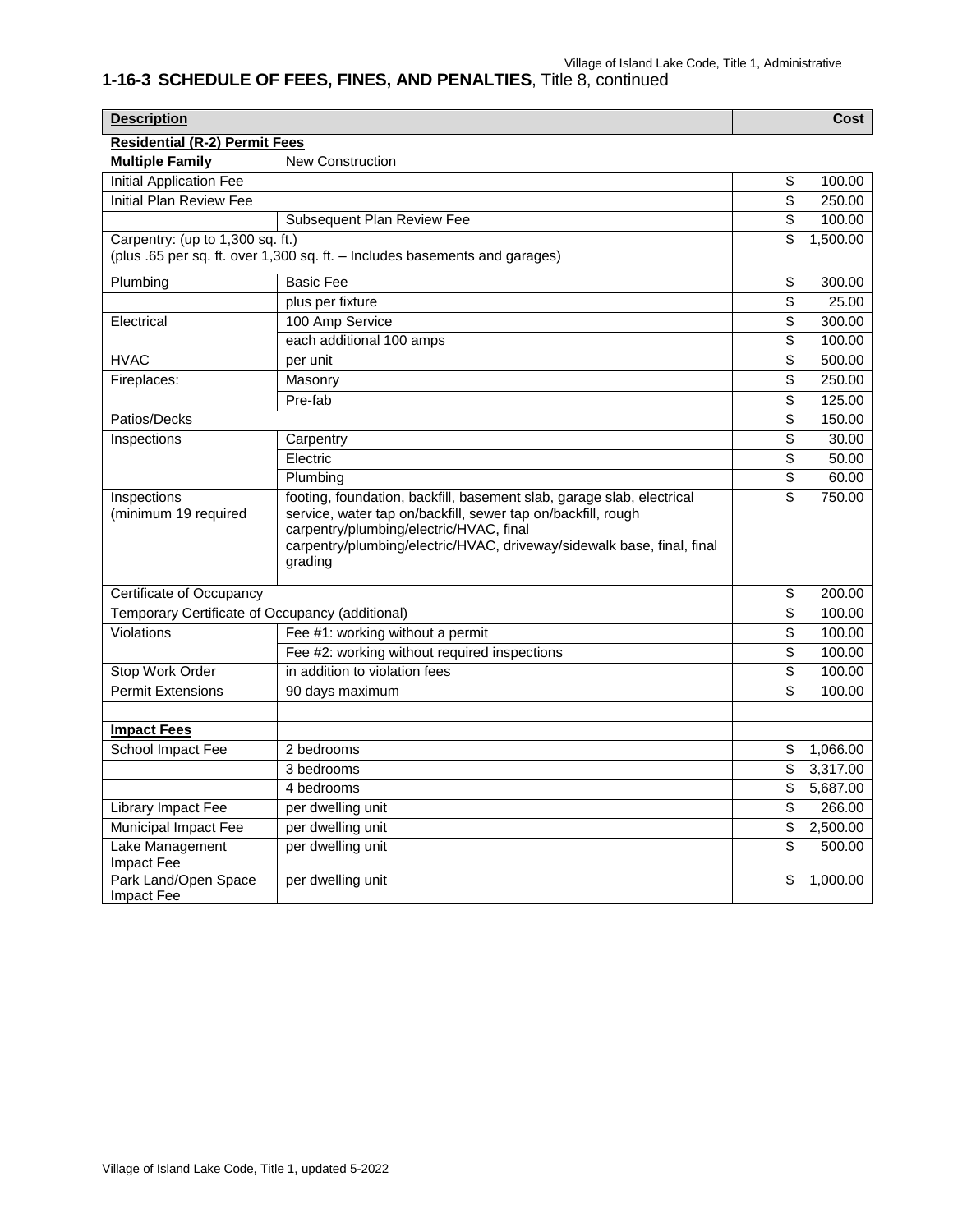## 1-16-3 SCHEDULE OF FEES, FINES, AND PENALTIES, Title 8, continued

| Description | | Cost |
|---|---|---|
| **Residential (R-2) Permit Fees** | | |
| **Multiple Family** | New Construction | |
| Initial Application Fee | | $ 100.00 |
| Initial Plan Review Fee | | $ 250.00 |
| | Subsequent Plan Review Fee | $ 100.00 |
| Carpentry: (up to 1,300 sq. ft.) (plus .65 per sq. ft. over 1,300 sq. ft. – Includes basements and garages) | | $ 1,500.00 |
| Plumbing | Basic Fee | $ 300.00 |
| | plus per fixture | $ 25.00 |
| Electrical | 100 Amp Service | $ 300.00 |
| | each additional 100 amps | $ 100.00 |
| HVAC | per unit | $ 500.00 |
| Fireplaces: | Masonry | $ 250.00 |
| | Pre-fab | $ 125.00 |
| Patios/Decks | | $ 150.00 |
| Inspections | Carpentry | $ 30.00 |
| | Electric | $ 50.00 |
| | Plumbing | $ 60.00 |
| Inspections (minimum 19 required | footing, foundation, backfill, basement slab, garage slab, electrical service, water tap on/backfill, sewer tap on/backfill, rough carpentry/plumbing/electric/HVAC, final carpentry/plumbing/electric/HVAC, driveway/sidewalk base, final, final grading | $ 750.00 |
| Certificate of Occupancy | | $ 200.00 |
| Temporary Certificate of Occupancy (additional) | | $ 100.00 |
| Violations | Fee #1: working without a permit | $ 100.00 |
| | Fee #2: working without required inspections | $ 100.00 |
| Stop Work Order | in addition to violation fees | $ 100.00 |
| Permit Extensions | 90 days maximum | $ 100.00 |
| | | |
| **Impact Fees** | | |
| School Impact Fee | 2 bedrooms | $ 1,066.00 |
| | 3 bedrooms | $ 3,317.00 |
| | 4 bedrooms | $ 5,687.00 |
| Library Impact Fee | per dwelling unit | $ 266.00 |
| Municipal Impact Fee | per dwelling unit | $ 2,500.00 |
| Lake Management Impact Fee | per dwelling unit | $ 500.00 |
| Park Land/Open Space Impact Fee | per dwelling unit | $ 1,000.00 |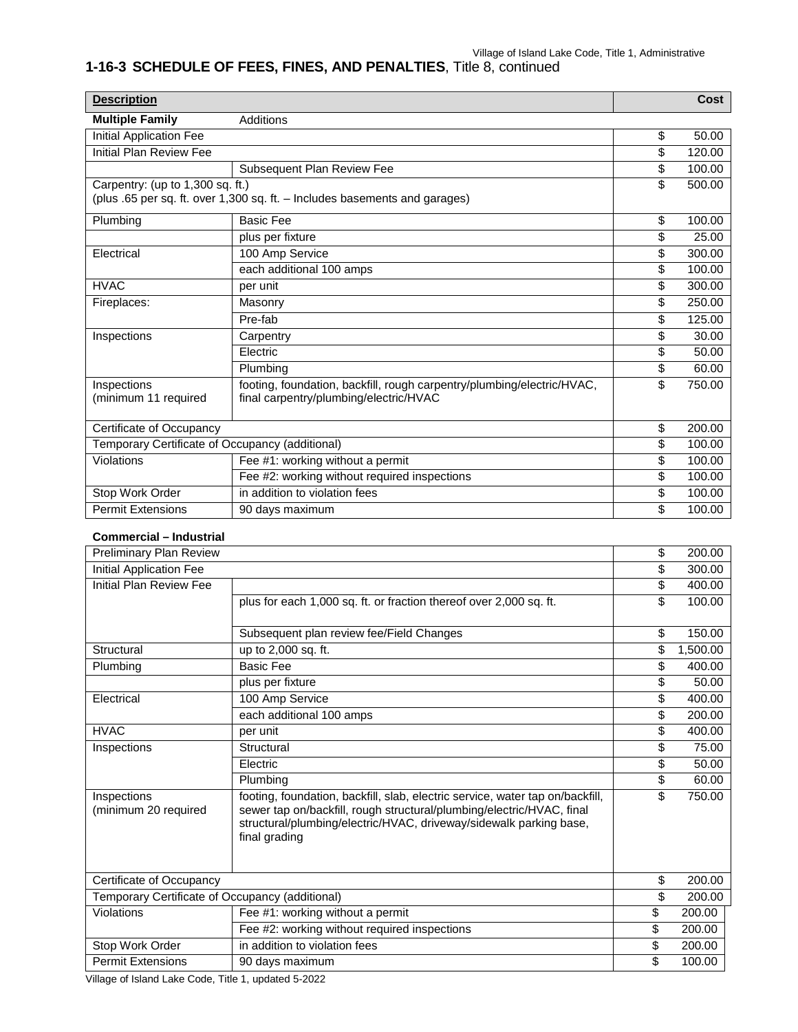## 1-16-3 SCHEDULE OF FEES, FINES, AND PENALTIES, Title 8, continued

| Description | | Cost |
|---|---|---|
| **Multiple Family** | Additions | |
| Initial Application Fee | | $ 50.00 |
| Initial Plan Review Fee | | $ 120.00 |
| | Subsequent Plan Review Fee | $ 100.00 |
| Carpentry: (up to 1,300 sq. ft.) (plus .65 per sq. ft. over 1,300 sq. ft. – Includes basements and garages) | | $ 500.00 |
| Plumbing | Basic Fee | $ 100.00 |
| | plus per fixture | $ 25.00 |
| Electrical | 100 Amp Service | $ 300.00 |
| | each additional 100 amps | $ 100.00 |
| HVAC | per unit | $ 300.00 |
| Fireplaces: | Masonry | $ 250.00 |
| | Pre-fab | $ 125.00 |
| Inspections | Carpentry | $ 30.00 |
| | Electric | $ 50.00 |
| | Plumbing | $ 60.00 |
| Inspections (minimum 11 required | footing, foundation, backfill, rough carpentry/plumbing/electric/HVAC, final carpentry/plumbing/electric/HVAC | $ 750.00 |
| Certificate of Occupancy | | $ 200.00 |
| Temporary Certificate of Occupancy (additional) | | $ 100.00 |
| Violations | Fee #1: working without a permit | $ 100.00 |
| | Fee #2: working without required inspections | $ 100.00 |
| Stop Work Order | in addition to violation fees | $ 100.00 |
| Permit Extensions | 90 days maximum | $ 100.00 |

**Commercial – Industrial**

| Description | | Cost |
|---|---|---|
| Preliminary Plan Review | | $ 200.00 |
| Initial Application Fee | | $ 300.00 |
| Initial Plan Review Fee | | $ 400.00 |
| | plus for each 1,000 sq. ft. or fraction thereof over 2,000 sq. ft. | $ 100.00 |
| | Subsequent plan review fee/Field Changes | $ 150.00 |
| Structural | up to 2,000 sq. ft. | $ 1,500.00 |
| Plumbing | Basic Fee | $ 400.00 |
| | plus per fixture | $ 50.00 |
| Electrical | 100 Amp Service | $ 400.00 |
| | each additional 100 amps | $ 200.00 |
| HVAC | per unit | $ 400.00 |
| Inspections | Structural | $ 75.00 |
| | Electric | $ 50.00 |
| | Plumbing | $ 60.00 |
| Inspections (minimum 20 required | footing, foundation, backfill, slab, electric service, water tap on/backfill, sewer tap on/backfill, rough structural/plumbing/electric/HVAC, final structural/plumbing/electric/HVAC, driveway/sidewalk parking base, final grading | $ 750.00 |
| Certificate of Occupancy | | $ 200.00 |
| Temporary Certificate of Occupancy (additional) | | $ 200.00 |
| Violations | Fee #1: working without a permit | $ 200.00 |
| | Fee #2: working without required inspections | $ 200.00 |
| Stop Work Order | in addition to violation fees | $ 200.00 |
| Permit Extensions | 90 days maximum | $ 100.00 |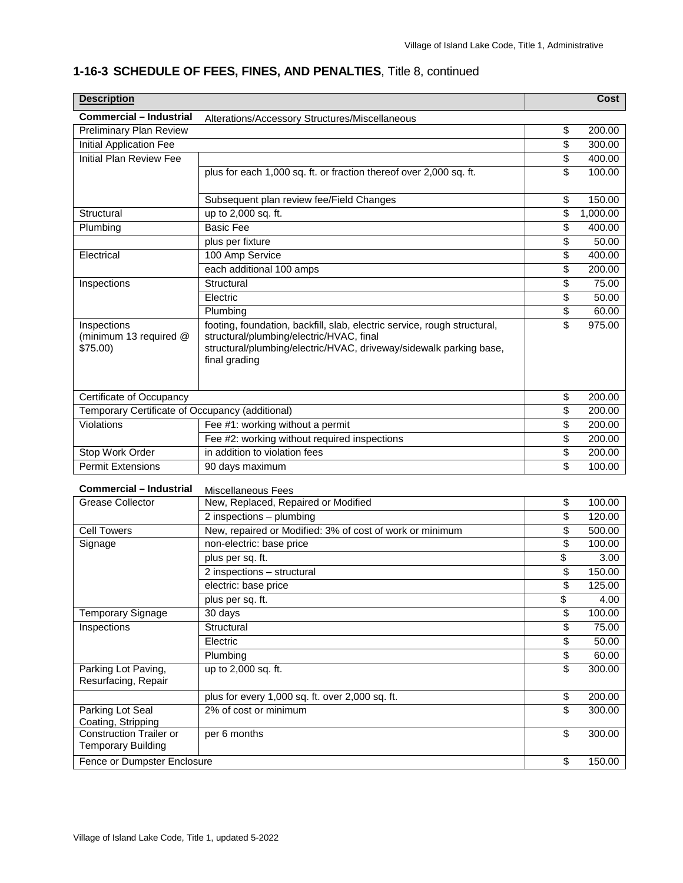## 1-16-3 SCHEDULE OF FEES, FINES, AND PENALTIES, Title 8, continued

| Description | | Cost |
|---|---|---|
| **Commercial – Industrial** | Alterations/Accessory Structures/Miscellaneous | |
| Preliminary Plan Review | | $ 200.00 |
| Initial Application Fee | | $ 300.00 |
| Initial Plan Review Fee | | $ 400.00 |
| | plus for each 1,000 sq. ft. or fraction thereof over 2,000 sq. ft. | $ 100.00 |
| | Subsequent plan review fee/Field Changes | $ 150.00 |
| Structural | up to 2,000 sq. ft. | $ 1,000.00 |
| Plumbing | Basic Fee | $ 400.00 |
| | plus per fixture | $ 50.00 |
| Electrical | 100 Amp Service | $ 400.00 |
| | each additional 100 amps | $ 200.00 |
| Inspections | Structural | $ 75.00 |
| | Electric | $ 50.00 |
| | Plumbing | $ 60.00 |
| Inspections (minimum 13 required @ $75.00) | footing, foundation, backfill, slab, electric service, rough structural, structural/plumbing/electric/HVAC, final structural/plumbing/electric/HVAC, driveway/sidewalk parking base, final grading | $ 975.00 |
| Certificate of Occupancy | | $ 200.00 |
| Temporary Certificate of Occupancy (additional) | | $ 200.00 |
| Violations | Fee #1: working without a permit | $ 200.00 |
| | Fee #2: working without required inspections | $ 200.00 |
| Stop Work Order | in addition to violation fees | $ 200.00 |
| Permit Extensions | 90 days maximum | $ 100.00 |

| **Commercial – Industrial** | Miscellaneous Fees | |
|---|---|---|
| Grease Collector | New, Replaced, Repaired or Modified | $ 100.00 |
| | 2 inspections – plumbing | $ 120.00 |
| Cell Towers | New, repaired or Modified: 3% of cost of work or minimum | $ 500.00 |
| Signage | non-electric: base price | $ 100.00 |
| | plus per sq. ft. | $ 3.00 |
| | 2 inspections – structural | $ 150.00 |
| | electric: base price | $ 125.00 |
| | plus per sq. ft. | $ 4.00 |
| Temporary Signage | 30 days | $ 100.00 |
| Inspections | Structural | $ 75.00 |
| | Electric | $ 50.00 |
| | Plumbing | $ 60.00 |
| Parking Lot Paving, Resurfacing, Repair | up to 2,000 sq. ft. | $ 300.00 |
| | plus for every 1,000 sq. ft. over 2,000 sq. ft. | $ 200.00 |
| Parking Lot Seal Coating, Stripping | 2% of cost or minimum | $ 300.00 |
| Construction Trailer or Temporary Building | per 6 months | $ 300.00 |
| Fence or Dumpster Enclosure | | $ 150.00 |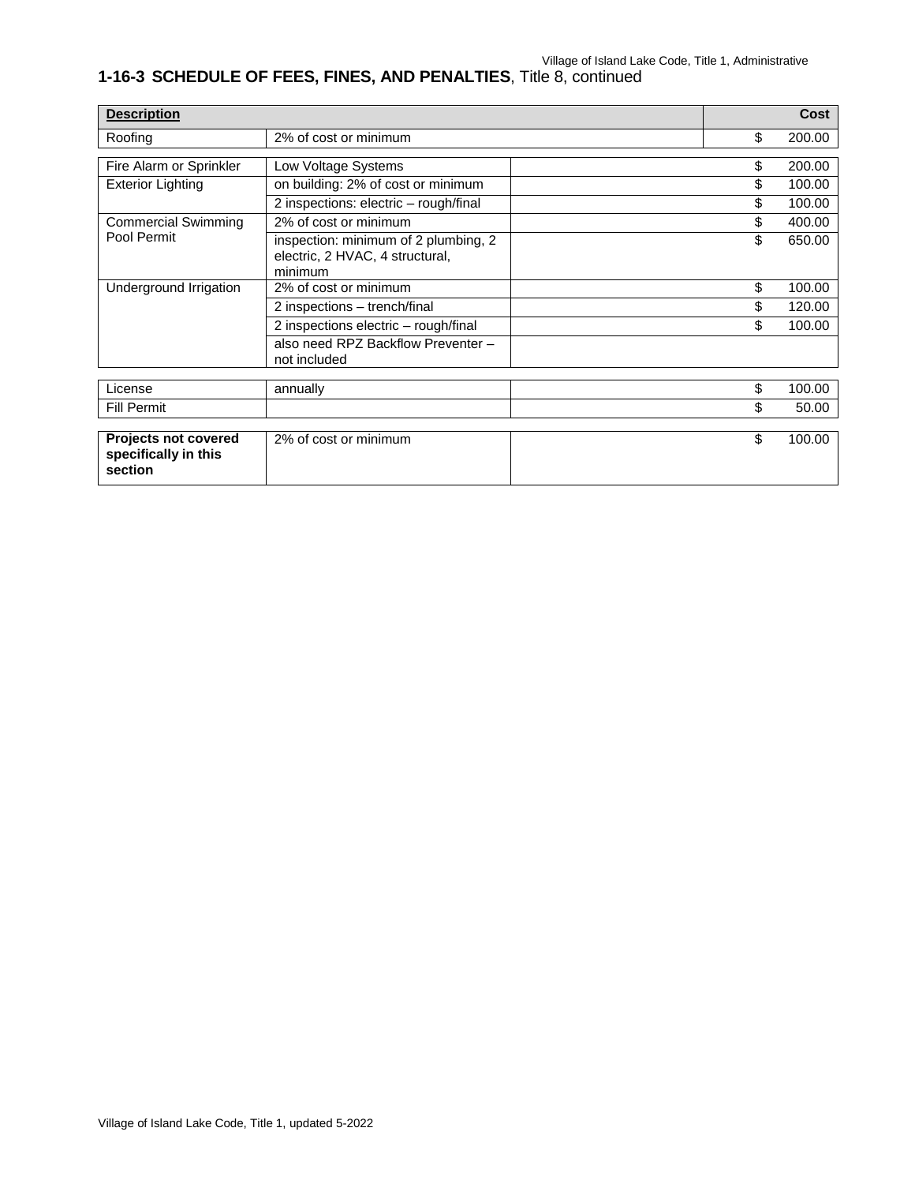## 1-16-3 SCHEDULE OF FEES, FINES, AND PENALTIES, Title 8, continued

| Description | | | Cost |
|---|---|---|---|
| Roofing | 2% of cost or minimum | | $ 200.00 |
| Fire Alarm or Sprinkler | Low Voltage Systems | | $ 200.00 |
| Exterior Lighting | on building: 2% of cost or minimum | | $ 100.00 |
| | 2 inspections: electric – rough/final | | $ 100.00 |
| Commercial Swimming Pool Permit | 2% of cost or minimum | | $ 400.00 |
| | inspection: minimum of 2 plumbing, 2 electric, 2 HVAC, 4 structural, minimum | | $ 650.00 |
| Underground Irrigation | 2% of cost or minimum | | $ 100.00 |
| | 2 inspections – trench/final | | $ 120.00 |
| | 2 inspections electric – rough/final | | $ 100.00 |
| | also need RPZ Backflow Preventer – not included | | |
| License | annually | | $ 100.00 |
| Fill Permit | | | $ 50.00 |
| **Projects not covered specifically in this section** | 2% of cost or minimum | | $ 100.00 |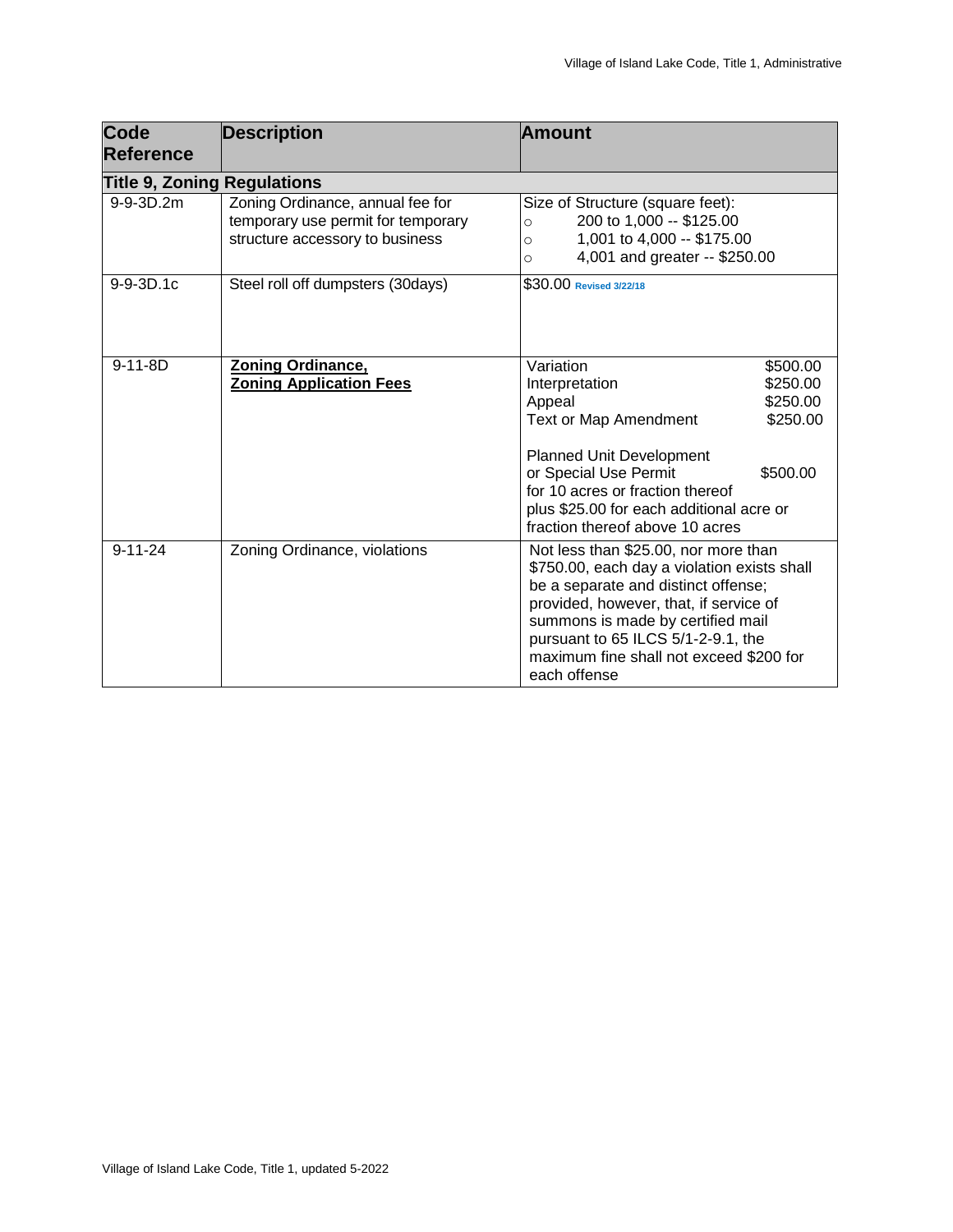| Code Reference | Description | Amount |
|---|---|---|
| **Title 9, Zoning Regulations** | | |
| 9-9-3D.2m | Zoning Ordinance, annual fee for temporary use permit for temporary structure accessory to business | Size of Structure (square feet):<br>○ 200 to 1,000 -- $125.00<br>○ 1,001 to 4,000 -- $175.00<br>○ 4,001 and greater -- $250.00 |
| 9-9-3D.1c | Steel roll off dumpsters (30days) | $30.00 Revised 3/22/18 |
| 9-11-8D | **Zoning Ordinance, Zoning Application Fees** | Variation $500.00<br>Interpretation $250.00<br>Appeal $250.00<br>Text or Map Amendment $250.00<br><br>Planned Unit Development or Special Use Permit $500.00 for 10 acres or fraction thereof plus $25.00 for each additional acre or fraction thereof above 10 acres |
| 9-11-24 | Zoning Ordinance, violations | Not less than $25.00, nor more than $750.00, each day a violation exists shall be a separate and distinct offense; provided, however, that, if service of summons is made by certified mail pursuant to 65 ILCS 5/1-2-9.1, the maximum fine shall not exceed $200 for each offense |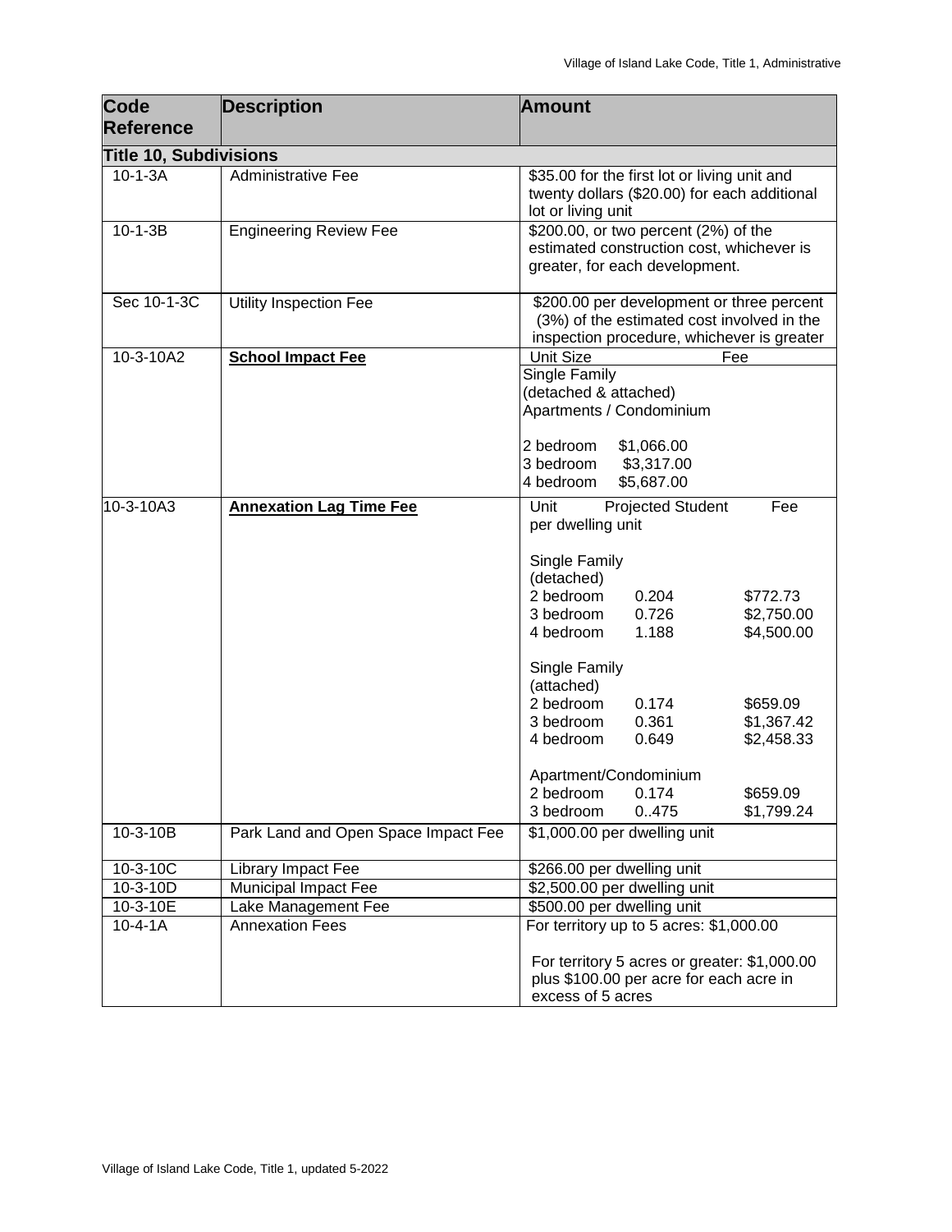| Code Reference | Description | Amount |
|---|---|---|
| **Title 10, Subdivisions** | | |
| 10-1-3A | Administrative Fee | $35.00 for the first lot or living unit and twenty dollars ($20.00) for each additional lot or living unit |
| 10-1-3B | Engineering Review Fee | $200.00, or two percent (2%) of the estimated construction cost, whichever is greater, for each development. |
| Sec 10-1-3C | Utility Inspection Fee | $200.00 per development or three percent (3%) of the estimated cost involved in the inspection procedure, whichever is greater |
| 10-3-10A2 | **School Impact Fee** | Unit Size Fee<br>Single Family<br>(detached & attached)<br>Apartments / Condominium<br><br>2 bedroom $1,066.00<br>3 bedroom $3,317.00<br>4 bedroom $5,687.00 |
| 10-3-10A3 | **Annexation Lag Time Fee** | Unit Projected Student Fee per dwelling unit<br><br>Single Family (detached)<br>2 bedroom 0.204 $772.73<br>3 bedroom 0.726 $2,750.00<br>4 bedroom 1.188 $4,500.00<br><br>Single Family (attached)<br>2 bedroom 0.174 $659.09<br>3 bedroom 0.361 $1,367.42<br>4 bedroom 0.649 $2,458.33<br><br>Apartment/Condominium<br>2 bedroom 0.174 $659.09<br>3 bedroom 0..475 $1,799.24 |
| 10-3-10B | Park Land and Open Space Impact Fee | $1,000.00 per dwelling unit |
| 10-3-10C | Library Impact Fee | $266.00 per dwelling unit |
| 10-3-10D | Municipal Impact Fee | $2,500.00 per dwelling unit |
| 10-3-10E | Lake Management Fee | $500.00 per dwelling unit |
| 10-4-1A | Annexation Fees | For territory up to 5 acres: $1,000.00<br><br>For territory 5 acres or greater: $1,000.00 plus $100.00 per acre for each acre in excess of 5 acres |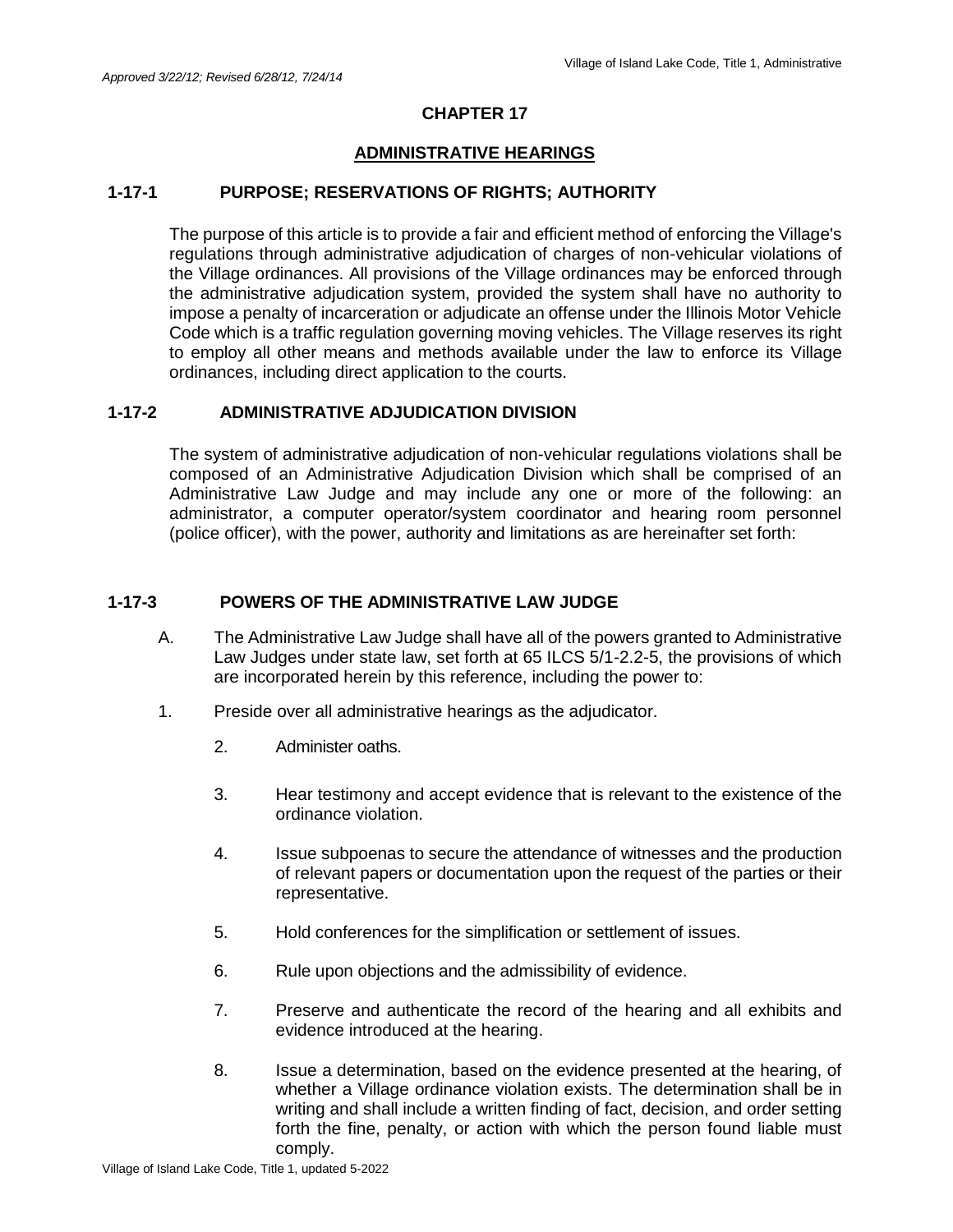*Approved 3/22/12; Revised 6/28/12, 7/24/14*

# CHAPTER 17

## ADMINISTRATIVE HEARINGS

### 1-17-1 PURPOSE; RESERVATIONS OF RIGHTS; AUTHORITY

The purpose of this article is to provide a fair and efficient method of enforcing the Village's regulations through administrative adjudication of charges of non-vehicular violations of the Village ordinances. All provisions of the Village ordinances may be enforced through the administrative adjudication system, provided the system shall have no authority to impose a penalty of incarceration or adjudicate an offense under the Illinois Motor Vehicle Code which is a traffic regulation governing moving vehicles. The Village reserves its right to employ all other means and methods available under the law to enforce its Village ordinances, including direct application to the courts.

### 1-17-2 ADMINISTRATIVE ADJUDICATION DIVISION

The system of administrative adjudication of non-vehicular regulations violations shall be composed of an Administrative Adjudication Division which shall be comprised of an Administrative Law Judge and may include any one or more of the following: an administrator, a computer operator/system coordinator and hearing room personnel (police officer), with the power, authority and limitations as are hereinafter set forth:

### 1-17-3 POWERS OF THE ADMINISTRATIVE LAW JUDGE

A. The Administrative Law Judge shall have all of the powers granted to Administrative Law Judges under state law, set forth at 65 ILCS 5/1-2.2-5, the provisions of which are incorporated herein by this reference, including the power to:

1. Preside over all administrative hearings as the adjudicator.

2. Administer oaths.

3. Hear testimony and accept evidence that is relevant to the existence of the ordinance violation.

4. Issue subpoenas to secure the attendance of witnesses and the production of relevant papers or documentation upon the request of the parties or their representative.

5. Hold conferences for the simplification or settlement of issues.

6. Rule upon objections and the admissibility of evidence.

7. Preserve and authenticate the record of the hearing and all exhibits and evidence introduced at the hearing.

8. Issue a determination, based on the evidence presented at the hearing, of whether a Village ordinance violation exists. The determination shall be in writing and shall include a written finding of fact, decision, and order setting forth the fine, penalty, or action with which the person found liable must comply.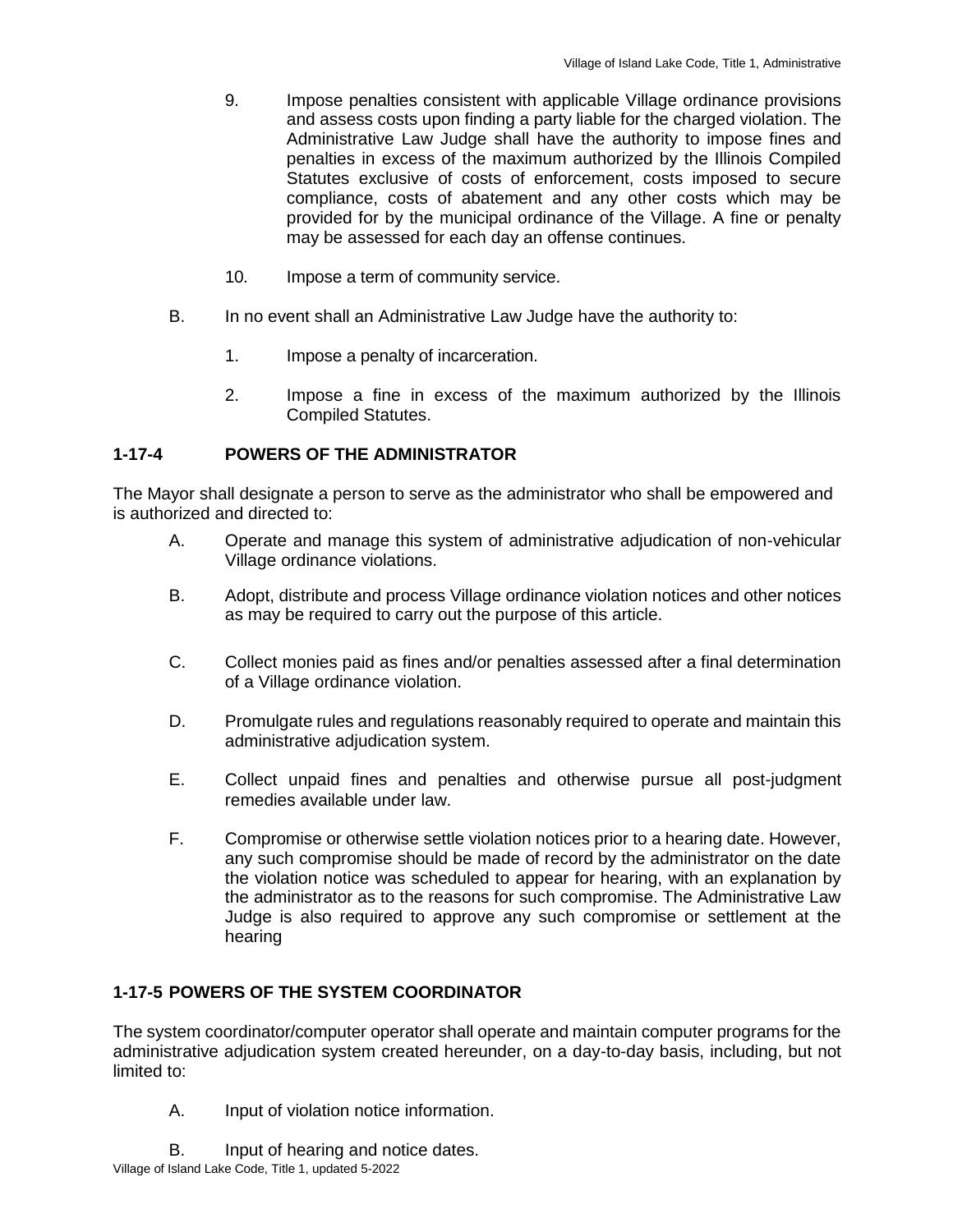9. Impose penalties consistent with applicable Village ordinance provisions and assess costs upon finding a party liable for the charged violation. The Administrative Law Judge shall have the authority to impose fines and penalties in excess of the maximum authorized by the Illinois Compiled Statutes exclusive of costs of enforcement, costs imposed to secure compliance, costs of abatement and any other costs which may be provided for by the municipal ordinance of the Village. A fine or penalty may be assessed for each day an offense continues.

10. Impose a term of community service.

B. In no event shall an Administrative Law Judge have the authority to:

1. Impose a penalty of incarceration.

2. Impose a fine in excess of the maximum authorized by the Illinois Compiled Statutes.

## 1-17-4 POWERS OF THE ADMINISTRATOR

The Mayor shall designate a person to serve as the administrator who shall be empowered and is authorized and directed to:

A. Operate and manage this system of administrative adjudication of non-vehicular Village ordinance violations.

B. Adopt, distribute and process Village ordinance violation notices and other notices as may be required to carry out the purpose of this article.

C. Collect monies paid as fines and/or penalties assessed after a final determination of a Village ordinance violation.

D. Promulgate rules and regulations reasonably required to operate and maintain this administrative adjudication system.

E. Collect unpaid fines and penalties and otherwise pursue all post-judgment remedies available under law.

F. Compromise or otherwise settle violation notices prior to a hearing date. However, any such compromise should be made of record by the administrator on the date the violation notice was scheduled to appear for hearing, with an explanation by the administrator as to the reasons for such compromise. The Administrative Law Judge is also required to approve any such compromise or settlement at the hearing

## 1-17-5 POWERS OF THE SYSTEM COORDINATOR

The system coordinator/computer operator shall operate and maintain computer programs for the administrative adjudication system created hereunder, on a day-to-day basis, including, but not limited to:

A. Input of violation notice information.

B. Input of hearing and notice dates.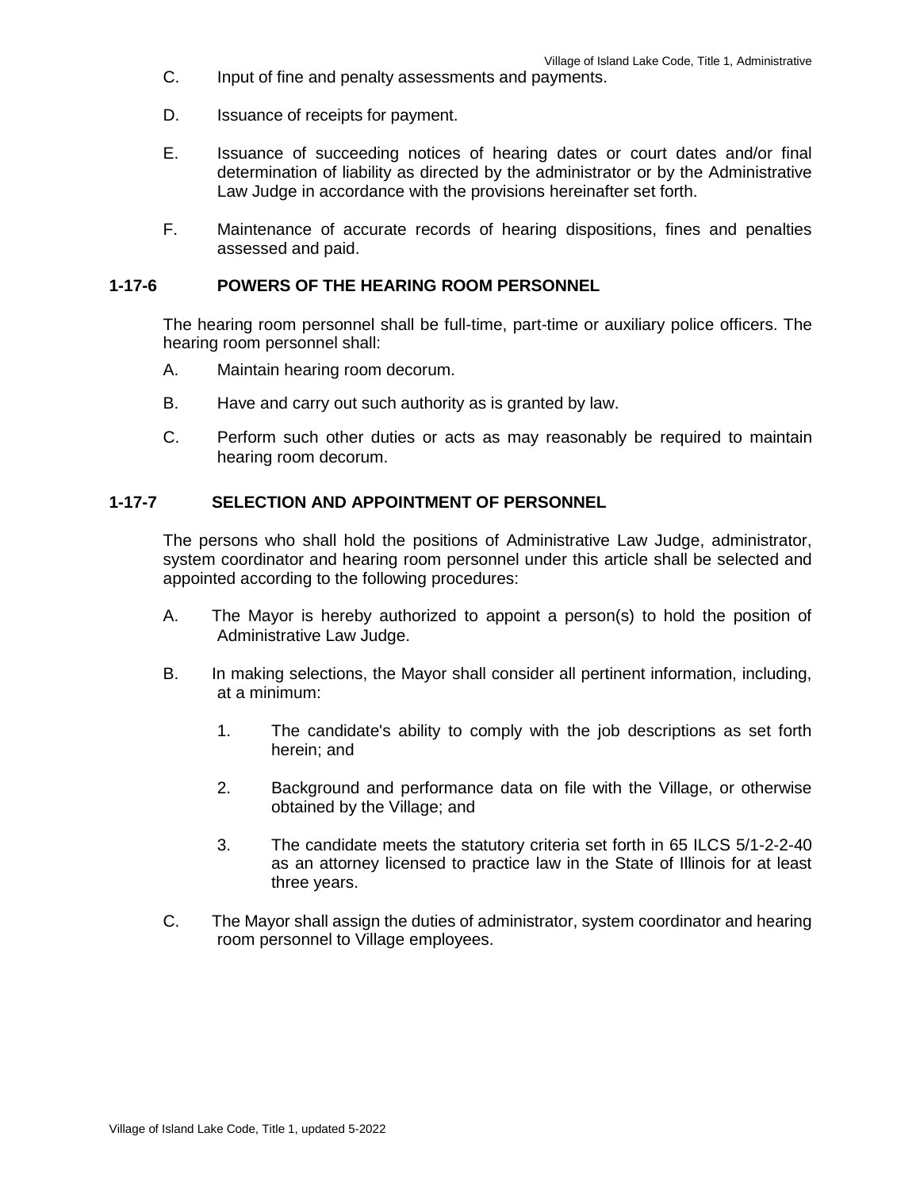C. Input of fine and penalty assessments and payments.

D. Issuance of receipts for payment.

E. Issuance of succeeding notices of hearing dates or court dates and/or final determination of liability as directed by the administrator or by the Administrative Law Judge in accordance with the provisions hereinafter set forth.

F. Maintenance of accurate records of hearing dispositions, fines and penalties assessed and paid.

### 1-17-6 POWERS OF THE HEARING ROOM PERSONNEL

The hearing room personnel shall be full-time, part-time or auxiliary police officers. The hearing room personnel shall:

A. Maintain hearing room decorum.

B. Have and carry out such authority as is granted by law.

C. Perform such other duties or acts as may reasonably be required to maintain hearing room decorum.

### 1-17-7 SELECTION AND APPOINTMENT OF PERSONNEL

The persons who shall hold the positions of Administrative Law Judge, administrator, system coordinator and hearing room personnel under this article shall be selected and appointed according to the following procedures:

A. The Mayor is hereby authorized to appoint a person(s) to hold the position of Administrative Law Judge.

B. In making selections, the Mayor shall consider all pertinent information, including, at a minimum:

   1. The candidate's ability to comply with the job descriptions as set forth herein; and

   2. Background and performance data on file with the Village, or otherwise obtained by the Village; and

   3. The candidate meets the statutory criteria set forth in 65 ILCS 5/1-2-2-40 as an attorney licensed to practice law in the State of Illinois for at least three years.

C. The Mayor shall assign the duties of administrator, system coordinator and hearing room personnel to Village employees.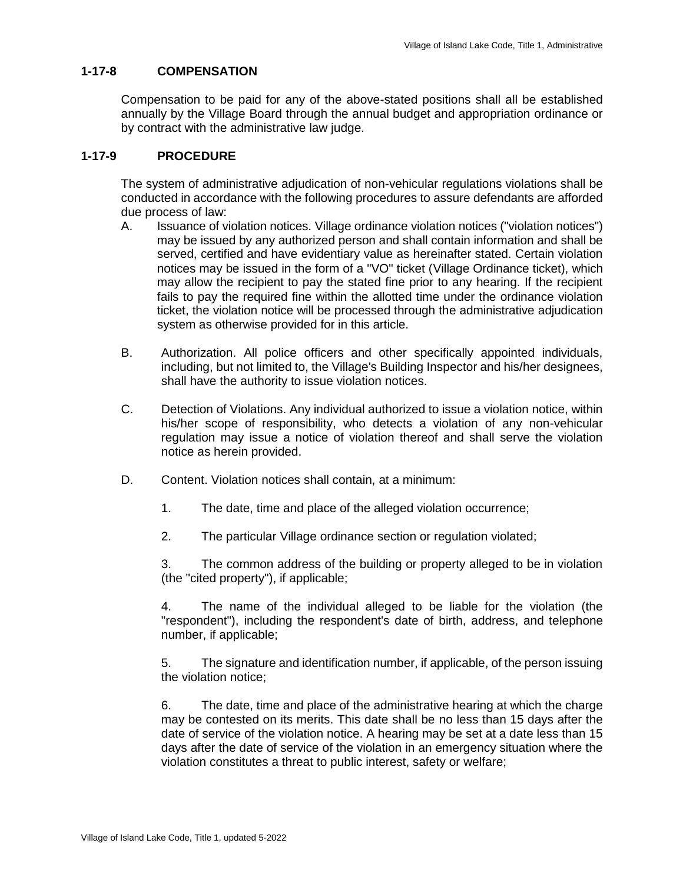### 1-17-8 COMPENSATION

Compensation to be paid for any of the above-stated positions shall all be established annually by the Village Board through the annual budget and appropriation ordinance or by contract with the administrative law judge.

### 1-17-9 PROCEDURE

The system of administrative adjudication of non-vehicular regulations violations shall be conducted in accordance with the following procedures to assure defendants are afforded due process of law:

A. Issuance of violation notices. Village ordinance violation notices ("violation notices") may be issued by any authorized person and shall contain information and shall be served, certified and have evidentiary value as hereinafter stated. Certain violation notices may be issued in the form of a "VO" ticket (Village Ordinance ticket), which may allow the recipient to pay the stated fine prior to any hearing. If the recipient fails to pay the required fine within the allotted time under the ordinance violation ticket, the violation notice will be processed through the administrative adjudication system as otherwise provided for in this article.

B. Authorization. All police officers and other specifically appointed individuals, including, but not limited to, the Village's Building Inspector and his/her designees, shall have the authority to issue violation notices.

C. Detection of Violations. Any individual authorized to issue a violation notice, within his/her scope of responsibility, who detects a violation of any non-vehicular regulation may issue a notice of violation thereof and shall serve the violation notice as herein provided.

D. Content. Violation notices shall contain, at a minimum:

1. The date, time and place of the alleged violation occurrence;

2. The particular Village ordinance section or regulation violated;

3. The common address of the building or property alleged to be in violation (the "cited property"), if applicable;

4. The name of the individual alleged to be liable for the violation (the "respondent"), including the respondent's date of birth, address, and telephone number, if applicable;

5. The signature and identification number, if applicable, of the person issuing the violation notice;

6. The date, time and place of the administrative hearing at which the charge may be contested on its merits. This date shall be no less than 15 days after the date of service of the violation notice. A hearing may be set at a date less than 15 days after the date of service of the violation in an emergency situation where the violation constitutes a threat to public interest, safety or welfare;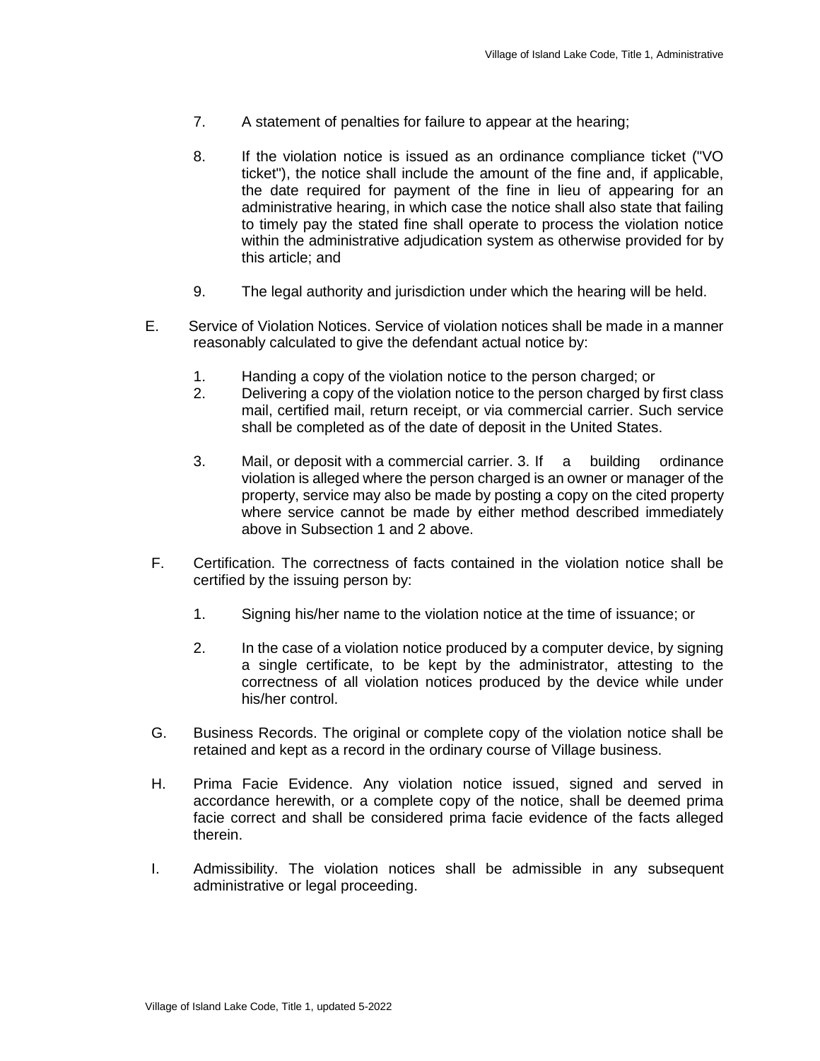7. A statement of penalties for failure to appear at the hearing;

8. If the violation notice is issued as an ordinance compliance ticket ("VO ticket"), the notice shall include the amount of the fine and, if applicable, the date required for payment of the fine in lieu of appearing for an administrative hearing, in which case the notice shall also state that failing to timely pay the stated fine shall operate to process the violation notice within the administrative adjudication system as otherwise provided for by this article; and

9. The legal authority and jurisdiction under which the hearing will be held.

E. Service of Violation Notices. Service of violation notices shall be made in a manner reasonably calculated to give the defendant actual notice by:

1. Handing a copy of the violation notice to the person charged; or
2. Delivering a copy of the violation notice to the person charged by first class mail, certified mail, return receipt, or via commercial carrier. Such service shall be completed as of the date of deposit in the United States.

3. Mail, or deposit with a commercial carrier. 3. If a building ordinance violation is alleged where the person charged is an owner or manager of the property, service may also be made by posting a copy on the cited property where service cannot be made by either method described immediately above in Subsection 1 and 2 above.

F. Certification. The correctness of facts contained in the violation notice shall be certified by the issuing person by:

1. Signing his/her name to the violation notice at the time of issuance; or

2. In the case of a violation notice produced by a computer device, by signing a single certificate, to be kept by the administrator, attesting to the correctness of all violation notices produced by the device while under his/her control.

G. Business Records. The original or complete copy of the violation notice shall be retained and kept as a record in the ordinary course of Village business.

H. Prima Facie Evidence. Any violation notice issued, signed and served in accordance herewith, or a complete copy of the notice, shall be deemed prima facie correct and shall be considered prima facie evidence of the facts alleged therein.

I. Admissibility. The violation notices shall be admissible in any subsequent administrative or legal proceeding.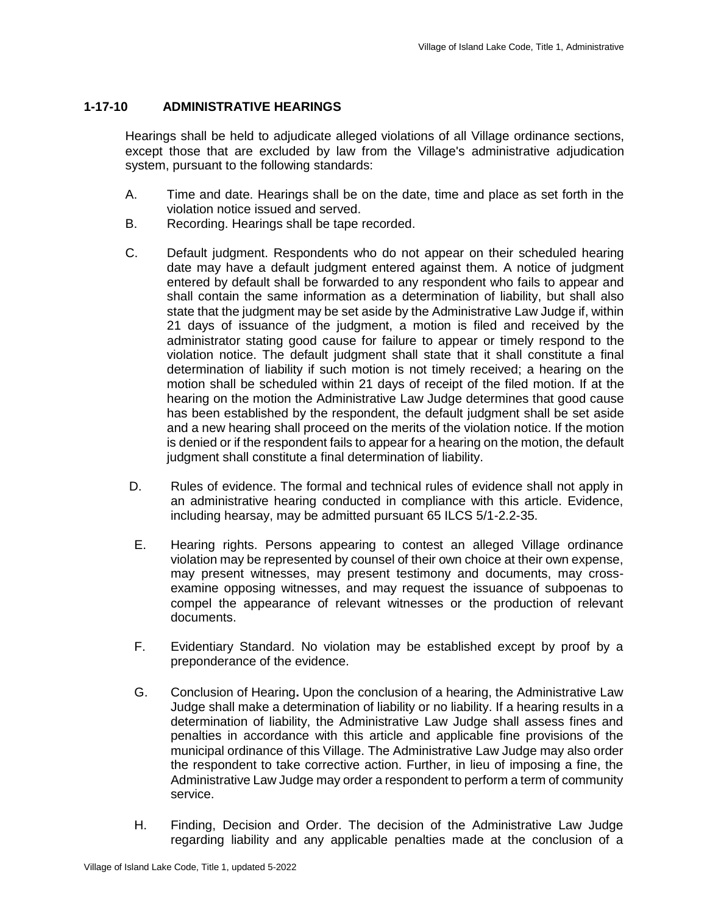## 1-17-10 ADMINISTRATIVE HEARINGS

Hearings shall be held to adjudicate alleged violations of all Village ordinance sections, except those that are excluded by law from the Village's administrative adjudication system, pursuant to the following standards:

A. Time and date. Hearings shall be on the date, time and place as set forth in the violation notice issued and served.

B. Recording. Hearings shall be tape recorded.

C. Default judgment. Respondents who do not appear on their scheduled hearing date may have a default judgment entered against them. A notice of judgment entered by default shall be forwarded to any respondent who fails to appear and shall contain the same information as a determination of liability, but shall also state that the judgment may be set aside by the Administrative Law Judge if, within 21 days of issuance of the judgment, a motion is filed and received by the administrator stating good cause for failure to appear or timely respond to the violation notice. The default judgment shall state that it shall constitute a final determination of liability if such motion is not timely received; a hearing on the motion shall be scheduled within 21 days of receipt of the filed motion. If at the hearing on the motion the Administrative Law Judge determines that good cause has been established by the respondent, the default judgment shall be set aside and a new hearing shall proceed on the merits of the violation notice. If the motion is denied or if the respondent fails to appear for a hearing on the motion, the default judgment shall constitute a final determination of liability.

D. Rules of evidence. The formal and technical rules of evidence shall not apply in an administrative hearing conducted in compliance with this article. Evidence, including hearsay, may be admitted pursuant 65 ILCS 5/1-2.2-35.

E. Hearing rights. Persons appearing to contest an alleged Village ordinance violation may be represented by counsel of their own choice at their own expense, may present witnesses, may present testimony and documents, may cross-examine opposing witnesses, and may request the issuance of subpoenas to compel the appearance of relevant witnesses or the production of relevant documents.

F. Evidentiary Standard. No violation may be established except by proof by a preponderance of the evidence.

G. Conclusion of Hearing**.** Upon the conclusion of a hearing, the Administrative Law Judge shall make a determination of liability or no liability. If a hearing results in a determination of liability, the Administrative Law Judge shall assess fines and penalties in accordance with this article and applicable fine provisions of the municipal ordinance of this Village. The Administrative Law Judge may also order the respondent to take corrective action. Further, in lieu of imposing a fine, the Administrative Law Judge may order a respondent to perform a term of community service.

H. Finding, Decision and Order. The decision of the Administrative Law Judge regarding liability and any applicable penalties made at the conclusion of a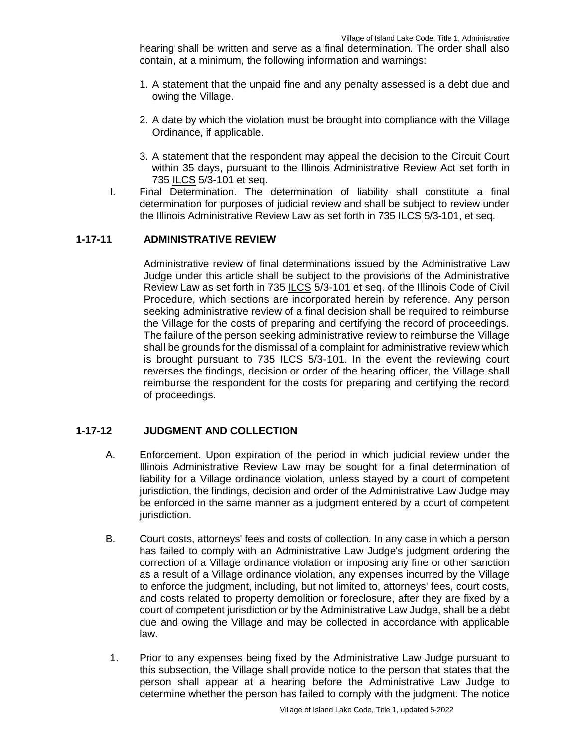hearing shall be written and serve as a final determination. The order shall also contain, at a minimum, the following information and warnings:

1. A statement that the unpaid fine and any penalty assessed is a debt due and owing the Village.

2. A date by which the violation must be brought into compliance with the Village Ordinance, if applicable.

3. A statement that the respondent may appeal the decision to the Circuit Court within 35 days, pursuant to the Illinois Administrative Review Act set forth in 735 ILCS 5/3-101 et seq.

I. Final Determination. The determination of liability shall constitute a final determination for purposes of judicial review and shall be subject to review under the Illinois Administrative Review Law as set forth in 735 ILCS 5/3-101, et seq.

## 1-17-11 ADMINISTRATIVE REVIEW

Administrative review of final determinations issued by the Administrative Law Judge under this article shall be subject to the provisions of the Administrative Review Law as set forth in 735 ILCS 5/3-101 et seq. of the Illinois Code of Civil Procedure, which sections are incorporated herein by reference. Any person seeking administrative review of a final decision shall be required to reimburse the Village for the costs of preparing and certifying the record of proceedings. The failure of the person seeking administrative review to reimburse the Village shall be grounds for the dismissal of a complaint for administrative review which is brought pursuant to 735 ILCS 5/3-101. In the event the reviewing court reverses the findings, decision or order of the hearing officer, the Village shall reimburse the respondent for the costs for preparing and certifying the record of proceedings.

## 1-17-12 JUDGMENT AND COLLECTION

A. Enforcement. Upon expiration of the period in which judicial review under the Illinois Administrative Review Law may be sought for a final determination of liability for a Village ordinance violation, unless stayed by a court of competent jurisdiction, the findings, decision and order of the Administrative Law Judge may be enforced in the same manner as a judgment entered by a court of competent jurisdiction.

B. Court costs, attorneys' fees and costs of collection. In any case in which a person has failed to comply with an Administrative Law Judge's judgment ordering the correction of a Village ordinance violation or imposing any fine or other sanction as a result of a Village ordinance violation, any expenses incurred by the Village to enforce the judgment, including, but not limited to, attorneys' fees, court costs, and costs related to property demolition or foreclosure, after they are fixed by a court of competent jurisdiction or by the Administrative Law Judge, shall be a debt due and owing the Village and may be collected in accordance with applicable law.

1. Prior to any expenses being fixed by the Administrative Law Judge pursuant to this subsection, the Village shall provide notice to the person that states that the person shall appear at a hearing before the Administrative Law Judge to determine whether the person has failed to comply with the judgment. The notice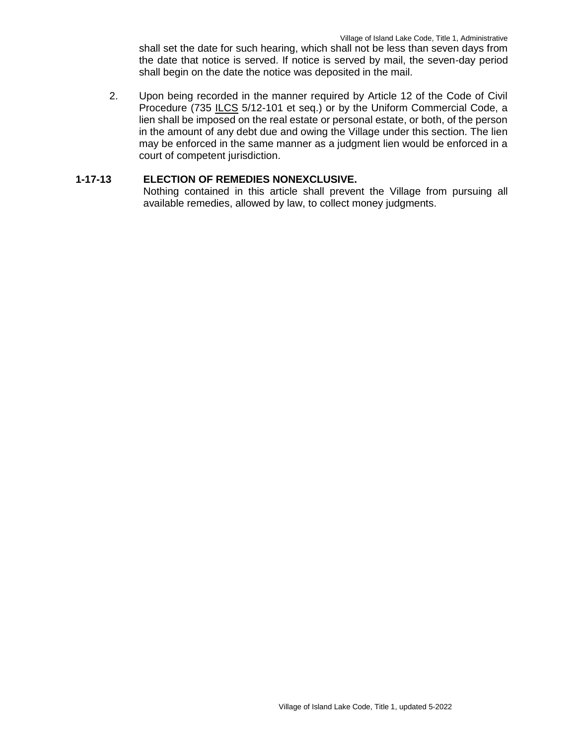shall set the date for such hearing, which shall not be less than seven days from the date that notice is served. If notice is served by mail, the seven-day period shall begin on the date the notice was deposited in the mail.

2. Upon being recorded in the manner required by Article 12 of the Code of Civil Procedure (735 ILCS 5/12-101 et seq.) or by the Uniform Commercial Code, a lien shall be imposed on the real estate or personal estate, or both, of the person in the amount of any debt due and owing the Village under this section. The lien may be enforced in the same manner as a judgment lien would be enforced in a court of competent jurisdiction.

**1-17-13 ELECTION OF REMEDIES NONEXCLUSIVE.**

Nothing contained in this article shall prevent the Village from pursuing all available remedies, allowed by law, to collect money judgments.